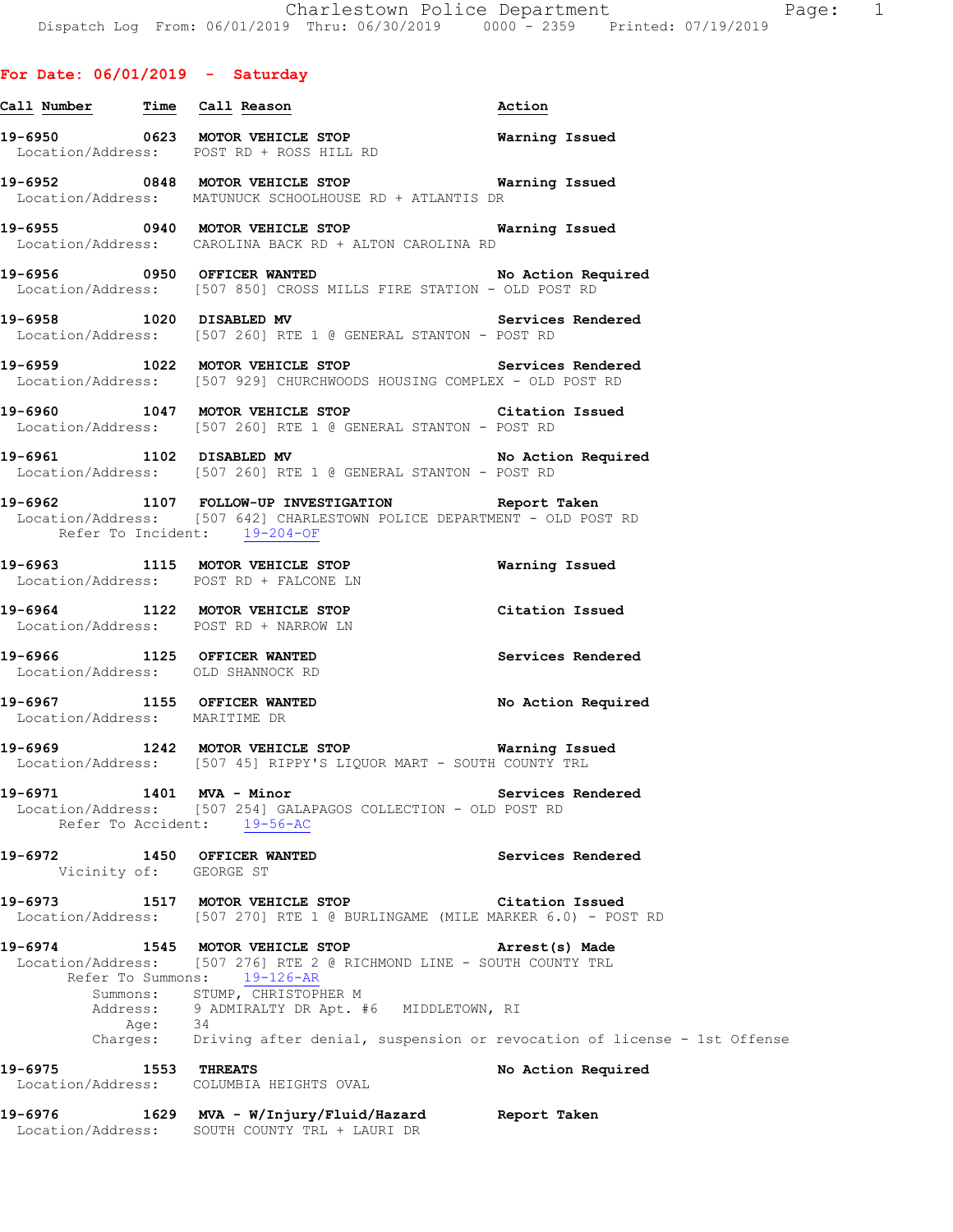Charlestown Police Department
Dispatch Log From: 06/01/2019 Thru: 06/30/2019 0000 - 2359 Printed: 07/19/2019

## For Date: 06/01/2019 - Saturday

| Call Number | Time | Call Reason | Action |
|---|---|---|---|

**19-6950** 0623 MOTOR VEHICLE STOP — Warning Issued
Location/Address: POST RD + ROSS HILL RD

**19-6952** 0848 MOTOR VEHICLE STOP — Warning Issued
Location/Address: MATUNUCK SCHOOLHOUSE RD + ATLANTIS DR

**19-6955** 0940 MOTOR VEHICLE STOP — Warning Issued
Location/Address: CAROLINA BACK RD + ALTON CAROLINA RD

**19-6956** 0950 OFFICER WANTED — No Action Required
Location/Address: [507 850] CROSS MILLS FIRE STATION - OLD POST RD

**19-6958** 1020 DISABLED MV — Services Rendered
Location/Address: [507 260] RTE 1 @ GENERAL STANTON - POST RD

**19-6959** 1022 MOTOR VEHICLE STOP — Services Rendered
Location/Address: [507 929] CHURCHWOODS HOUSING COMPLEX - OLD POST RD

**19-6960** 1047 MOTOR VEHICLE STOP — Citation Issued
Location/Address: [507 260] RTE 1 @ GENERAL STANTON - POST RD

**19-6961** 1102 DISABLED MV — No Action Required
Location/Address: [507 260] RTE 1 @ GENERAL STANTON - POST RD

**19-6962** 1107 FOLLOW-UP INVESTIGATION — Report Taken
Location/Address: [507 642] CHARLESTOWN POLICE DEPARTMENT - OLD POST RD
Refer To Incident: 19-204-OF

**19-6963** 1115 MOTOR VEHICLE STOP — Warning Issued
Location/Address: POST RD + FALCONE LN

**19-6964** 1122 MOTOR VEHICLE STOP — Citation Issued
Location/Address: POST RD + NARROW LN

**19-6966** 1125 OFFICER WANTED — Services Rendered
Location/Address: OLD SHANNOCK RD

**19-6967** 1155 OFFICER WANTED — No Action Required
Location/Address: MARITIME DR

**19-6969** 1242 MOTOR VEHICLE STOP — Warning Issued
Location/Address: [507 45] RIPPY'S LIQUOR MART - SOUTH COUNTY TRL

**19-6971** 1401 MVA - Minor — Services Rendered
Location/Address: [507 254] GALAPAGOS COLLECTION - OLD POST RD
Refer To Accident: 19-56-AC

**19-6972** 1450 OFFICER WANTED — Services Rendered
Vicinity of: GEORGE ST

**19-6973** 1517 MOTOR VEHICLE STOP — Citation Issued
Location/Address: [507 270] RTE 1 @ BURLINGAME (MILE MARKER 6.0) - POST RD

**19-6974** 1545 MOTOR VEHICLE STOP — Arrest(s) Made
Location/Address: [507 276] RTE 2 @ RICHMOND LINE - SOUTH COUNTY TRL
Refer To Summons: 19-126-AR
Summons: STUMP, CHRISTOPHER M
Address: 9 ADMIRALTY DR Apt. #6 MIDDLETOWN, RI
Age: 34
Charges: Driving after denial, suspension or revocation of license - 1st Offense

**19-6975** 1553 THREATS — No Action Required
Location/Address: COLUMBIA HEIGHTS OVAL

**19-6976** 1629 MVA - W/Injury/Fluid/Hazard — Report Taken
Location/Address: SOUTH COUNTY TRL + LAURI DR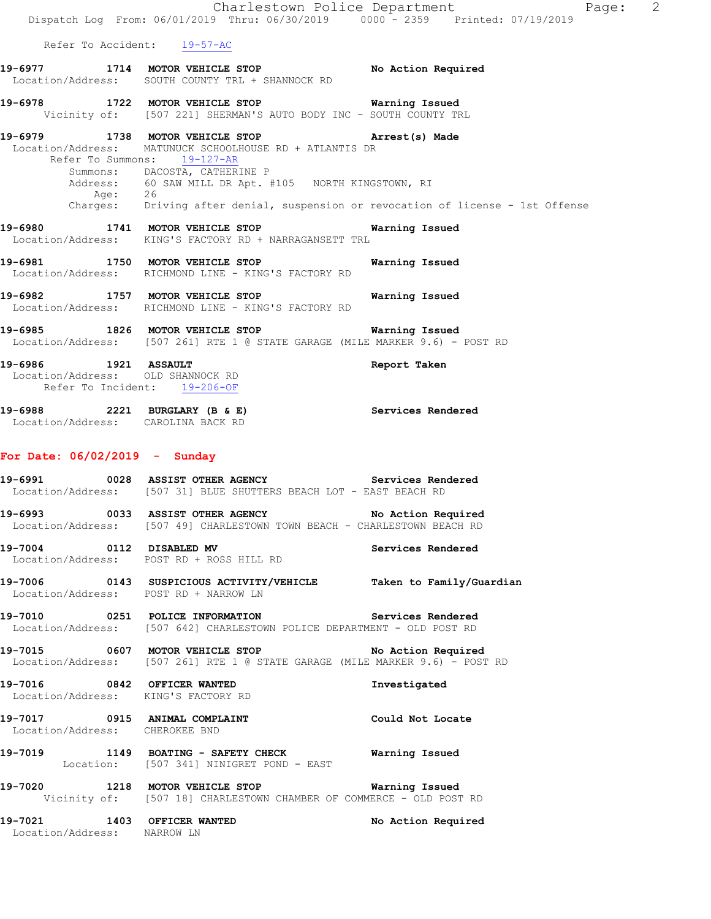Refer To Accident: 19-57-AC

**19-6977** 1714 **MOTOR VEHICLE STOP** **No Action Required**
Location/Address: SOUTH COUNTY TRL + SHANNOCK RD

**19-6978** 1722 **MOTOR VEHICLE STOP** **Warning Issued**
Vicinity of: [507 221] SHERMAN'S AUTO BODY INC - SOUTH COUNTY TRL

**19-6979** 1738 **MOTOR VEHICLE STOP** **Arrest(s) Made**
Location/Address: MATUNUCK SCHOOLHOUSE RD + ATLANTIS DR
Refer To Summons: 19-127-AR
Summons: DACOSTA, CATHERINE P
Address: 60 SAW MILL DR Apt. #105 NORTH KINGSTOWN, RI
Age: 26
Charges: Driving after denial, suspension or revocation of license - 1st Offense

**19-6980** 1741 **MOTOR VEHICLE STOP** **Warning Issued**
Location/Address: KING'S FACTORY RD + NARRAGANSETT TRL

**19-6981** 1750 **MOTOR VEHICLE STOP** **Warning Issued**
Location/Address: RICHMOND LINE - KING'S FACTORY RD

**19-6982** 1757 **MOTOR VEHICLE STOP** **Warning Issued**
Location/Address: RICHMOND LINE - KING'S FACTORY RD

**19-6985** 1826 **MOTOR VEHICLE STOP** **Warning Issued**
Location/Address: [507 261] RTE 1 @ STATE GARAGE (MILE MARKER 9.6) - POST RD

**19-6986** 1921 **ASSAULT** **Report Taken**
Location/Address: OLD SHANNOCK RD
Refer To Incident: 19-206-OF

**19-6988** 2221 **BURGLARY (B & E)** **Services Rendered**
Location/Address: CAROLINA BACK RD

## For Date: 06/02/2019 - Sunday

**19-6991** 0028 **ASSIST OTHER AGENCY** **Services Rendered**
Location/Address: [507 31] BLUE SHUTTERS BEACH LOT - EAST BEACH RD

**19-6993** 0033 **ASSIST OTHER AGENCY** **No Action Required**
Location/Address: [507 49] CHARLESTOWN TOWN BEACH - CHARLESTOWN BEACH RD

**19-7004** 0112 **DISABLED MV** **Services Rendered**
Location/Address: POST RD + ROSS HILL RD

**19-7006** 0143 **SUSPICIOUS ACTIVITY/VEHICLE** **Taken to Family/Guardian**
Location/Address: POST RD + NARROW LN

**19-7010** 0251 **POLICE INFORMATION** **Services Rendered**
Location/Address: [507 642] CHARLESTOWN POLICE DEPARTMENT - OLD POST RD

**19-7015** 0607 **MOTOR VEHICLE STOP** **No Action Required**
Location/Address: [507 261] RTE 1 @ STATE GARAGE (MILE MARKER 9.6) - POST RD

**19-7016** 0842 **OFFICER WANTED** **Investigated**
Location/Address: KING'S FACTORY RD

**19-7017** 0915 **ANIMAL COMPLAINT** **Could Not Locate**
Location/Address: CHEROKEE BND

**19-7019** 1149 **BOATING - SAFETY CHECK** **Warning Issued**
Location: [507 341] NINIGRET POND - EAST

**19-7020** 1218 **MOTOR VEHICLE STOP** **Warning Issued**
Vicinity of: [507 18] CHARLESTOWN CHAMBER OF COMMERCE - OLD POST RD

**19-7021** 1403 **OFFICER WANTED** **No Action Required**
Location/Address: NARROW LN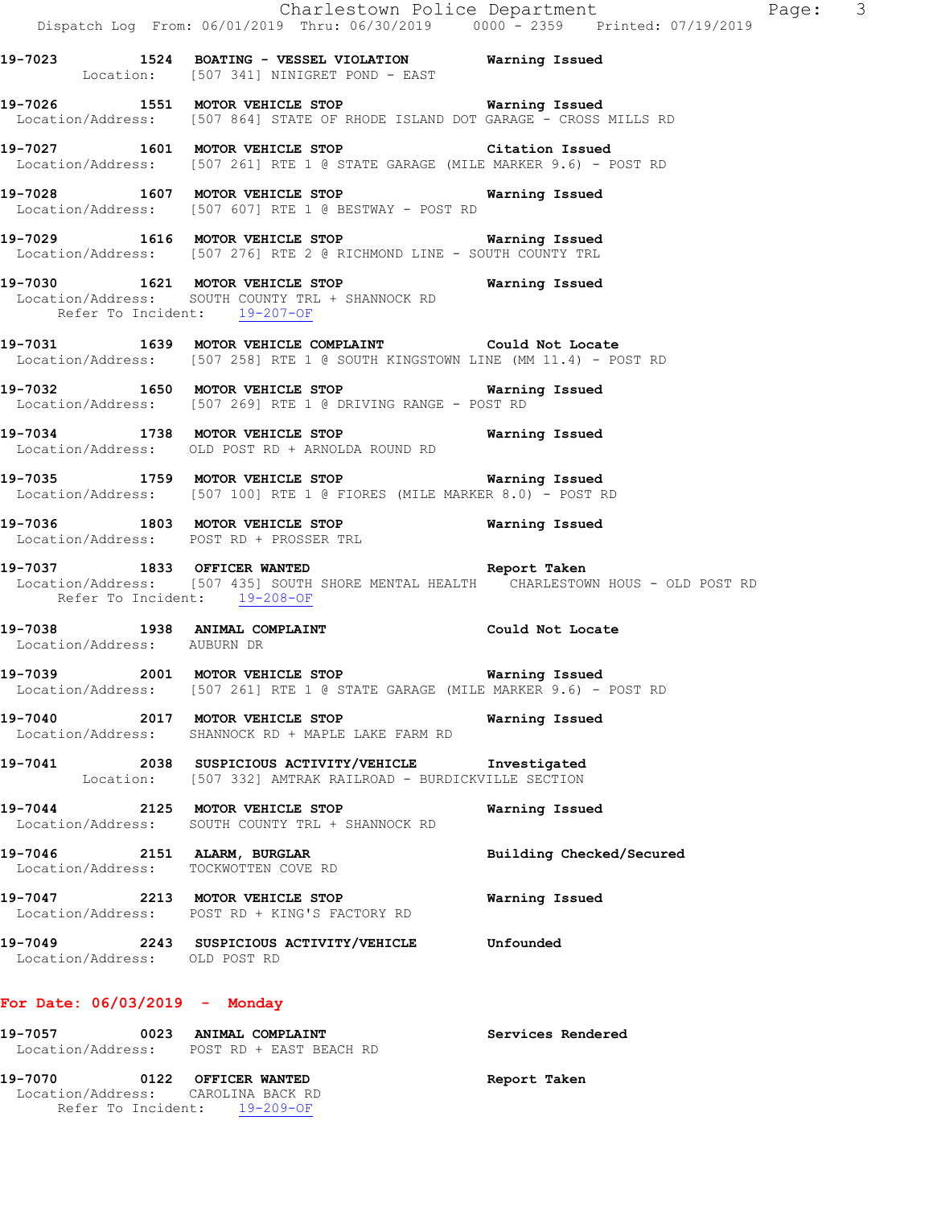**19-7023 1524 BOATING - VESSEL VIOLATION** Warning Issued
Location: [507 341] NINIGRET POND - EAST

**19-7026 1551 MOTOR VEHICLE STOP** Warning Issued
Location/Address: [507 864] STATE OF RHODE ISLAND DOT GARAGE - CROSS MILLS RD

**19-7027 1601 MOTOR VEHICLE STOP** Citation Issued
Location/Address: [507 261] RTE 1 @ STATE GARAGE (MILE MARKER 9.6) - POST RD

**19-7028 1607 MOTOR VEHICLE STOP** Warning Issued
Location/Address: [507 607] RTE 1 @ BESTWAY - POST RD

**19-7029 1616 MOTOR VEHICLE STOP** Warning Issued
Location/Address: [507 276] RTE 2 @ RICHMOND LINE - SOUTH COUNTY TRL

**19-7030 1621 MOTOR VEHICLE STOP** Warning Issued
Location/Address: SOUTH COUNTY TRL + SHANNOCK RD
Refer To Incident: 19-207-OF

**19-7031 1639 MOTOR VEHICLE COMPLAINT** Could Not Locate
Location/Address: [507 258] RTE 1 @ SOUTH KINGSTOWN LINE (MM 11.4) - POST RD

**19-7032 1650 MOTOR VEHICLE STOP** Warning Issued
Location/Address: [507 269] RTE 1 @ DRIVING RANGE - POST RD

**19-7034 1738 MOTOR VEHICLE STOP** Warning Issued
Location/Address: OLD POST RD + ARNOLDA ROUND RD

**19-7035 1759 MOTOR VEHICLE STOP** Warning Issued
Location/Address: [507 100] RTE 1 @ FIORES (MILE MARKER 8.0) - POST RD

**19-7036 1803 MOTOR VEHICLE STOP** Warning Issued
Location/Address: POST RD + PROSSER TRL

**19-7037 1833 OFFICER WANTED** Report Taken
Location/Address: [507 435] SOUTH SHORE MENTAL HEALTH CHARLESTOWN HOUS - OLD POST RD
Refer To Incident: 19-208-OF

**19-7038 1938 ANIMAL COMPLAINT** Could Not Locate
Location/Address: AUBURN DR

**19-7039 2001 MOTOR VEHICLE STOP** Warning Issued
Location/Address: [507 261] RTE 1 @ STATE GARAGE (MILE MARKER 9.6) - POST RD

**19-7040 2017 MOTOR VEHICLE STOP** Warning Issued
Location/Address: SHANNOCK RD + MAPLE LAKE FARM RD

**19-7041 2038 SUSPICIOUS ACTIVITY/VEHICLE** Investigated
Location: [507 332] AMTRAK RAILROAD - BURDICKVILLE SECTION

**19-7044 2125 MOTOR VEHICLE STOP** Warning Issued
Location/Address: SOUTH COUNTY TRL + SHANNOCK RD

**19-7046 2151 ALARM, BURGLAR** Building Checked/Secured
Location/Address: TOCKWOTTEN COVE RD

**19-7047 2213 MOTOR VEHICLE STOP** Warning Issued
Location/Address: POST RD + KING'S FACTORY RD

**19-7049 2243 SUSPICIOUS ACTIVITY/VEHICLE** Unfounded
Location/Address: OLD POST RD

## For Date: 06/03/2019 - Monday

**19-7057 0023 ANIMAL COMPLAINT** Services Rendered
Location/Address: POST RD + EAST BEACH RD

**19-7070 0122 OFFICER WANTED** Report Taken
Location/Address: CAROLINA BACK RD
Refer To Incident: 19-209-OF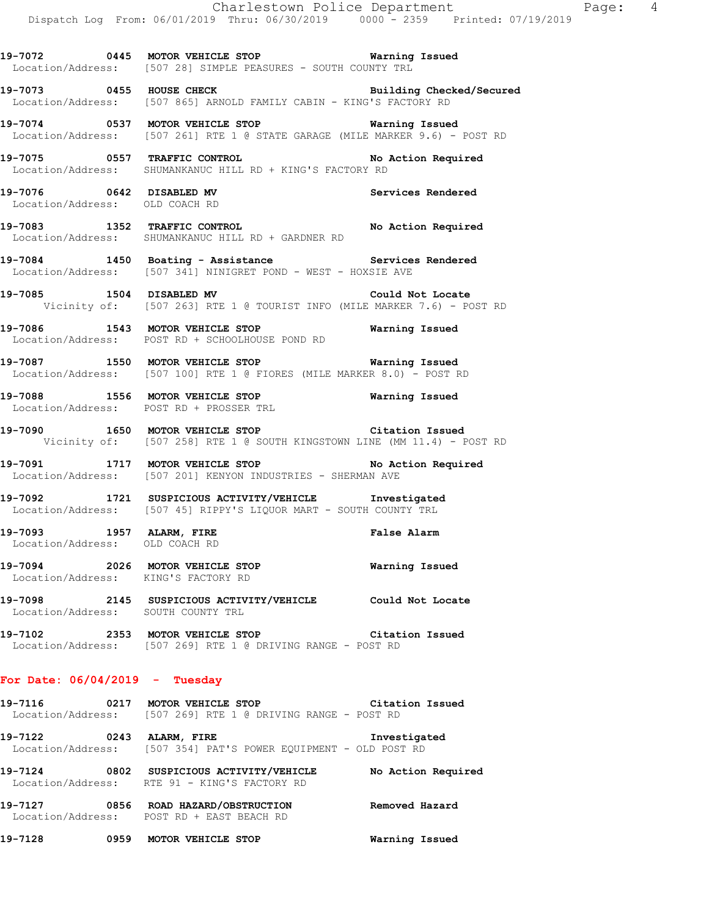19-7072 0445 MOTOR VEHICLE STOP Warning Issued
Location/Address: [507 28] SIMPLE PEASURES - SOUTH COUNTY TRL

19-7073 0455 HOUSE CHECK Building Checked/Secured
Location/Address: [507 865] ARNOLD FAMILY CABIN - KING'S FACTORY RD

19-7074 0537 MOTOR VEHICLE STOP Warning Issued
Location/Address: [507 261] RTE 1 @ STATE GARAGE (MILE MARKER 9.6) - POST RD

19-7075 0557 TRAFFIC CONTROL No Action Required
Location/Address: SHUMANKANUC HILL RD + KING'S FACTORY RD

19-7076 0642 DISABLED MV Services Rendered
Location/Address: OLD COACH RD

19-7083 1352 TRAFFIC CONTROL No Action Required
Location/Address: SHUMANKANUC HILL RD + GARDNER RD

19-7084 1450 Boating - Assistance Services Rendered
Location/Address: [507 341] NINIGRET POND - WEST - HOXSIE AVE

19-7085 1504 DISABLED MV Could Not Locate
Vicinity of: [507 263] RTE 1 @ TOURIST INFO (MILE MARKER 7.6) - POST RD

19-7086 1543 MOTOR VEHICLE STOP Warning Issued
Location/Address: POST RD + SCHOOLHOUSE POND RD

19-7087 1550 MOTOR VEHICLE STOP Warning Issued
Location/Address: [507 100] RTE 1 @ FIORES (MILE MARKER 8.0) - POST RD

19-7088 1556 MOTOR VEHICLE STOP Warning Issued
Location/Address: POST RD + PROSSER TRL

19-7090 1650 MOTOR VEHICLE STOP Citation Issued
Vicinity of: [507 258] RTE 1 @ SOUTH KINGSTOWN LINE (MM 11.4) - POST RD

19-7091 1717 MOTOR VEHICLE STOP No Action Required
Location/Address: [507 201] KENYON INDUSTRIES - SHERMAN AVE

19-7092 1721 SUSPICIOUS ACTIVITY/VEHICLE Investigated
Location/Address: [507 45] RIPPY'S LIQUOR MART - SOUTH COUNTY TRL

19-7093 1957 ALARM, FIRE False Alarm
Location/Address: OLD COACH RD

19-7094 2026 MOTOR VEHICLE STOP Warning Issued
Location/Address: KING'S FACTORY RD

19-7098 2145 SUSPICIOUS ACTIVITY/VEHICLE Could Not Locate
Location/Address: SOUTH COUNTY TRL

19-7102 2353 MOTOR VEHICLE STOP Citation Issued
Location/Address: [507 269] RTE 1 @ DRIVING RANGE - POST RD

## For Date: 06/04/2019 - Tuesday

19-7116 0217 MOTOR VEHICLE STOP Citation Issued
Location/Address: [507 269] RTE 1 @ DRIVING RANGE - POST RD

19-7122 0243 ALARM, FIRE Investigated
Location/Address: [507 354] PAT'S POWER EQUIPMENT - OLD POST RD

19-7124 0802 SUSPICIOUS ACTIVITY/VEHICLE No Action Required
Location/Address: RTE 91 - KING'S FACTORY RD

19-7127 0856 ROAD HAZARD/OBSTRUCTION Removed Hazard
Location/Address: POST RD + EAST BEACH RD

19-7128 0959 MOTOR VEHICLE STOP Warning Issued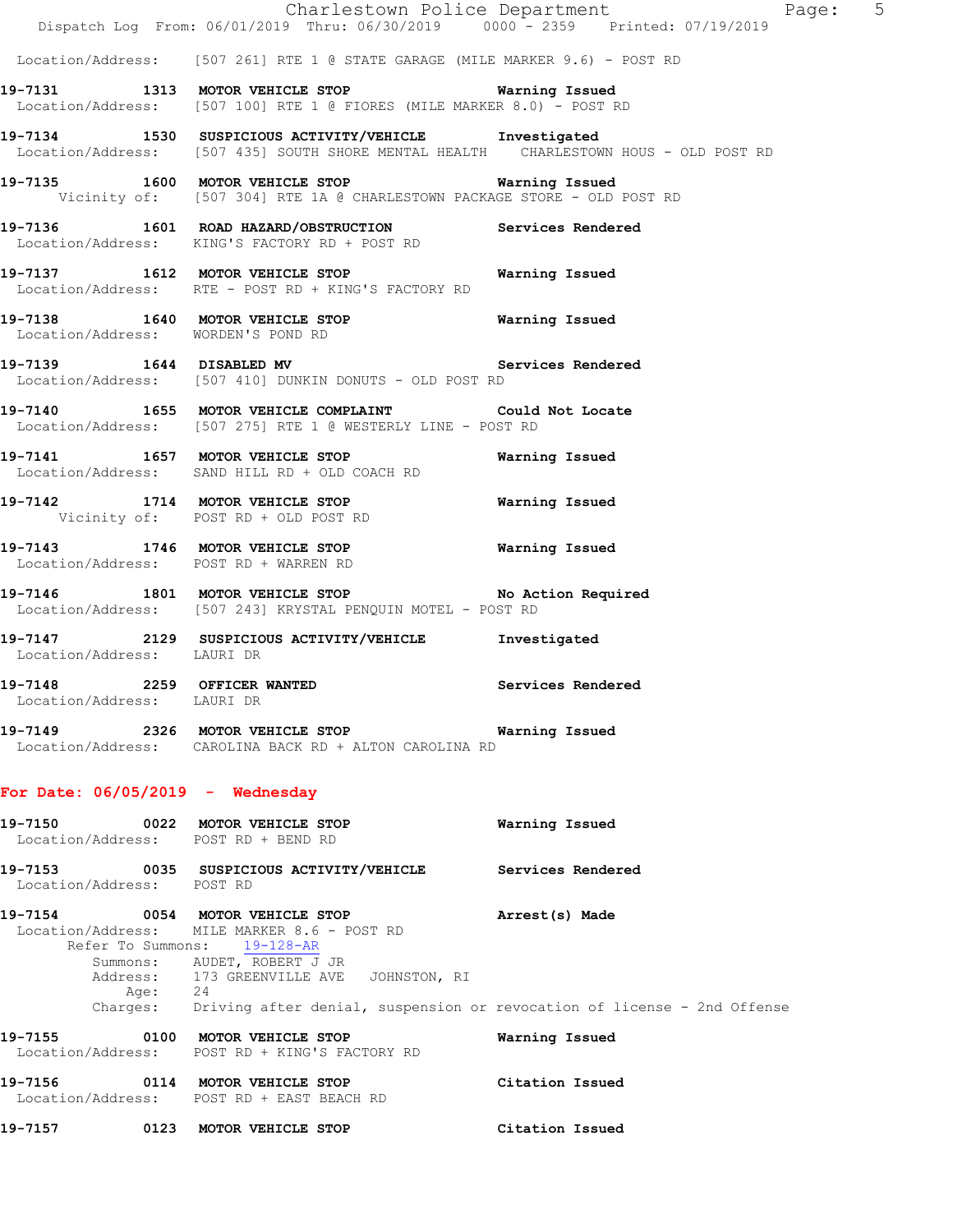Location/Address: [507 261] RTE 1 @ STATE GARAGE (MILE MARKER 9.6) - POST RD

**19-7131 1313 MOTOR VEHICLE STOP Warning Issued**
Location/Address: [507 100] RTE 1 @ FIORES (MILE MARKER 8.0) - POST RD

**19-7134 1530 SUSPICIOUS ACTIVITY/VEHICLE Investigated**
Location/Address: [507 435] SOUTH SHORE MENTAL HEALTH CHARLESTOWN HOUS - OLD POST RD

**19-7135 1600 MOTOR VEHICLE STOP Warning Issued**
Vicinity of: [507 304] RTE 1A @ CHARLESTOWN PACKAGE STORE - OLD POST RD

**19-7136 1601 ROAD HAZARD/OBSTRUCTION Services Rendered**
Location/Address: KING'S FACTORY RD + POST RD

**19-7137 1612 MOTOR VEHICLE STOP Warning Issued**
Location/Address: RTE - POST RD + KING'S FACTORY RD

**19-7138 1640 MOTOR VEHICLE STOP Warning Issued**
Location/Address: WORDEN'S POND RD

**19-7139 1644 DISABLED MV Services Rendered**
Location/Address: [507 410] DUNKIN DONUTS - OLD POST RD

**19-7140 1655 MOTOR VEHICLE COMPLAINT Could Not Locate**
Location/Address: [507 275] RTE 1 @ WESTERLY LINE - POST RD

**19-7141 1657 MOTOR VEHICLE STOP Warning Issued**
Location/Address: SAND HILL RD + OLD COACH RD

**19-7142 1714 MOTOR VEHICLE STOP Warning Issued**
Vicinity of: POST RD + OLD POST RD

**19-7143 1746 MOTOR VEHICLE STOP Warning Issued**
Location/Address: POST RD + WARREN RD

**19-7146 1801 MOTOR VEHICLE STOP No Action Required**
Location/Address: [507 243] KRYSTAL PENQUIN MOTEL - POST RD

**19-7147 2129 SUSPICIOUS ACTIVITY/VEHICLE Investigated**
Location/Address: LAURI DR

**19-7148 2259 OFFICER WANTED Services Rendered**
Location/Address: LAURI DR

**19-7149 2326 MOTOR VEHICLE STOP Warning Issued**
Location/Address: CAROLINA BACK RD + ALTON CAROLINA RD

## For Date: 06/05/2019 - Wednesday

**19-7150 0022 MOTOR VEHICLE STOP Warning Issued**
Location/Address: POST RD + BEND RD

**19-7153 0035 SUSPICIOUS ACTIVITY/VEHICLE Services Rendered**
Location/Address: POST RD

**19-7154 0054 MOTOR VEHICLE STOP Arrest(s) Made**
Location/Address: MILE MARKER 8.6 - POST RD
Refer To Summons: 19-128-AR
Summons: AUDET, ROBERT J JR
Address: 173 GREENVILLE AVE JOHNSTON, RI
Age: 24
Charges: Driving after denial, suspension or revocation of license - 2nd Offense

**19-7155 0100 MOTOR VEHICLE STOP Warning Issued**
Location/Address: POST RD + KING'S FACTORY RD

**19-7156 0114 MOTOR VEHICLE STOP Citation Issued**
Location/Address: POST RD + EAST BEACH RD

**19-7157 0123 MOTOR VEHICLE STOP Citation Issued**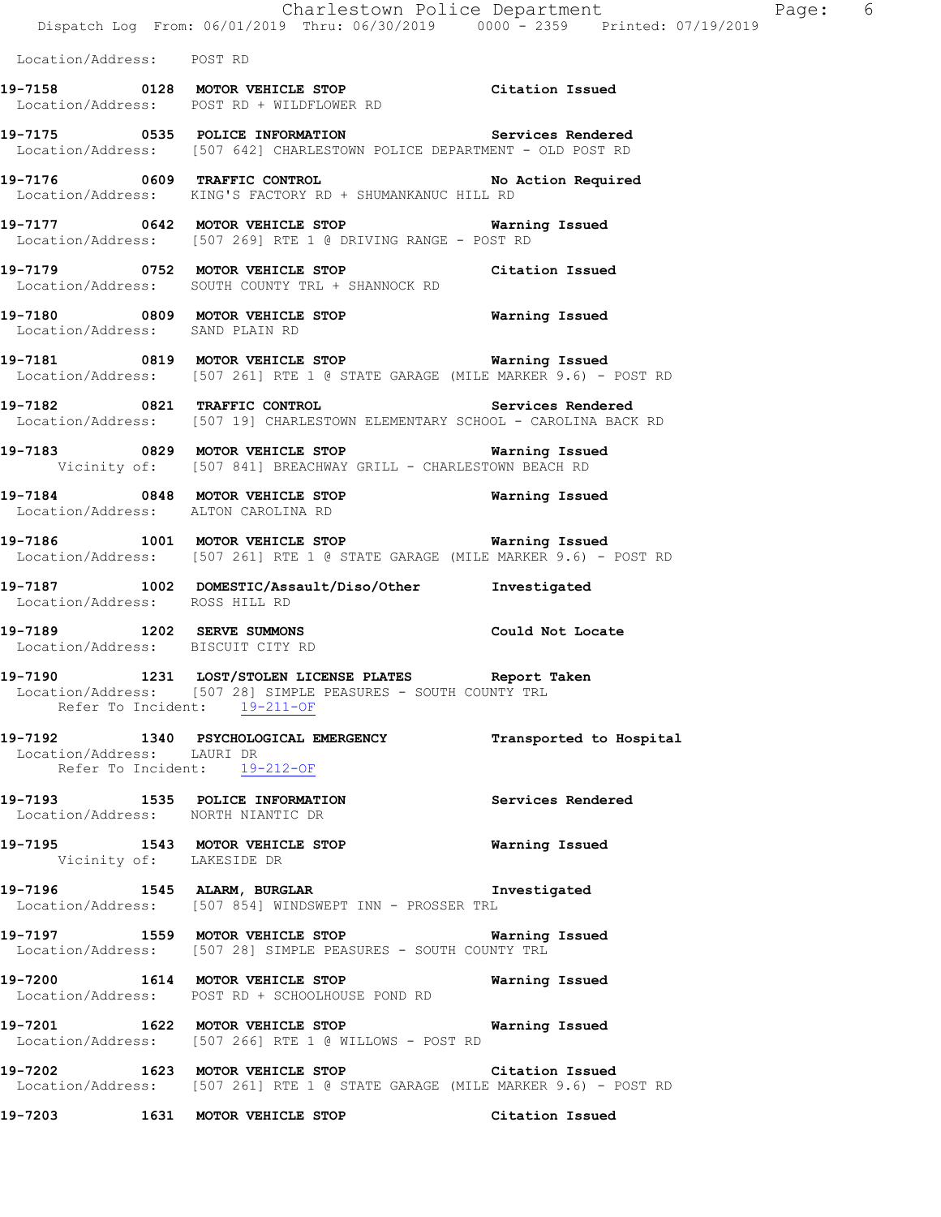Location/Address: POST RD

**19-7158 0128 MOTOR VEHICLE STOP** Citation Issued
Location/Address: POST RD + WILDFLOWER RD

**19-7175 0535 POLICE INFORMATION** Services Rendered
Location/Address: [507 642] CHARLESTOWN POLICE DEPARTMENT - OLD POST RD

**19-7176 0609 TRAFFIC CONTROL** No Action Required
Location/Address: KING'S FACTORY RD + SHUMANKANUC HILL RD

**19-7177 0642 MOTOR VEHICLE STOP** Warning Issued
Location/Address: [507 269] RTE 1 @ DRIVING RANGE - POST RD

**19-7179 0752 MOTOR VEHICLE STOP** Citation Issued
Location/Address: SOUTH COUNTY TRL + SHANNOCK RD

**19-7180 0809 MOTOR VEHICLE STOP** Warning Issued
Location/Address: SAND PLAIN RD

**19-7181 0819 MOTOR VEHICLE STOP** Warning Issued
Location/Address: [507 261] RTE 1 @ STATE GARAGE (MILE MARKER 9.6) - POST RD

**19-7182 0821 TRAFFIC CONTROL** Services Rendered
Location/Address: [507 19] CHARLESTOWN ELEMENTARY SCHOOL - CAROLINA BACK RD

**19-7183 0829 MOTOR VEHICLE STOP** Warning Issued
Vicinity of: [507 841] BREACHWAY GRILL - CHARLESTOWN BEACH RD

**19-7184 0848 MOTOR VEHICLE STOP** Warning Issued
Location/Address: ALTON CAROLINA RD

**19-7186 1001 MOTOR VEHICLE STOP** Warning Issued
Location/Address: [507 261] RTE 1 @ STATE GARAGE (MILE MARKER 9.6) - POST RD

**19-7187 1002 DOMESTIC/Assault/Diso/Other** Investigated
Location/Address: ROSS HILL RD

**19-7189 1202 SERVE SUMMONS** Could Not Locate
Location/Address: BISCUIT CITY RD

**19-7190 1231 LOST/STOLEN LICENSE PLATES** Report Taken
Location/Address: [507 28] SIMPLE PEASURES - SOUTH COUNTY TRL
Refer To Incident: 19-211-OF

**19-7192 1340 PSYCHOLOGICAL EMERGENCY** Transported to Hospital
Location/Address: LAURI DR
Refer To Incident: 19-212-OF

**19-7193 1535 POLICE INFORMATION** Services Rendered
Location/Address: NORTH NIANTIC DR

**19-7195 1543 MOTOR VEHICLE STOP** Warning Issued
Vicinity of: LAKESIDE DR

**19-7196 1545 ALARM, BURGLAR** Investigated
Location/Address: [507 854] WINDSWEPT INN - PROSSER TRL

**19-7197 1559 MOTOR VEHICLE STOP** Warning Issued
Location/Address: [507 28] SIMPLE PEASURES - SOUTH COUNTY TRL

**19-7200 1614 MOTOR VEHICLE STOP** Warning Issued
Location/Address: POST RD + SCHOOLHOUSE POND RD

**19-7201 1622 MOTOR VEHICLE STOP** Warning Issued
Location/Address: [507 266] RTE 1 @ WILLOWS - POST RD

**19-7202 1623 MOTOR VEHICLE STOP** Citation Issued
Location/Address: [507 261] RTE 1 @ STATE GARAGE (MILE MARKER 9.6) - POST RD

**19-7203 1631 MOTOR VEHICLE STOP** Citation Issued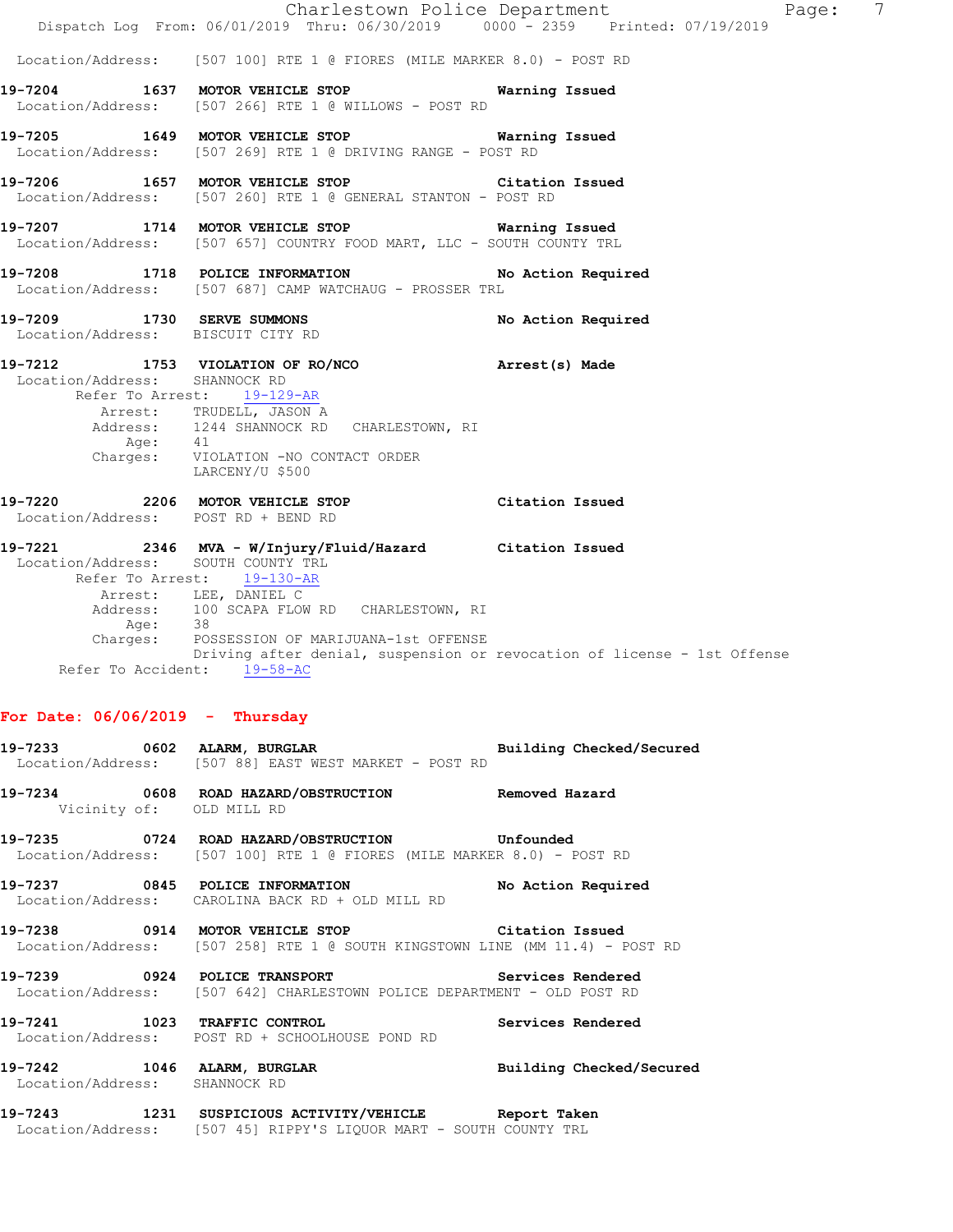Location/Address: [507 100] RTE 1 @ FIORES (MILE MARKER 8.0) - POST RD

**19-7204 1637 MOTOR VEHICLE STOP** Warning Issued
Location/Address: [507 266] RTE 1 @ WILLOWS - POST RD

**19-7205 1649 MOTOR VEHICLE STOP** Warning Issued
Location/Address: [507 269] RTE 1 @ DRIVING RANGE - POST RD

**19-7206 1657 MOTOR VEHICLE STOP** Citation Issued
Location/Address: [507 260] RTE 1 @ GENERAL STANTON - POST RD

**19-7207 1714 MOTOR VEHICLE STOP** Warning Issued
Location/Address: [507 657] COUNTRY FOOD MART, LLC - SOUTH COUNTY TRL

**19-7208 1718 POLICE INFORMATION** No Action Required
Location/Address: [507 687] CAMP WATCHAUG - PROSSER TRL

**19-7209 1730 SERVE SUMMONS** No Action Required
Location/Address: BISCUIT CITY RD

**19-7212 1753 VIOLATION OF RO/NCO** Arrest(s) Made
Location/Address: SHANNOCK RD
Refer To Arrest: 19-129-AR
Arrest: TRUDELL, JASON A
Address: 1244 SHANNOCK RD CHARLESTOWN, RI
Age: 41
Charges: VIOLATION -NO CONTACT ORDER
LARCENY/U $500

**19-7220 2206 MOTOR VEHICLE STOP** Citation Issued
Location/Address: POST RD + BEND RD

**19-7221 2346 MVA - W/Injury/Fluid/Hazard** Citation Issued
Location/Address: SOUTH COUNTY TRL
Refer To Arrest: 19-130-AR
Arrest: LEE, DANIEL C
Address: 100 SCAPA FLOW RD CHARLESTOWN, RI
Age: 38
Charges: POSSESSION OF MARIJUANA-1st OFFENSE
Driving after denial, suspension or revocation of license - 1st Offense
Refer To Accident: 19-58-AC

## For Date: 06/06/2019 - Thursday

**19-7233 0602 ALARM, BURGLAR** Building Checked/Secured
Location/Address: [507 88] EAST WEST MARKET - POST RD

**19-7234 0608 ROAD HAZARD/OBSTRUCTION** Removed Hazard
Vicinity of: OLD MILL RD

**19-7235 0724 ROAD HAZARD/OBSTRUCTION** Unfounded
Location/Address: [507 100] RTE 1 @ FIORES (MILE MARKER 8.0) - POST RD

**19-7237 0845 POLICE INFORMATION** No Action Required
Location/Address: CAROLINA BACK RD + OLD MILL RD

**19-7238 0914 MOTOR VEHICLE STOP** Citation Issued
Location/Address: [507 258] RTE 1 @ SOUTH KINGSTOWN LINE (MM 11.4) - POST RD

**19-7239 0924 POLICE TRANSPORT** Services Rendered
Location/Address: [507 642] CHARLESTOWN POLICE DEPARTMENT - OLD POST RD

**19-7241 1023 TRAFFIC CONTROL** Services Rendered
Location/Address: POST RD + SCHOOLHOUSE POND RD

**19-7242 1046 ALARM, BURGLAR** Building Checked/Secured
Location/Address: SHANNOCK RD

**19-7243 1231 SUSPICIOUS ACTIVITY/VEHICLE** Report Taken
Location/Address: [507 45] RIPPY'S LIQUOR MART - SOUTH COUNTY TRL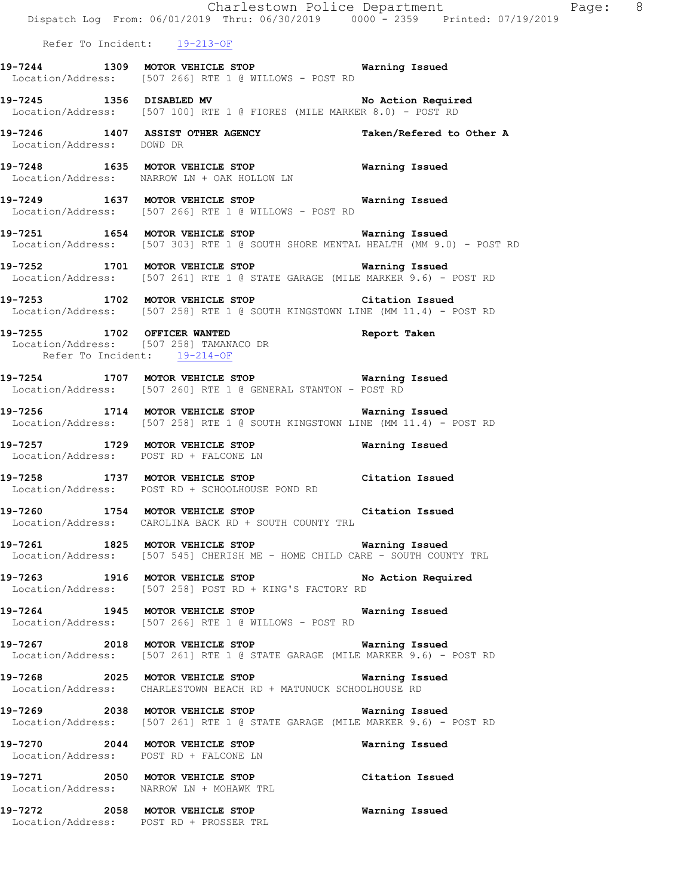Refer To Incident: 19-213-OF

**19-7244 1309 MOTOR VEHICLE STOP** **Warning Issued**
Location/Address: [507 266] RTE 1 @ WILLOWS - POST RD

**19-7245 1356 DISABLED MV** **No Action Required**
Location/Address: [507 100] RTE 1 @ FIORES (MILE MARKER 8.0) - POST RD

**19-7246 1407 ASSIST OTHER AGENCY** **Taken/Refered to Other A**
Location/Address: DOWD DR

**19-7248 1635 MOTOR VEHICLE STOP** **Warning Issued**
Location/Address: NARROW LN + OAK HOLLOW LN

**19-7249 1637 MOTOR VEHICLE STOP** **Warning Issued**
Location/Address: [507 266] RTE 1 @ WILLOWS - POST RD

**19-7251 1654 MOTOR VEHICLE STOP** **Warning Issued**
Location/Address: [507 303] RTE 1 @ SOUTH SHORE MENTAL HEALTH (MM 9.0) - POST RD

**19-7252 1701 MOTOR VEHICLE STOP** **Warning Issued**
Location/Address: [507 261] RTE 1 @ STATE GARAGE (MILE MARKER 9.6) - POST RD

**19-7253 1702 MOTOR VEHICLE STOP** **Citation Issued**
Location/Address: [507 258] RTE 1 @ SOUTH KINGSTOWN LINE (MM 11.4) - POST RD

**19-7255 1702 OFFICER WANTED** **Report Taken**
Location/Address: [507 258] TAMANACO DR
Refer To Incident: 19-214-OF

**19-7254 1707 MOTOR VEHICLE STOP** **Warning Issued**
Location/Address: [507 260] RTE 1 @ GENERAL STANTON - POST RD

**19-7256 1714 MOTOR VEHICLE STOP** **Warning Issued**
Location/Address: [507 258] RTE 1 @ SOUTH KINGSTOWN LINE (MM 11.4) - POST RD

**19-7257 1729 MOTOR VEHICLE STOP** **Warning Issued**
Location/Address: POST RD + FALCONE LN

**19-7258 1737 MOTOR VEHICLE STOP** **Citation Issued**
Location/Address: POST RD + SCHOOLHOUSE POND RD

**19-7260 1754 MOTOR VEHICLE STOP** **Citation Issued**
Location/Address: CAROLINA BACK RD + SOUTH COUNTY TRL

**19-7261 1825 MOTOR VEHICLE STOP** **Warning Issued**
Location/Address: [507 545] CHERISH ME - HOME CHILD CARE - SOUTH COUNTY TRL

**19-7263 1916 MOTOR VEHICLE STOP** **No Action Required**
Location/Address: [507 258] POST RD + KING'S FACTORY RD

**19-7264 1945 MOTOR VEHICLE STOP** **Warning Issued**
Location/Address: [507 266] RTE 1 @ WILLOWS - POST RD

**19-7267 2018 MOTOR VEHICLE STOP** **Warning Issued**
Location/Address: [507 261] RTE 1 @ STATE GARAGE (MILE MARKER 9.6) - POST RD

**19-7268 2025 MOTOR VEHICLE STOP** **Warning Issued**
Location/Address: CHARLESTOWN BEACH RD + MATUNUCK SCHOOLHOUSE RD

**19-7269 2038 MOTOR VEHICLE STOP** **Warning Issued**
Location/Address: [507 261] RTE 1 @ STATE GARAGE (MILE MARKER 9.6) - POST RD

**19-7270 2044 MOTOR VEHICLE STOP** **Warning Issued**
Location/Address: POST RD + FALCONE LN

**19-7271 2050 MOTOR VEHICLE STOP** **Citation Issued**
Location/Address: NARROW LN + MOHAWK TRL

**19-7272 2058 MOTOR VEHICLE STOP** **Warning Issued**
Location/Address: POST RD + PROSSER TRL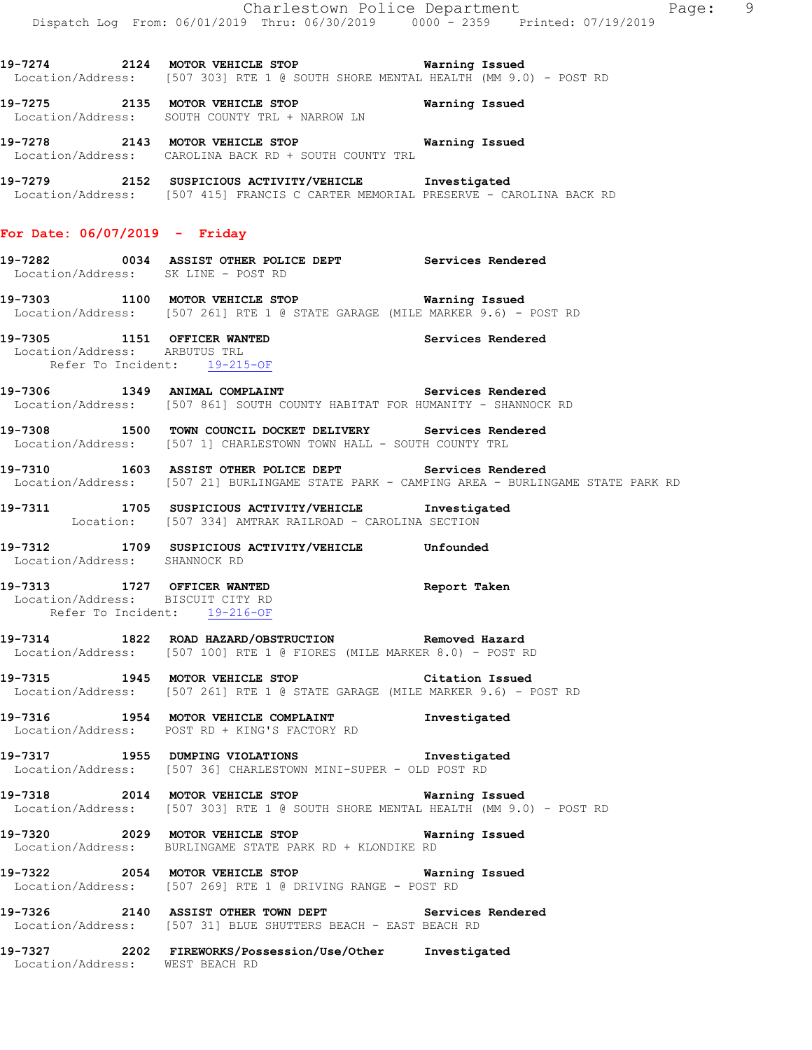**19-7274** 2124 **MOTOR VEHICLE STOP** **Warning Issued**
Location/Address: [507 303] RTE 1 @ SOUTH SHORE MENTAL HEALTH (MM 9.0) - POST RD

**19-7275** 2135 **MOTOR VEHICLE STOP** **Warning Issued**
Location/Address: SOUTH COUNTY TRL + NARROW LN

**19-7278** 2143 **MOTOR VEHICLE STOP** **Warning Issued**
Location/Address: CAROLINA BACK RD + SOUTH COUNTY TRL

**19-7279** 2152 **SUSPICIOUS ACTIVITY/VEHICLE** **Investigated**
Location/Address: [507 415] FRANCIS C CARTER MEMORIAL PRESERVE - CAROLINA BACK RD

## For Date: 06/07/2019 - Friday

**19-7282** 0034 **ASSIST OTHER POLICE DEPT** **Services Rendered**
Location/Address: SK LINE - POST RD

**19-7303** 1100 **MOTOR VEHICLE STOP** **Warning Issued**
Location/Address: [507 261] RTE 1 @ STATE GARAGE (MILE MARKER 9.6) - POST RD

**19-7305** 1151 **OFFICER WANTED** **Services Rendered**
Location/Address: ARBUTUS TRL
Refer To Incident: 19-215-OF

**19-7306** 1349 **ANIMAL COMPLAINT** **Services Rendered**
Location/Address: [507 861] SOUTH COUNTY HABITAT FOR HUMANITY - SHANNOCK RD

**19-7308** 1500 **TOWN COUNCIL DOCKET DELIVERY** **Services Rendered**
Location/Address: [507 1] CHARLESTOWN TOWN HALL - SOUTH COUNTY TRL

**19-7310** 1603 **ASSIST OTHER POLICE DEPT** **Services Rendered**
Location/Address: [507 21] BURLINGAME STATE PARK - CAMPING AREA - BURLINGAME STATE PARK RD

**19-7311** 1705 **SUSPICIOUS ACTIVITY/VEHICLE** **Investigated**
Location: [507 334] AMTRAK RAILROAD - CAROLINA SECTION

**19-7312** 1709 **SUSPICIOUS ACTIVITY/VEHICLE** **Unfounded**
Location/Address: SHANNOCK RD

**19-7313** 1727 **OFFICER WANTED** **Report Taken**
Location/Address: BISCUIT CITY RD
Refer To Incident: 19-216-OF

**19-7314** 1822 **ROAD HAZARD/OBSTRUCTION** **Removed Hazard**
Location/Address: [507 100] RTE 1 @ FIORES (MILE MARKER 8.0) - POST RD

**19-7315** 1945 **MOTOR VEHICLE STOP** **Citation Issued**
Location/Address: [507 261] RTE 1 @ STATE GARAGE (MILE MARKER 9.6) - POST RD

**19-7316** 1954 **MOTOR VEHICLE COMPLAINT** **Investigated**
Location/Address: POST RD + KING'S FACTORY RD

**19-7317** 1955 **DUMPING VIOLATIONS** **Investigated**
Location/Address: [507 36] CHARLESTOWN MINI-SUPER - OLD POST RD

**19-7318** 2014 **MOTOR VEHICLE STOP** **Warning Issued**
Location/Address: [507 303] RTE 1 @ SOUTH SHORE MENTAL HEALTH (MM 9.0) - POST RD

**19-7320** 2029 **MOTOR VEHICLE STOP** **Warning Issued**
Location/Address: BURLINGAME STATE PARK RD + KLONDIKE RD

**19-7322** 2054 **MOTOR VEHICLE STOP** **Warning Issued**
Location/Address: [507 269] RTE 1 @ DRIVING RANGE - POST RD

**19-7326** 2140 **ASSIST OTHER TOWN DEPT** **Services Rendered**
Location/Address: [507 31] BLUE SHUTTERS BEACH - EAST BEACH RD

**19-7327** 2202 **FIREWORKS/Possession/Use/Other** **Investigated**
Location/Address: WEST BEACH RD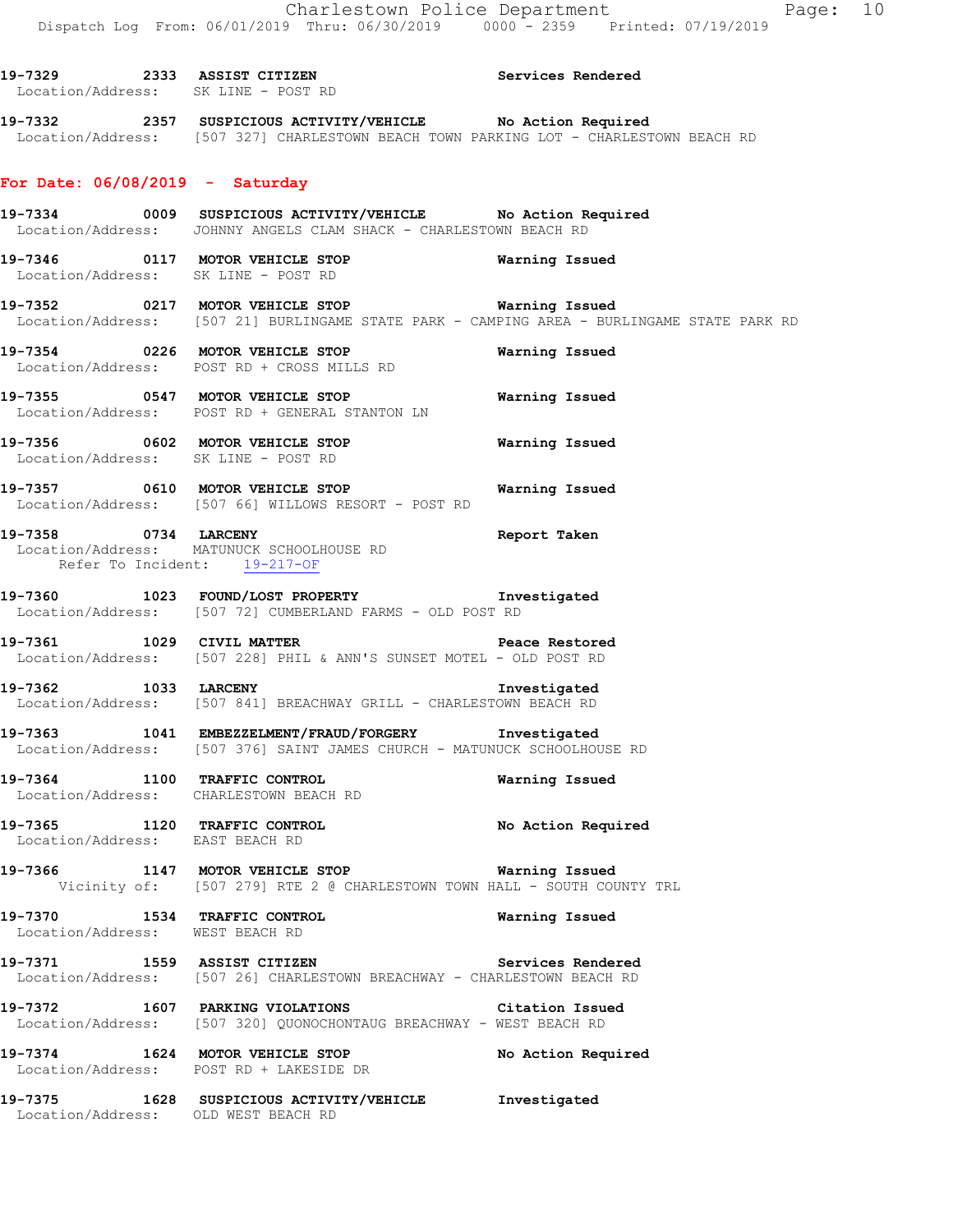19-7329 2333 **ASSIST CITIZEN** Services Rendered
Location/Address: SK LINE - POST RD

19-7332 2357 **SUSPICIOUS ACTIVITY/VEHICLE** No Action Required
Location/Address: [507 327] CHARLESTOWN BEACH TOWN PARKING LOT - CHARLESTOWN BEACH RD

**For Date: 06/08/2019 - Saturday**

19-7334 0009 **SUSPICIOUS ACTIVITY/VEHICLE** No Action Required
Location/Address: JOHNNY ANGELS CLAM SHACK - CHARLESTOWN BEACH RD

19-7346 0117 **MOTOR VEHICLE STOP** Warning Issued
Location/Address: SK LINE - POST RD

19-7352 0217 **MOTOR VEHICLE STOP** Warning Issued
Location/Address: [507 21] BURLINGAME STATE PARK - CAMPING AREA - BURLINGAME STATE PARK RD

19-7354 0226 **MOTOR VEHICLE STOP** Warning Issued
Location/Address: POST RD + CROSS MILLS RD

19-7355 0547 **MOTOR VEHICLE STOP** Warning Issued
Location/Address: POST RD + GENERAL STANTON LN

19-7356 0602 **MOTOR VEHICLE STOP** Warning Issued
Location/Address: SK LINE - POST RD

19-7357 0610 **MOTOR VEHICLE STOP** Warning Issued
Location/Address: [507 66] WILLOWS RESORT - POST RD

19-7358 0734 **LARCENY** Report Taken
Location/Address: MATUNUCK SCHOOLHOUSE RD
Refer To Incident: 19-217-OF

19-7360 1023 **FOUND/LOST PROPERTY** Investigated
Location/Address: [507 72] CUMBERLAND FARMS - OLD POST RD

19-7361 1029 **CIVIL MATTER** Peace Restored
Location/Address: [507 228] PHIL & ANN'S SUNSET MOTEL - OLD POST RD

19-7362 1033 **LARCENY** Investigated
Location/Address: [507 841] BREACHWAY GRILL - CHARLESTOWN BEACH RD

19-7363 1041 **EMBEZZELMENT/FRAUD/FORGERY** Investigated
Location/Address: [507 376] SAINT JAMES CHURCH - MATUNUCK SCHOOLHOUSE RD

19-7364 1100 **TRAFFIC CONTROL** Warning Issued
Location/Address: CHARLESTOWN BEACH RD

19-7365 1120 **TRAFFIC CONTROL** No Action Required
Location/Address: EAST BEACH RD

19-7366 1147 **MOTOR VEHICLE STOP** Warning Issued
Vicinity of: [507 279] RTE 2 @ CHARLESTOWN TOWN HALL - SOUTH COUNTY TRL

19-7370 1534 **TRAFFIC CONTROL** Warning Issued
Location/Address: WEST BEACH RD

19-7371 1559 **ASSIST CITIZEN** Services Rendered
Location/Address: [507 26] CHARLESTOWN BREACHWAY - CHARLESTOWN BEACH RD

19-7372 1607 **PARKING VIOLATIONS** Citation Issued
Location/Address: [507 320] QUONOCHONTAUG BREACHWAY - WEST BEACH RD

19-7374 1624 **MOTOR VEHICLE STOP** No Action Required
Location/Address: POST RD + LAKESIDE DR

19-7375 1628 **SUSPICIOUS ACTIVITY/VEHICLE** Investigated
Location/Address: OLD WEST BEACH RD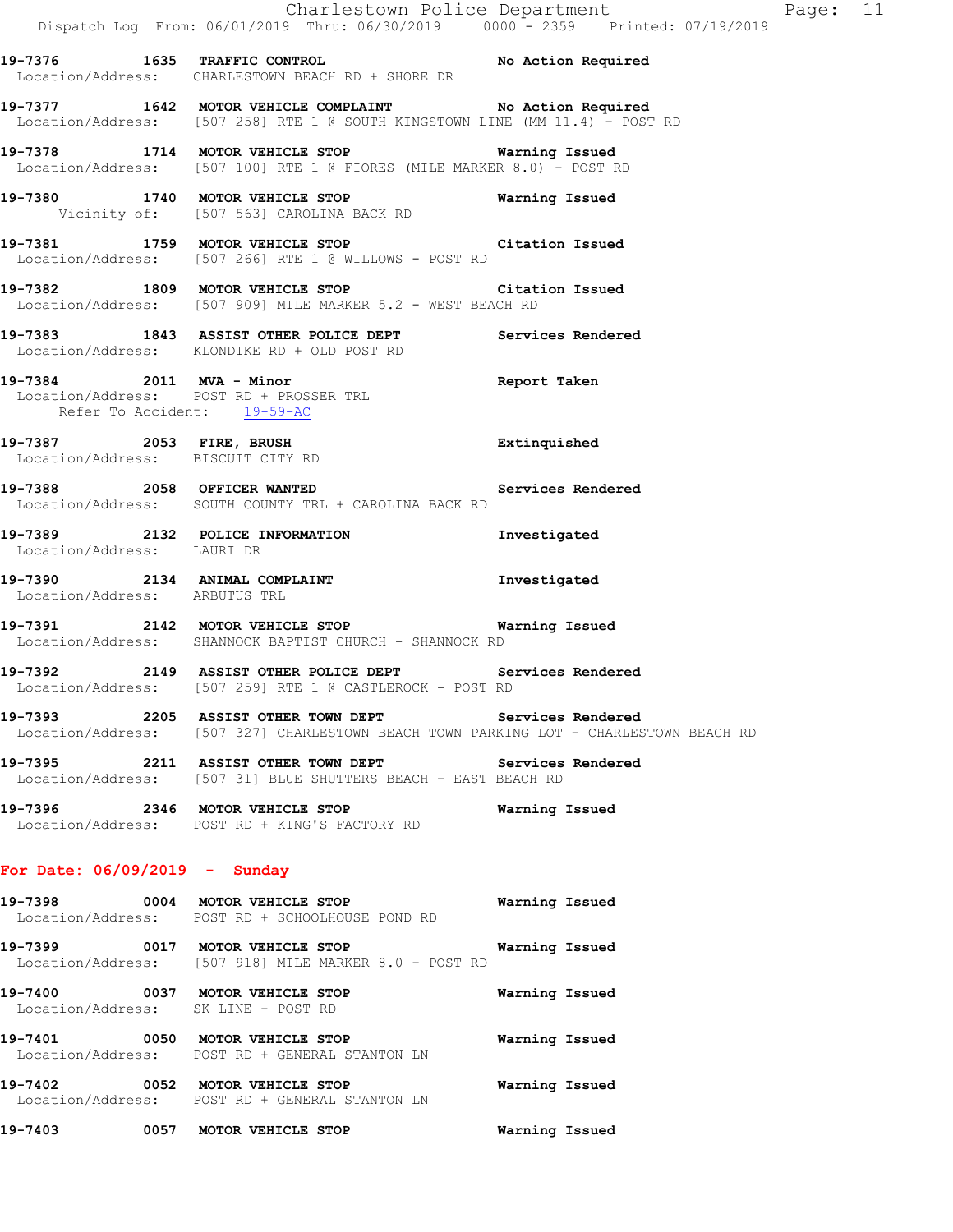19-7376 1635 **TRAFFIC CONTROL** No Action Required
Location/Address: CHARLESTOWN BEACH RD + SHORE DR

19-7377 1642 **MOTOR VEHICLE COMPLAINT** No Action Required
Location/Address: [507 258] RTE 1 @ SOUTH KINGSTOWN LINE (MM 11.4) - POST RD

19-7378 1714 **MOTOR VEHICLE STOP** Warning Issued
Location/Address: [507 100] RTE 1 @ FIORES (MILE MARKER 8.0) - POST RD

19-7380 1740 **MOTOR VEHICLE STOP** Warning Issued
Vicinity of: [507 563] CAROLINA BACK RD

19-7381 1759 **MOTOR VEHICLE STOP** Citation Issued
Location/Address: [507 266] RTE 1 @ WILLOWS - POST RD

19-7382 1809 **MOTOR VEHICLE STOP** Citation Issued
Location/Address: [507 909] MILE MARKER 5.2 - WEST BEACH RD

19-7383 1843 **ASSIST OTHER POLICE DEPT** Services Rendered
Location/Address: KLONDIKE RD + OLD POST RD

19-7384 2011 **MVA - Minor** Report Taken
Location/Address: POST RD + PROSSER TRL
Refer To Accident: 19-59-AC

19-7387 2053 **FIRE, BRUSH** Extinquished
Location/Address: BISCUIT CITY RD

19-7388 2058 **OFFICER WANTED** Services Rendered
Location/Address: SOUTH COUNTY TRL + CAROLINA BACK RD

19-7389 2132 **POLICE INFORMATION** Investigated
Location/Address: LAURI DR

19-7390 2134 **ANIMAL COMPLAINT** Investigated
Location/Address: ARBUTUS TRL

19-7391 2142 **MOTOR VEHICLE STOP** Warning Issued
Location/Address: SHANNOCK BAPTIST CHURCH - SHANNOCK RD

19-7392 2149 **ASSIST OTHER POLICE DEPT** Services Rendered
Location/Address: [507 259] RTE 1 @ CASTLEROCK - POST RD

19-7393 2205 **ASSIST OTHER TOWN DEPT** Services Rendered
Location/Address: [507 327] CHARLESTOWN BEACH TOWN PARKING LOT - CHARLESTOWN BEACH RD

19-7395 2211 **ASSIST OTHER TOWN DEPT** Services Rendered
Location/Address: [507 31] BLUE SHUTTERS BEACH - EAST BEACH RD

19-7396 2346 **MOTOR VEHICLE STOP** Warning Issued
Location/Address: POST RD + KING'S FACTORY RD

**For Date: 06/09/2019 - Sunday**

19-7398 0004 **MOTOR VEHICLE STOP** Warning Issued
Location/Address: POST RD + SCHOOLHOUSE POND RD

19-7399 0017 **MOTOR VEHICLE STOP** Warning Issued
Location/Address: [507 918] MILE MARKER 8.0 - POST RD

19-7400 0037 **MOTOR VEHICLE STOP** Warning Issued
Location/Address: SK LINE - POST RD

19-7401 0050 **MOTOR VEHICLE STOP** Warning Issued
Location/Address: POST RD + GENERAL STANTON LN

19-7402 0052 **MOTOR VEHICLE STOP** Warning Issued
Location/Address: POST RD + GENERAL STANTON LN

19-7403 0057 **MOTOR VEHICLE STOP** Warning Issued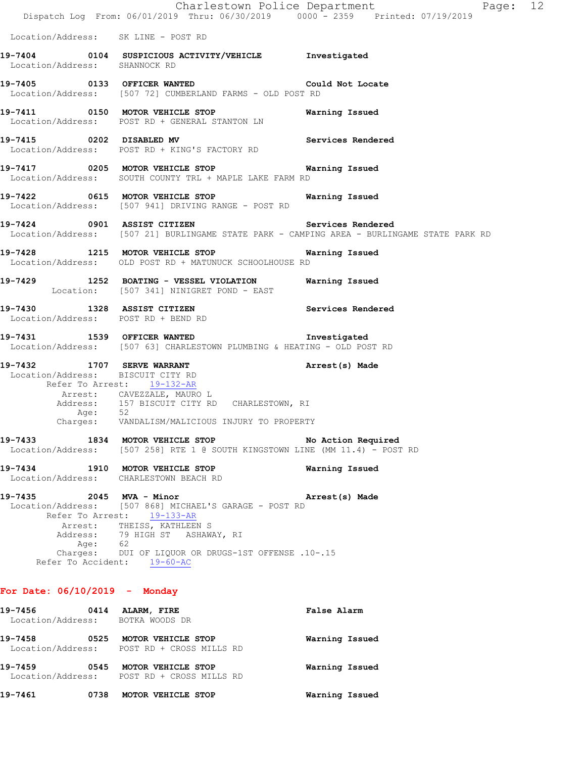Location/Address: SK LINE - POST RD

**19-7404** 0104 **SUSPICIOUS ACTIVITY/VEHICLE** **Investigated**
Location/Address: SHANNOCK RD

**19-7405** 0133 **OFFICER WANTED** **Could Not Locate**
Location/Address: [507 72] CUMBERLAND FARMS - OLD POST RD

**19-7411** 0150 **MOTOR VEHICLE STOP** **Warning Issued**
Location/Address: POST RD + GENERAL STANTON LN

**19-7415** 0202 **DISABLED MV** **Services Rendered**
Location/Address: POST RD + KING'S FACTORY RD

**19-7417** 0205 **MOTOR VEHICLE STOP** **Warning Issued**
Location/Address: SOUTH COUNTY TRL + MAPLE LAKE FARM RD

**19-7422** 0615 **MOTOR VEHICLE STOP** **Warning Issued**
Location/Address: [507 941] DRIVING RANGE - POST RD

**19-7424** 0901 **ASSIST CITIZEN** **Services Rendered**
Location/Address: [507 21] BURLINGAME STATE PARK - CAMPING AREA - BURLINGAME STATE PARK RD

**19-7428** 1215 **MOTOR VEHICLE STOP** **Warning Issued**
Location/Address: OLD POST RD + MATUNUCK SCHOOLHOUSE RD

**19-7429** 1252 **BOATING - VESSEL VIOLATION** **Warning Issued**
Location: [507 341] NINIGRET POND - EAST

**19-7430** 1328 **ASSIST CITIZEN** **Services Rendered**
Location/Address: POST RD + BEND RD

**19-7431** 1539 **OFFICER WANTED** **Investigated**
Location/Address: [507 63] CHARLESTOWN PLUMBING & HEATING - OLD POST RD

**19-7432** 1707 **SERVE WARRANT** **Arrest(s) Made**
Location/Address: BISCUIT CITY RD
Refer To Arrest: 19-132-AR
Arrest: CAVEZZALE, MAURO L
Address: 157 BISCUIT CITY RD CHARLESTOWN, RI
Age: 52
Charges: VANDALISM/MALICIOUS INJURY TO PROPERTY

**19-7433** 1834 **MOTOR VEHICLE STOP** **No Action Required**
Location/Address: [507 258] RTE 1 @ SOUTH KINGSTOWN LINE (MM 11.4) - POST RD

**19-7434** 1910 **MOTOR VEHICLE STOP** **Warning Issued**
Location/Address: CHARLESTOWN BEACH RD

**19-7435** 2045 **MVA - Minor** **Arrest(s) Made**
Location/Address: [507 868] MICHAEL'S GARAGE - POST RD
Refer To Arrest: 19-133-AR
Arrest: THEISS, KATHLEEN S
Address: 79 HIGH ST ASHAWAY, RI
Age: 62
Charges: DUI OF LIQUOR OR DRUGS-1ST OFFENSE .10-.15
Refer To Accident: 19-60-AC

## For Date: 06/10/2019 - Monday

**19-7456** 0414 **ALARM, FIRE** **False Alarm**
Location/Address: BOTKA WOODS DR

**19-7458** 0525 **MOTOR VEHICLE STOP** **Warning Issued**
Location/Address: POST RD + CROSS MILLS RD

**19-7459** 0545 **MOTOR VEHICLE STOP** **Warning Issued**
Location/Address: POST RD + CROSS MILLS RD

**19-7461** 0738 **MOTOR VEHICLE STOP** **Warning Issued**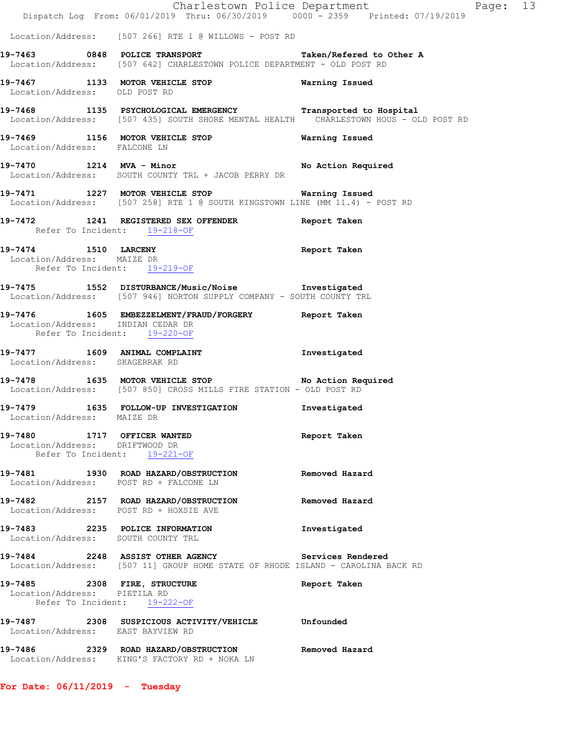Location/Address: [507 266] RTE 1 @ WILLOWS - POST RD

**19-7463 0848 POLICE TRANSPORT** Taken/Refered to Other A
Location/Address: [507 642] CHARLESTOWN POLICE DEPARTMENT - OLD POST RD

**19-7467 1133 MOTOR VEHICLE STOP** Warning Issued
Location/Address: OLD POST RD

**19-7468 1135 PSYCHOLOGICAL EMERGENCY** Transported to Hospital
Location/Address: [507 435] SOUTH SHORE MENTAL HEALTH CHARLESTOWN HOUS - OLD POST RD

**19-7469 1156 MOTOR VEHICLE STOP** Warning Issued
Location/Address: FALCONE LN

**19-7470 1214 MVA - Minor** No Action Required
Location/Address: SOUTH COUNTY TRL + JACOB PERRY DR

**19-7471 1227 MOTOR VEHICLE STOP** Warning Issued
Location/Address: [507 258] RTE 1 @ SOUTH KINGSTOWN LINE (MM 11.4) - POST RD

**19-7472 1241 REGISTERED SEX OFFENDER** Report Taken
Refer To Incident: 19-218-OF

**19-7474 1510 LARCENY** Report Taken
Location/Address: MAIZE DR
Refer To Incident: 19-219-OF

**19-7475 1552 DISTURBANCE/Music/Noise** Investigated
Location/Address: [507 946] NORTON SUPPLY COMPANY - SOUTH COUNTY TRL

**19-7476 1605 EMBEZZELMENT/FRAUD/FORGERY** Report Taken
Location/Address: INDIAN CEDAR DR
Refer To Incident: 19-220-OF

**19-7477 1609 ANIMAL COMPLAINT** Investigated
Location/Address: SKAGERRAK RD

**19-7478 1635 MOTOR VEHICLE STOP** No Action Required
Location/Address: [507 850] CROSS MILLS FIRE STATION - OLD POST RD

**19-7479 1635 FOLLOW-UP INVESTIGATION** Investigated
Location/Address: MAIZE DR

**19-7480 1717 OFFICER WANTED** Report Taken
Location/Address: DRIFTWOOD DR
Refer To Incident: 19-221-OF

**19-7481 1930 ROAD HAZARD/OBSTRUCTION** Removed Hazard
Location/Address: POST RD + FALCONE LN

**19-7482 2157 ROAD HAZARD/OBSTRUCTION** Removed Hazard
Location/Address: POST RD + HOXSIE AVE

**19-7483 2235 POLICE INFORMATION** Investigated
Location/Address: SOUTH COUNTY TRL

**19-7484 2248 ASSIST OTHER AGENCY** Services Rendered
Location/Address: [507 11] GROUP HOME STATE OF RHODE ISLAND - CAROLINA BACK RD

**19-7485 2308 FIRE, STRUCTURE** Report Taken
Location/Address: PIETILA RD
Refer To Incident: 19-222-OF

**19-7487 2308 SUSPICIOUS ACTIVITY/VEHICLE** Unfounded
Location/Address: EAST BAYVIEW RD

**19-7486 2329 ROAD HAZARD/OBSTRUCTION** Removed Hazard
Location/Address: KING'S FACTORY RD + NOKA LN

**For Date: 06/11/2019 - Tuesday**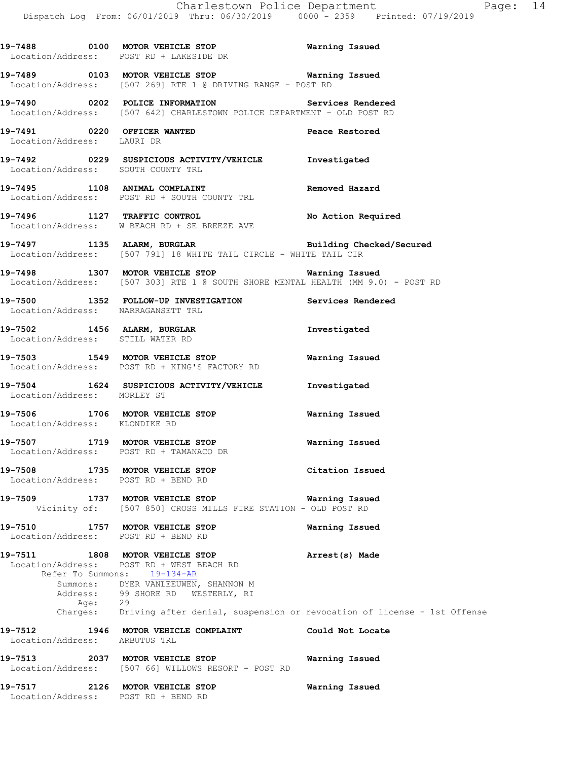**19-7488 0100 MOTOR VEHICLE STOP** — Warning Issued
Location/Address: POST RD + LAKESIDE DR

**19-7489 0103 MOTOR VEHICLE STOP** — Warning Issued
Location/Address: [507 269] RTE 1 @ DRIVING RANGE - POST RD

**19-7490 0202 POLICE INFORMATION** — Services Rendered
Location/Address: [507 642] CHARLESTOWN POLICE DEPARTMENT - OLD POST RD

**19-7491 0220 OFFICER WANTED** — Peace Restored
Location/Address: LAURI DR

**19-7492 0229 SUSPICIOUS ACTIVITY/VEHICLE** — Investigated
Location/Address: SOUTH COUNTY TRL

**19-7495 1108 ANIMAL COMPLAINT** — Removed Hazard
Location/Address: POST RD + SOUTH COUNTY TRL

**19-7496 1127 TRAFFIC CONTROL** — No Action Required
Location/Address: W BEACH RD + SE BREEZE AVE

**19-7497 1135 ALARM, BURGLAR** — Building Checked/Secured
Location/Address: [507 791] 18 WHITE TAIL CIRCLE - WHITE TAIL CIR

**19-7498 1307 MOTOR VEHICLE STOP** — Warning Issued
Location/Address: [507 303] RTE 1 @ SOUTH SHORE MENTAL HEALTH (MM 9.0) - POST RD

**19-7500 1352 FOLLOW-UP INVESTIGATION** — Services Rendered
Location/Address: NARRAGANSETT TRL

**19-7502 1456 ALARM, BURGLAR** — Investigated
Location/Address: STILL WATER RD

**19-7503 1549 MOTOR VEHICLE STOP** — Warning Issued
Location/Address: POST RD + KING'S FACTORY RD

**19-7504 1624 SUSPICIOUS ACTIVITY/VEHICLE** — Investigated
Location/Address: MORLEY ST

**19-7506 1706 MOTOR VEHICLE STOP** — Warning Issued
Location/Address: KLONDIKE RD

**19-7507 1719 MOTOR VEHICLE STOP** — Warning Issued
Location/Address: POST RD + TAMANACO DR

**19-7508 1735 MOTOR VEHICLE STOP** — Citation Issued
Location/Address: POST RD + BEND RD

**19-7509 1737 MOTOR VEHICLE STOP** — Warning Issued
Vicinity of: [507 850] CROSS MILLS FIRE STATION - OLD POST RD

**19-7510 1757 MOTOR VEHICLE STOP** — Warning Issued
Location/Address: POST RD + BEND RD

**19-7511 1808 MOTOR VEHICLE STOP** — Arrest(s) Made
Location/Address: POST RD + WEST BEACH RD
Refer To Summons: 19-134-AR
Summons: DYER VANLEEUWEN, SHANNON M
Address: 99 SHORE RD WESTERLY, RI
Age: 29
Charges: Driving after denial, suspension or revocation of license - 1st Offense

**19-7512 1946 MOTOR VEHICLE COMPLAINT** — Could Not Locate
Location/Address: ARBUTUS TRL

**19-7513 2037 MOTOR VEHICLE STOP** — Warning Issued
Location/Address: [507 66] WILLOWS RESORT - POST RD

**19-7517 2126 MOTOR VEHICLE STOP** — Warning Issued
Location/Address: POST RD + BEND RD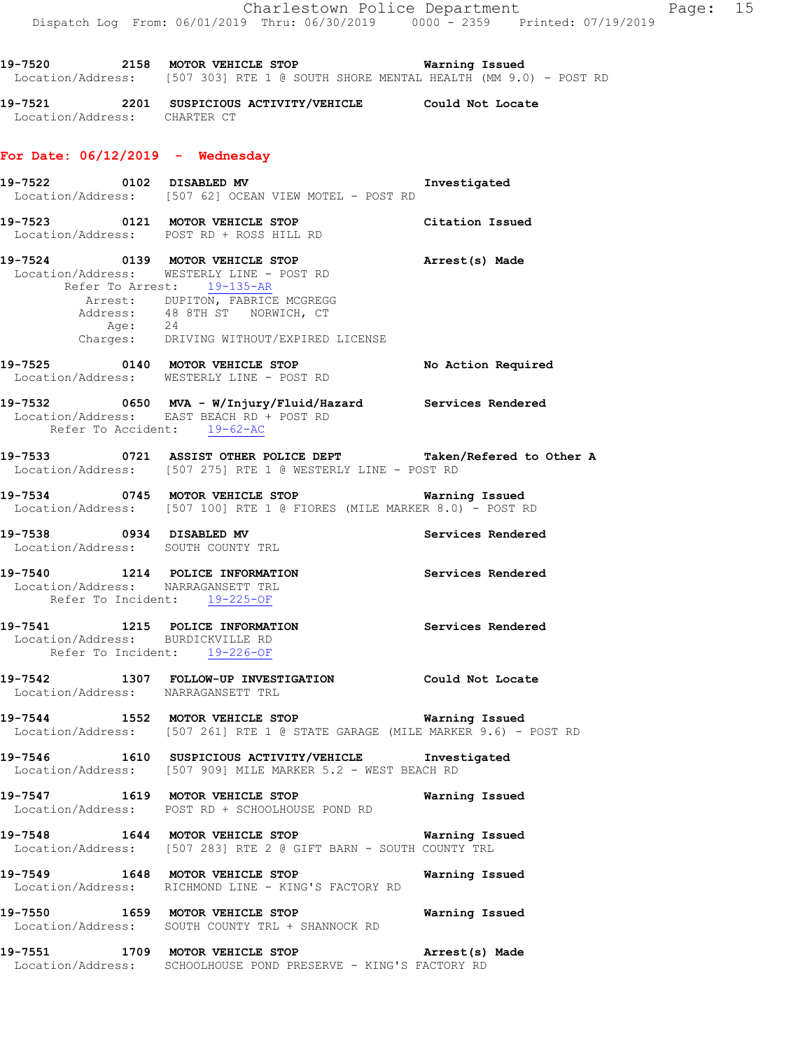**19-7520 2158 MOTOR VEHICLE STOP Warning Issued**
Location/Address: [507 303] RTE 1 @ SOUTH SHORE MENTAL HEALTH (MM 9.0) - POST RD

**19-7521 2201 SUSPICIOUS ACTIVITY/VEHICLE Could Not Locate**
Location/Address: CHARTER CT

## For Date: 06/12/2019 - Wednesday

**19-7522 0102 DISABLED MV Investigated**
Location/Address: [507 62] OCEAN VIEW MOTEL - POST RD

**19-7523 0121 MOTOR VEHICLE STOP Citation Issued**
Location/Address: POST RD + ROSS HILL RD

**19-7524 0139 MOTOR VEHICLE STOP Arrest(s) Made**
Location/Address: WESTERLY LINE - POST RD
Refer To Arrest: 19-135-AR
Arrest: DUPITON, FABRICE MCGREGG
Address: 48 8TH ST NORWICH, CT
Age: 24
Charges: DRIVING WITHOUT/EXPIRED LICENSE

**19-7525 0140 MOTOR VEHICLE STOP No Action Required**
Location/Address: WESTERLY LINE - POST RD

**19-7532 0650 MVA - W/Injury/Fluid/Hazard Services Rendered**
Location/Address: EAST BEACH RD + POST RD
Refer To Accident: 19-62-AC

**19-7533 0721 ASSIST OTHER POLICE DEPT Taken/Refered to Other A**
Location/Address: [507 275] RTE 1 @ WESTERLY LINE - POST RD

**19-7534 0745 MOTOR VEHICLE STOP Warning Issued**
Location/Address: [507 100] RTE 1 @ FIORES (MILE MARKER 8.0) - POST RD

**19-7538 0934 DISABLED MV Services Rendered**
Location/Address: SOUTH COUNTY TRL

**19-7540 1214 POLICE INFORMATION Services Rendered**
Location/Address: NARRAGANSETT TRL
Refer To Incident: 19-225-OF

**19-7541 1215 POLICE INFORMATION Services Rendered**
Location/Address: BURDICKVILLE RD
Refer To Incident: 19-226-OF

**19-7542 1307 FOLLOW-UP INVESTIGATION Could Not Locate**
Location/Address: NARRAGANSETT TRL

**19-7544 1552 MOTOR VEHICLE STOP Warning Issued**
Location/Address: [507 261] RTE 1 @ STATE GARAGE (MILE MARKER 9.6) - POST RD

**19-7546 1610 SUSPICIOUS ACTIVITY/VEHICLE Investigated**
Location/Address: [507 909] MILE MARKER 5.2 - WEST BEACH RD

**19-7547 1619 MOTOR VEHICLE STOP Warning Issued**
Location/Address: POST RD + SCHOOLHOUSE POND RD

**19-7548 1644 MOTOR VEHICLE STOP Warning Issued**
Location/Address: [507 283] RTE 2 @ GIFT BARN - SOUTH COUNTY TRL

**19-7549 1648 MOTOR VEHICLE STOP Warning Issued**
Location/Address: RICHMOND LINE - KING'S FACTORY RD

**19-7550 1659 MOTOR VEHICLE STOP Warning Issued**
Location/Address: SOUTH COUNTY TRL + SHANNOCK RD

**19-7551 1709 MOTOR VEHICLE STOP Arrest(s) Made**
Location/Address: SCHOOLHOUSE POND PRESERVE - KING'S FACTORY RD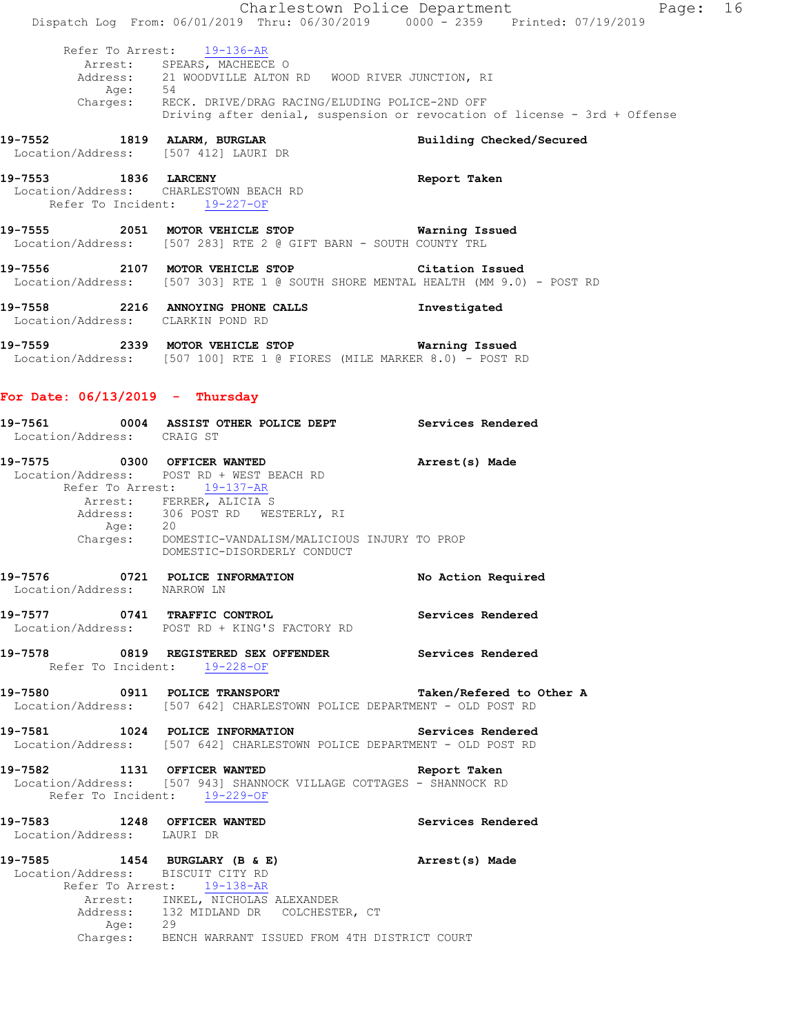Refer To Arrest: 19-136-AR
Arrest: SPEARS, MACHEECE O
Address: 21 WOODVILLE ALTON RD WOOD RIVER JUNCTION, RI
Age: 54
Charges: RECK. DRIVE/DRAG RACING/ELUDING POLICE-2ND OFF
Driving after denial, suspension or revocation of license - 3rd + Offense

**19-7552 1819 ALARM, BURGLAR** **Building Checked/Secured**
Location/Address: [507 412] LAURI DR

**19-7553 1836 LARCENY** **Report Taken**
Location/Address: CHARLESTOWN BEACH RD
Refer To Incident: 19-227-OF

**19-7555 2051 MOTOR VEHICLE STOP** **Warning Issued**
Location/Address: [507 283] RTE 2 @ GIFT BARN - SOUTH COUNTY TRL

**19-7556 2107 MOTOR VEHICLE STOP** **Citation Issued**
Location/Address: [507 303] RTE 1 @ SOUTH SHORE MENTAL HEALTH (MM 9.0) - POST RD

**19-7558 2216 ANNOYING PHONE CALLS** **Investigated**
Location/Address: CLARKIN POND RD

**19-7559 2339 MOTOR VEHICLE STOP** **Warning Issued**
Location/Address: [507 100] RTE 1 @ FIORES (MILE MARKER 8.0) - POST RD

## For Date: 06/13/2019 - Thursday

**19-7561 0004 ASSIST OTHER POLICE DEPT** **Services Rendered**
Location/Address: CRAIG ST

**19-7575 0300 OFFICER WANTED** **Arrest(s) Made**
Location/Address: POST RD + WEST BEACH RD
Refer To Arrest: 19-137-AR
Arrest: FERRER, ALICIA S
Address: 306 POST RD WESTERLY, RI
Age: 20
Charges: DOMESTIC-VANDALISM/MALICIOUS INJURY TO PROP
DOMESTIC-DISORDERLY CONDUCT

**19-7576 0721 POLICE INFORMATION** **No Action Required**
Location/Address: NARROW LN

**19-7577 0741 TRAFFIC CONTROL** **Services Rendered**
Location/Address: POST RD + KING'S FACTORY RD

**19-7578 0819 REGISTERED SEX OFFENDER** **Services Rendered**
Refer To Incident: 19-228-OF

**19-7580 0911 POLICE TRANSPORT** **Taken/Refered to Other A**
Location/Address: [507 642] CHARLESTOWN POLICE DEPARTMENT - OLD POST RD

**19-7581 1024 POLICE INFORMATION** **Services Rendered**
Location/Address: [507 642] CHARLESTOWN POLICE DEPARTMENT - OLD POST RD

**19-7582 1131 OFFICER WANTED** **Report Taken**
Location/Address: [507 943] SHANNOCK VILLAGE COTTAGES - SHANNOCK RD
Refer To Incident: 19-229-OF

**19-7583 1248 OFFICER WANTED** **Services Rendered**
Location/Address: LAURI DR

**19-7585 1454 BURGLARY (B & E)** **Arrest(s) Made**
Location/Address: BISCUIT CITY RD
Refer To Arrest: 19-138-AR
Arrest: INKEL, NICHOLAS ALEXANDER
Address: 132 MIDLAND DR COLCHESTER, CT
Age: 29
Charges: BENCH WARRANT ISSUED FROM 4TH DISTRICT COURT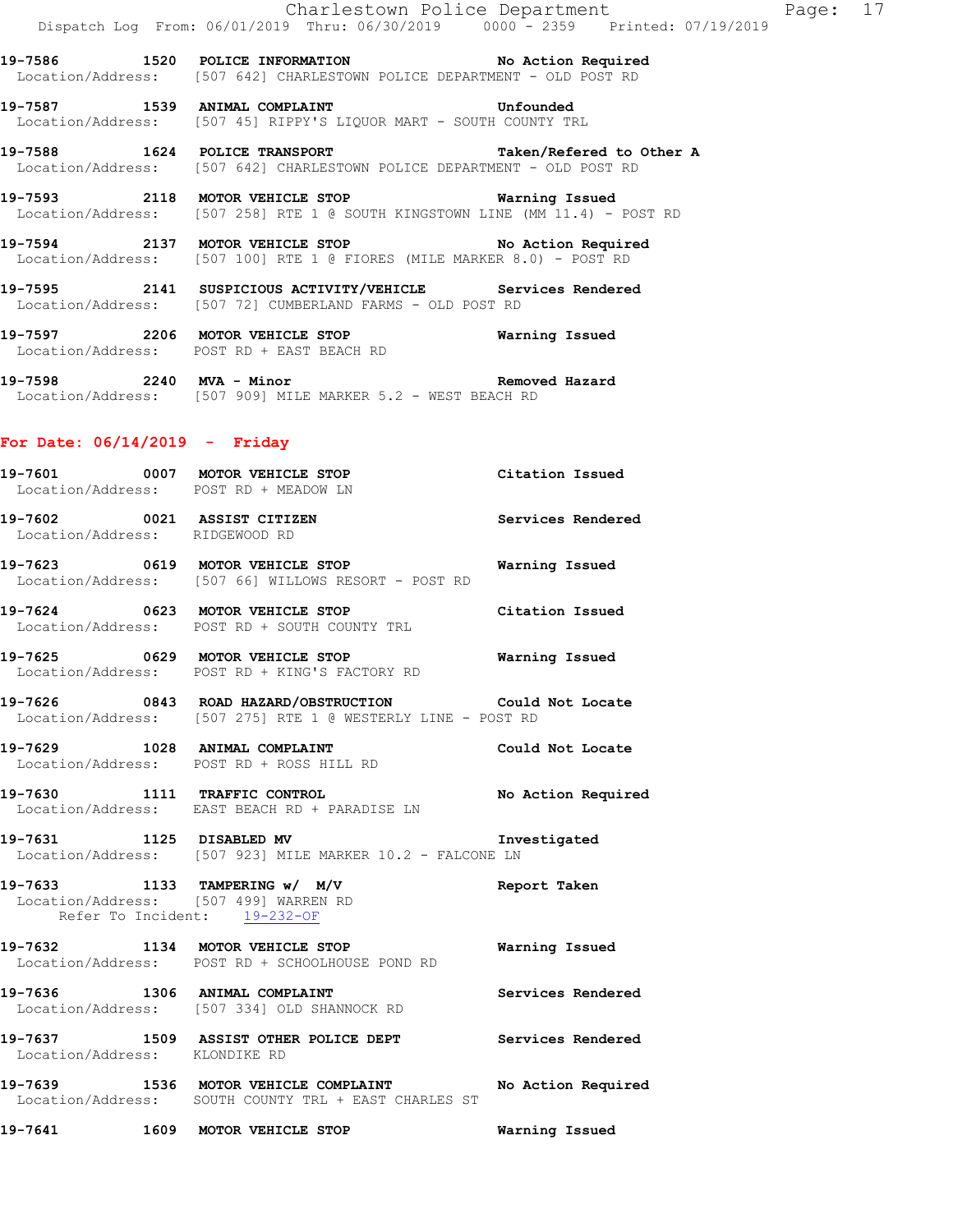**19-7586 1520 POLICE INFORMATION** **No Action Required**
Location/Address: [507 642] CHARLESTOWN POLICE DEPARTMENT - OLD POST RD

**19-7587 1539 ANIMAL COMPLAINT** **Unfounded**
Location/Address: [507 45] RIPPY'S LIQUOR MART - SOUTH COUNTY TRL

**19-7588 1624 POLICE TRANSPORT** **Taken/Refered to Other A**
Location/Address: [507 642] CHARLESTOWN POLICE DEPARTMENT - OLD POST RD

**19-7593 2118 MOTOR VEHICLE STOP** **Warning Issued**
Location/Address: [507 258] RTE 1 @ SOUTH KINGSTOWN LINE (MM 11.4) - POST RD

**19-7594 2137 MOTOR VEHICLE STOP** **No Action Required**
Location/Address: [507 100] RTE 1 @ FIORES (MILE MARKER 8.0) - POST RD

**19-7595 2141 SUSPICIOUS ACTIVITY/VEHICLE** **Services Rendered**
Location/Address: [507 72] CUMBERLAND FARMS - OLD POST RD

**19-7597 2206 MOTOR VEHICLE STOP** **Warning Issued**
Location/Address: POST RD + EAST BEACH RD

**19-7598 2240 MVA - Minor** **Removed Hazard**
Location/Address: [507 909] MILE MARKER 5.2 - WEST BEACH RD

## For Date: 06/14/2019 - Friday

**19-7601 0007 MOTOR VEHICLE STOP** **Citation Issued**
Location/Address: POST RD + MEADOW LN

**19-7602 0021 ASSIST CITIZEN** **Services Rendered**
Location/Address: RIDGEWOOD RD

**19-7623 0619 MOTOR VEHICLE STOP** **Warning Issued**
Location/Address: [507 66] WILLOWS RESORT - POST RD

**19-7624 0623 MOTOR VEHICLE STOP** **Citation Issued**
Location/Address: POST RD + SOUTH COUNTY TRL

**19-7625 0629 MOTOR VEHICLE STOP** **Warning Issued**
Location/Address: POST RD + KING'S FACTORY RD

**19-7626 0843 ROAD HAZARD/OBSTRUCTION** **Could Not Locate**
Location/Address: [507 275] RTE 1 @ WESTERLY LINE - POST RD

**19-7629 1028 ANIMAL COMPLAINT** **Could Not Locate**
Location/Address: POST RD + ROSS HILL RD

**19-7630 1111 TRAFFIC CONTROL** **No Action Required**
Location/Address: EAST BEACH RD + PARADISE LN

**19-7631 1125 DISABLED MV** **Investigated**
Location/Address: [507 923] MILE MARKER 10.2 - FALCONE LN

**19-7633 1133 TAMPERING w/ M/V** **Report Taken**
Location/Address: [507 499] WARREN RD
Refer To Incident: 19-232-OF

**19-7632 1134 MOTOR VEHICLE STOP** **Warning Issued**
Location/Address: POST RD + SCHOOLHOUSE POND RD

**19-7636 1306 ANIMAL COMPLAINT** **Services Rendered**
Location/Address: [507 334] OLD SHANNOCK RD

**19-7637 1509 ASSIST OTHER POLICE DEPT** **Services Rendered**
Location/Address: KLONDIKE RD

**19-7639 1536 MOTOR VEHICLE COMPLAINT** **No Action Required**
Location/Address: SOUTH COUNTY TRL + EAST CHARLES ST

**19-7641 1609 MOTOR VEHICLE STOP** **Warning Issued**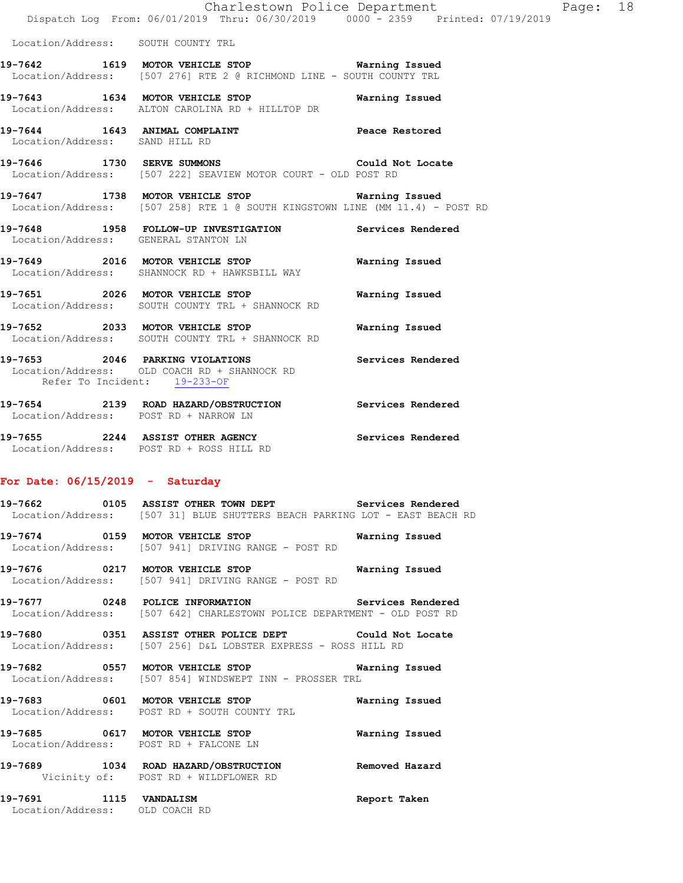Location/Address: SOUTH COUNTY TRL

**19-7642 1619 MOTOR VEHICLE STOP** **Warning Issued**
Location/Address: [507 276] RTE 2 @ RICHMOND LINE - SOUTH COUNTY TRL

**19-7643 1634 MOTOR VEHICLE STOP** **Warning Issued**
Location/Address: ALTON CAROLINA RD + HILLTOP DR

**19-7644 1643 ANIMAL COMPLAINT** **Peace Restored**
Location/Address: SAND HILL RD

**19-7646 1730 SERVE SUMMONS** **Could Not Locate**
Location/Address: [507 222] SEAVIEW MOTOR COURT - OLD POST RD

**19-7647 1738 MOTOR VEHICLE STOP** **Warning Issued**
Location/Address: [507 258] RTE 1 @ SOUTH KINGSTOWN LINE (MM 11.4) - POST RD

**19-7648 1958 FOLLOW-UP INVESTIGATION** **Services Rendered**
Location/Address: GENERAL STANTON LN

**19-7649 2016 MOTOR VEHICLE STOP** **Warning Issued**
Location/Address: SHANNOCK RD + HAWKSBILL WAY

**19-7651 2026 MOTOR VEHICLE STOP** **Warning Issued**
Location/Address: SOUTH COUNTY TRL + SHANNOCK RD

**19-7652 2033 MOTOR VEHICLE STOP** **Warning Issued**
Location/Address: SOUTH COUNTY TRL + SHANNOCK RD

**19-7653 2046 PARKING VIOLATIONS** **Services Rendered**
Location/Address: OLD COACH RD + SHANNOCK RD
Refer To Incident: 19-233-OF

**19-7654 2139 ROAD HAZARD/OBSTRUCTION** **Services Rendered**
Location/Address: POST RD + NARROW LN

**19-7655 2244 ASSIST OTHER AGENCY** **Services Rendered**
Location/Address: POST RD + ROSS HILL RD

## For Date: 06/15/2019 - Saturday

**19-7662 0105 ASSIST OTHER TOWN DEPT** **Services Rendered**
Location/Address: [507 31] BLUE SHUTTERS BEACH PARKING LOT - EAST BEACH RD

**19-7674 0159 MOTOR VEHICLE STOP** **Warning Issued**
Location/Address: [507 941] DRIVING RANGE - POST RD

**19-7676 0217 MOTOR VEHICLE STOP** **Warning Issued**
Location/Address: [507 941] DRIVING RANGE - POST RD

**19-7677 0248 POLICE INFORMATION** **Services Rendered**
Location/Address: [507 642] CHARLESTOWN POLICE DEPARTMENT - OLD POST RD

**19-7680 0351 ASSIST OTHER POLICE DEPT** **Could Not Locate**
Location/Address: [507 256] D&L LOBSTER EXPRESS - ROSS HILL RD

**19-7682 0557 MOTOR VEHICLE STOP** **Warning Issued**
Location/Address: [507 854] WINDSWEPT INN - PROSSER TRL

**19-7683 0601 MOTOR VEHICLE STOP** **Warning Issued**
Location/Address: POST RD + SOUTH COUNTY TRL

**19-7685 0617 MOTOR VEHICLE STOP** **Warning Issued**
Location/Address: POST RD + FALCONE LN

**19-7689 1034 ROAD HAZARD/OBSTRUCTION** **Removed Hazard**
Vicinity of: POST RD + WILDFLOWER RD

**19-7691 1115 VANDALISM** **Report Taken**
Location/Address: OLD COACH RD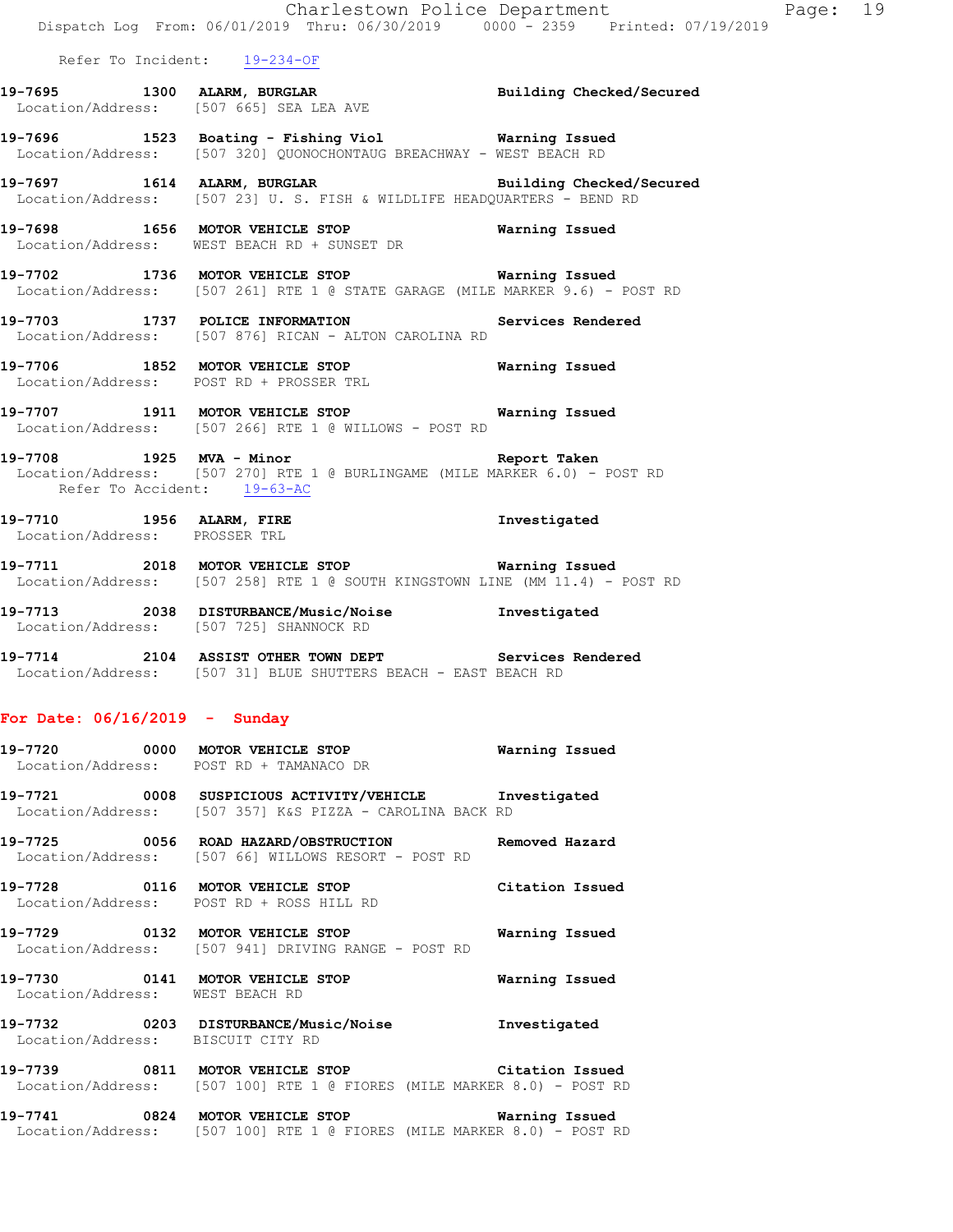Refer To Incident: 19-234-OF

**19-7695 1300 ALARM, BURGLAR** Building Checked/Secured
Location/Address: [507 665] SEA LEA AVE

**19-7696 1523 Boating - Fishing Viol** Warning Issued
Location/Address: [507 320] QUONOCHONTAUG BREACHWAY - WEST BEACH RD

**19-7697 1614 ALARM, BURGLAR** Building Checked/Secured
Location/Address: [507 23] U. S. FISH & WILDLIFE HEADQUARTERS - BEND RD

**19-7698 1656 MOTOR VEHICLE STOP** Warning Issued
Location/Address: WEST BEACH RD + SUNSET DR

**19-7702 1736 MOTOR VEHICLE STOP** Warning Issued
Location/Address: [507 261] RTE 1 @ STATE GARAGE (MILE MARKER 9.6) - POST RD

**19-7703 1737 POLICE INFORMATION** Services Rendered
Location/Address: [507 876] RICAN - ALTON CAROLINA RD

**19-7706 1852 MOTOR VEHICLE STOP** Warning Issued
Location/Address: POST RD + PROSSER TRL

**19-7707 1911 MOTOR VEHICLE STOP** Warning Issued
Location/Address: [507 266] RTE 1 @ WILLOWS - POST RD

**19-7708 1925 MVA - Minor** Report Taken
Location/Address: [507 270] RTE 1 @ BURLINGAME (MILE MARKER 6.0) - POST RD
Refer To Accident: 19-63-AC

**19-7710 1956 ALARM, FIRE** Investigated
Location/Address: PROSSER TRL

**19-7711 2018 MOTOR VEHICLE STOP** Warning Issued
Location/Address: [507 258] RTE 1 @ SOUTH KINGSTOWN LINE (MM 11.4) - POST RD

**19-7713 2038 DISTURBANCE/Music/Noise** Investigated
Location/Address: [507 725] SHANNOCK RD

**19-7714 2104 ASSIST OTHER TOWN DEPT** Services Rendered
Location/Address: [507 31] BLUE SHUTTERS BEACH - EAST BEACH RD

## For Date: 06/16/2019 - Sunday

**19-7720 0000 MOTOR VEHICLE STOP** Warning Issued
Location/Address: POST RD + TAMANACO DR

**19-7721 0008 SUSPICIOUS ACTIVITY/VEHICLE** Investigated
Location/Address: [507 357] K&S PIZZA - CAROLINA BACK RD

**19-7725 0056 ROAD HAZARD/OBSTRUCTION** Removed Hazard
Location/Address: [507 66] WILLOWS RESORT - POST RD

**19-7728 0116 MOTOR VEHICLE STOP** Citation Issued
Location/Address: POST RD + ROSS HILL RD

**19-7729 0132 MOTOR VEHICLE STOP** Warning Issued
Location/Address: [507 941] DRIVING RANGE - POST RD

**19-7730 0141 MOTOR VEHICLE STOP** Warning Issued
Location/Address: WEST BEACH RD

**19-7732 0203 DISTURBANCE/Music/Noise** Investigated
Location/Address: BISCUIT CITY RD

**19-7739 0811 MOTOR VEHICLE STOP** Citation Issued
Location/Address: [507 100] RTE 1 @ FIORES (MILE MARKER 8.0) - POST RD

**19-7741 0824 MOTOR VEHICLE STOP** Warning Issued
Location/Address: [507 100] RTE 1 @ FIORES (MILE MARKER 8.0) - POST RD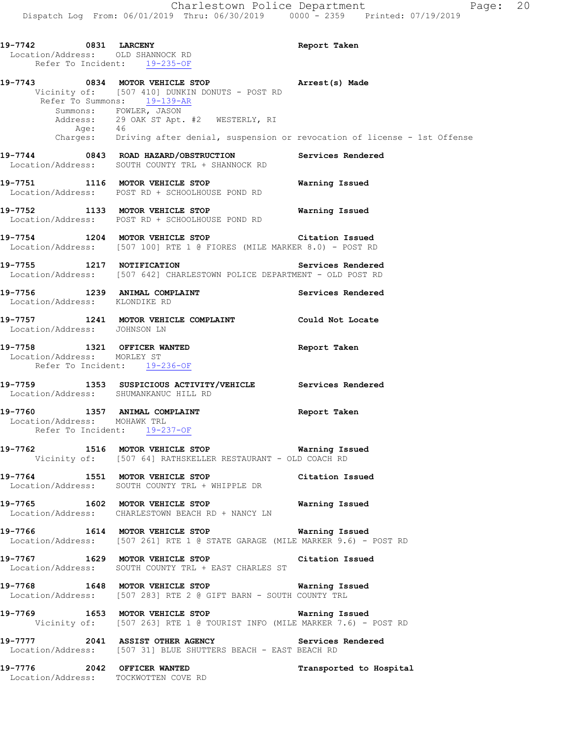**19-7742** 0831 **LARCENY** **Report Taken**
Location/Address: OLD SHANNOCK RD
Refer To Incident: 19-235-OF

**19-7743** 0834 **MOTOR VEHICLE STOP** **Arrest(s) Made**
Vicinity of: [507 410] DUNKIN DONUTS - POST RD
Refer To Summons: 19-139-AR
Summons: FOWLER, JASON
Address: 29 OAK ST Apt. #2 WESTERLY, RI
Age: 46
Charges: Driving after denial, suspension or revocation of license - 1st Offense

**19-7744** 0843 **ROAD HAZARD/OBSTRUCTION** **Services Rendered**
Location/Address: SOUTH COUNTY TRL + SHANNOCK RD

**19-7751** 1116 **MOTOR VEHICLE STOP** **Warning Issued**
Location/Address: POST RD + SCHOOLHOUSE POND RD

**19-7752** 1133 **MOTOR VEHICLE STOP** **Warning Issued**
Location/Address: POST RD + SCHOOLHOUSE POND RD

**19-7754** 1204 **MOTOR VEHICLE STOP** **Citation Issued**
Location/Address: [507 100] RTE 1 @ FIORES (MILE MARKER 8.0) - POST RD

**19-7755** 1217 **NOTIFICATION** **Services Rendered**
Location/Address: [507 642] CHARLESTOWN POLICE DEPARTMENT - OLD POST RD

**19-7756** 1239 **ANIMAL COMPLAINT** **Services Rendered**
Location/Address: KLONDIKE RD

**19-7757** 1241 **MOTOR VEHICLE COMPLAINT** **Could Not Locate**
Location/Address: JOHNSON LN

**19-7758** 1321 **OFFICER WANTED** **Report Taken**
Location/Address: MORLEY ST
Refer To Incident: 19-236-OF

**19-7759** 1353 **SUSPICIOUS ACTIVITY/VEHICLE** **Services Rendered**
Location/Address: SHUMANKANUC HILL RD

**19-7760** 1357 **ANIMAL COMPLAINT** **Report Taken**
Location/Address: MOHAWK TRL
Refer To Incident: 19-237-OF

**19-7762** 1516 **MOTOR VEHICLE STOP** **Warning Issued**
Vicinity of: [507 64] RATHSKELLER RESTAURANT - OLD COACH RD

**19-7764** 1551 **MOTOR VEHICLE STOP** **Citation Issued**
Location/Address: SOUTH COUNTY TRL + WHIPPLE DR

**19-7765** 1602 **MOTOR VEHICLE STOP** **Warning Issued**
Location/Address: CHARLESTOWN BEACH RD + NANCY LN

**19-7766** 1614 **MOTOR VEHICLE STOP** **Warning Issued**
Location/Address: [507 261] RTE 1 @ STATE GARAGE (MILE MARKER 9.6) - POST RD

**19-7767** 1629 **MOTOR VEHICLE STOP** **Citation Issued**
Location/Address: SOUTH COUNTY TRL + EAST CHARLES ST

**19-7768** 1648 **MOTOR VEHICLE STOP** **Warning Issued**
Location/Address: [507 283] RTE 2 @ GIFT BARN - SOUTH COUNTY TRL

**19-7769** 1653 **MOTOR VEHICLE STOP** **Warning Issued**
Vicinity of: [507 263] RTE 1 @ TOURIST INFO (MILE MARKER 7.6) - POST RD

**19-7777** 2041 **ASSIST OTHER AGENCY** **Services Rendered**
Location/Address: [507 31] BLUE SHUTTERS BEACH - EAST BEACH RD

**19-7776** 2042 **OFFICER WANTED** **Transported to Hospital**
Location/Address: TOCKWOTTEN COVE RD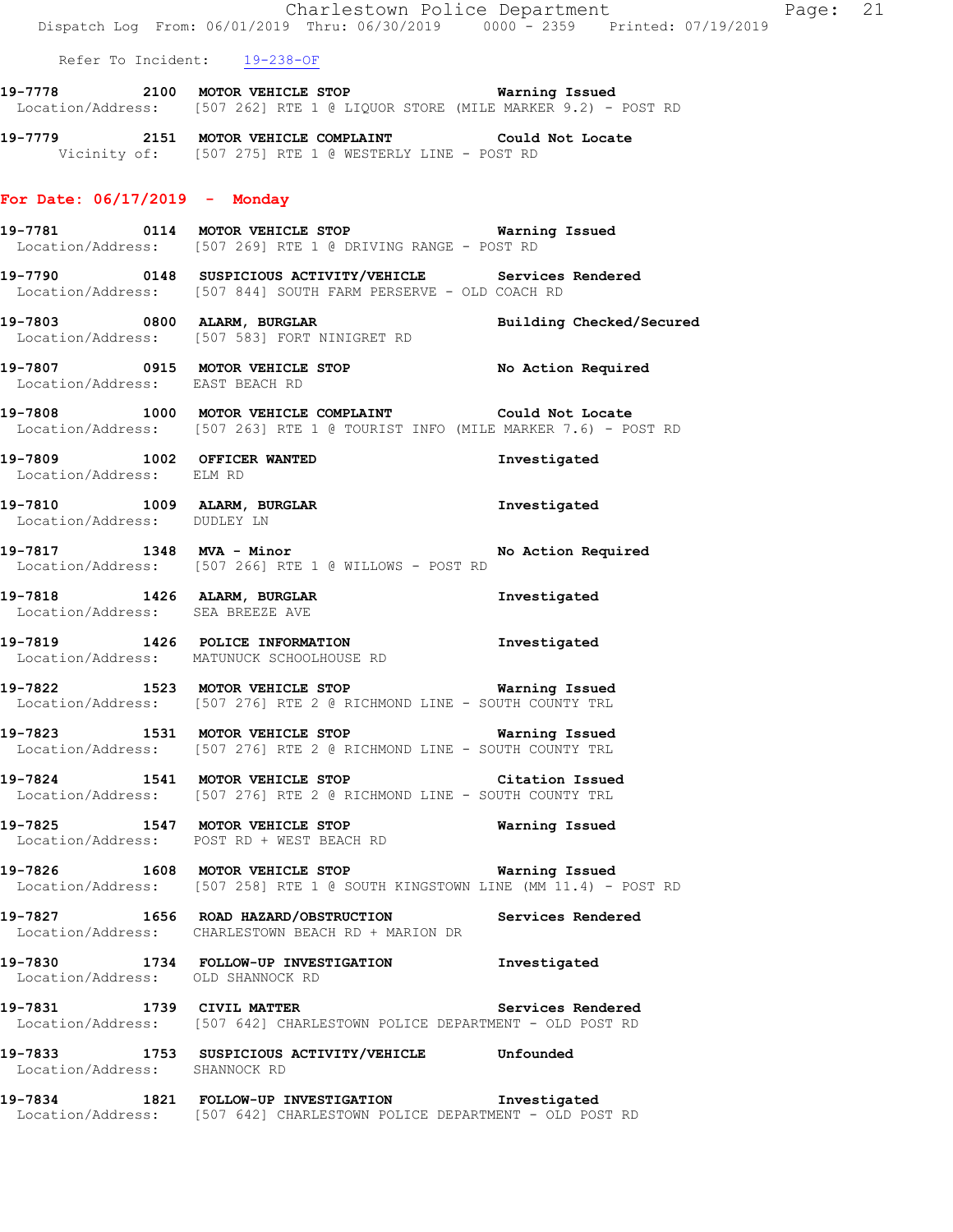Refer To Incident: 19-238-OF

**19-7778 2100 MOTOR VEHICLE STOP** Warning Issued
Location/Address: [507 262] RTE 1 @ LIQUOR STORE (MILE MARKER 9.2) - POST RD

**19-7779 2151 MOTOR VEHICLE COMPLAINT** Could Not Locate
Vicinity of: [507 275] RTE 1 @ WESTERLY LINE - POST RD

## For Date: 06/17/2019 - Monday

**19-7781 0114 MOTOR VEHICLE STOP** Warning Issued
Location/Address: [507 269] RTE 1 @ DRIVING RANGE - POST RD

**19-7790 0148 SUSPICIOUS ACTIVITY/VEHICLE** Services Rendered
Location/Address: [507 844] SOUTH FARM PERSERVE - OLD COACH RD

**19-7803 0800 ALARM, BURGLAR** Building Checked/Secured
Location/Address: [507 583] FORT NINIGRET RD

**19-7807 0915 MOTOR VEHICLE STOP** No Action Required
Location/Address: EAST BEACH RD

**19-7808 1000 MOTOR VEHICLE COMPLAINT** Could Not Locate
Location/Address: [507 263] RTE 1 @ TOURIST INFO (MILE MARKER 7.6) - POST RD

**19-7809 1002 OFFICER WANTED** Investigated
Location/Address: ELM RD

**19-7810 1009 ALARM, BURGLAR** Investigated
Location/Address: DUDLEY LN

**19-7817 1348 MVA - Minor** No Action Required
Location/Address: [507 266] RTE 1 @ WILLOWS - POST RD

**19-7818 1426 ALARM, BURGLAR** Investigated
Location/Address: SEA BREEZE AVE

**19-7819 1426 POLICE INFORMATION** Investigated
Location/Address: MATUNUCK SCHOOLHOUSE RD

**19-7822 1523 MOTOR VEHICLE STOP** Warning Issued
Location/Address: [507 276] RTE 2 @ RICHMOND LINE - SOUTH COUNTY TRL

**19-7823 1531 MOTOR VEHICLE STOP** Warning Issued
Location/Address: [507 276] RTE 2 @ RICHMOND LINE - SOUTH COUNTY TRL

**19-7824 1541 MOTOR VEHICLE STOP** Citation Issued
Location/Address: [507 276] RTE 2 @ RICHMOND LINE - SOUTH COUNTY TRL

**19-7825 1547 MOTOR VEHICLE STOP** Warning Issued
Location/Address: POST RD + WEST BEACH RD

**19-7826 1608 MOTOR VEHICLE STOP** Warning Issued
Location/Address: [507 258] RTE 1 @ SOUTH KINGSTOWN LINE (MM 11.4) - POST RD

**19-7827 1656 ROAD HAZARD/OBSTRUCTION** Services Rendered
Location/Address: CHARLESTOWN BEACH RD + MARION DR

**19-7830 1734 FOLLOW-UP INVESTIGATION** Investigated
Location/Address: OLD SHANNOCK RD

**19-7831 1739 CIVIL MATTER** Services Rendered
Location/Address: [507 642] CHARLESTOWN POLICE DEPARTMENT - OLD POST RD

**19-7833 1753 SUSPICIOUS ACTIVITY/VEHICLE** Unfounded
Location/Address: SHANNOCK RD

**19-7834 1821 FOLLOW-UP INVESTIGATION** Investigated
Location/Address: [507 642] CHARLESTOWN POLICE DEPARTMENT - OLD POST RD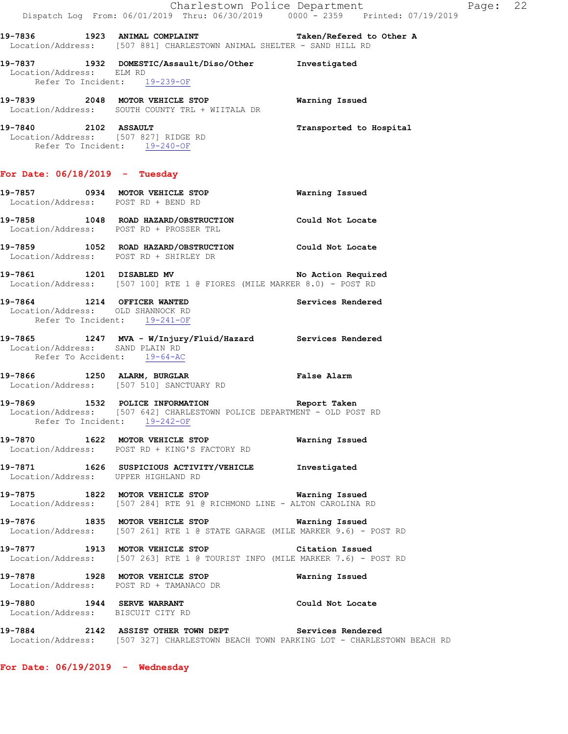19-7836 1923 **ANIMAL COMPLAINT** **Taken/Refered to Other A**
Location/Address: [507 881] CHARLESTOWN ANIMAL SHELTER - SAND HILL RD

19-7837 1932 **DOMESTIC/Assault/Diso/Other** **Investigated**
Location/Address: ELM RD
Refer To Incident: 19-239-OF

19-7839 2048 **MOTOR VEHICLE STOP** **Warning Issued**
Location/Address: SOUTH COUNTY TRL + WIITALA DR

19-7840 2102 **ASSAULT** **Transported to Hospital**
Location/Address: [507 827] RIDGE RD
Refer To Incident: 19-240-OF

## For Date: 06/18/2019 - Tuesday

19-7857 0934 **MOTOR VEHICLE STOP** **Warning Issued**
Location/Address: POST RD + BEND RD

19-7858 1048 **ROAD HAZARD/OBSTRUCTION** **Could Not Locate**
Location/Address: POST RD + PROSSER TRL

19-7859 1052 **ROAD HAZARD/OBSTRUCTION** **Could Not Locate**
Location/Address: POST RD + SHIRLEY DR

19-7861 1201 **DISABLED MV** **No Action Required**
Location/Address: [507 100] RTE 1 @ FIORES (MILE MARKER 8.0) - POST RD

19-7864 1214 **OFFICER WANTED** **Services Rendered**
Location/Address: OLD SHANNOCK RD
Refer To Incident: 19-241-OF

19-7865 1247 **MVA - W/Injury/Fluid/Hazard** **Services Rendered**
Location/Address: SAND PLAIN RD
Refer To Accident: 19-64-AC

19-7866 1250 **ALARM, BURGLAR** **False Alarm**
Location/Address: [507 510] SANCTUARY RD

19-7869 1532 **POLICE INFORMATION** **Report Taken**
Location/Address: [507 642] CHARLESTOWN POLICE DEPARTMENT - OLD POST RD
Refer To Incident: 19-242-OF

19-7870 1622 **MOTOR VEHICLE STOP** **Warning Issued**
Location/Address: POST RD + KING'S FACTORY RD

19-7871 1626 **SUSPICIOUS ACTIVITY/VEHICLE** **Investigated**
Location/Address: UPPER HIGHLAND RD

19-7875 1822 **MOTOR VEHICLE STOP** **Warning Issued**
Location/Address: [507 284] RTE 91 @ RICHMOND LINE - ALTON CAROLINA RD

19-7876 1835 **MOTOR VEHICLE STOP** **Warning Issued**
Location/Address: [507 261] RTE 1 @ STATE GARAGE (MILE MARKER 9.6) - POST RD

19-7877 1913 **MOTOR VEHICLE STOP** **Citation Issued**
Location/Address: [507 263] RTE 1 @ TOURIST INFO (MILE MARKER 7.6) - POST RD

19-7878 1928 **MOTOR VEHICLE STOP** **Warning Issued**
Location/Address: POST RD + TAMANACO DR

19-7880 1944 **SERVE WARRANT** **Could Not Locate**
Location/Address: BISCUIT CITY RD

19-7884 2142 **ASSIST OTHER TOWN DEPT** **Services Rendered**
Location/Address: [507 327] CHARLESTOWN BEACH TOWN PARKING LOT - CHARLESTOWN BEACH RD

## For Date: 06/19/2019 - Wednesday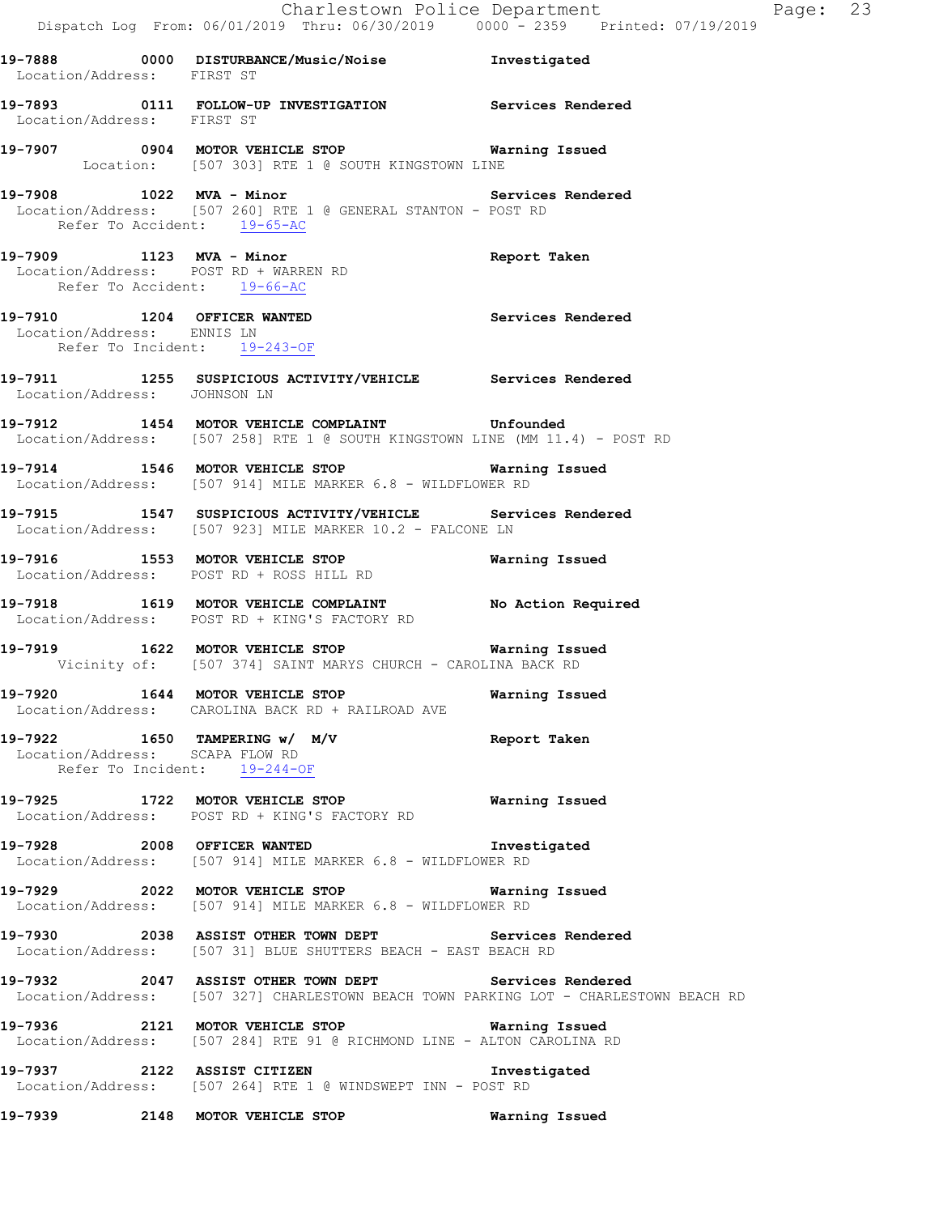19-7888 0000 **DISTURBANCE/Music/Noise** Investigated
Location/Address: FIRST ST

19-7893 0111 **FOLLOW-UP INVESTIGATION** Services Rendered
Location/Address: FIRST ST

19-7907 0904 **MOTOR VEHICLE STOP** Warning Issued
Location: [507 303] RTE 1 @ SOUTH KINGSTOWN LINE

19-7908 1022 **MVA - Minor** Services Rendered
Location/Address: [507 260] RTE 1 @ GENERAL STANTON - POST RD
Refer To Accident: 19-65-AC

19-7909 1123 **MVA - Minor** Report Taken
Location/Address: POST RD + WARREN RD
Refer To Accident: 19-66-AC

19-7910 1204 **OFFICER WANTED** Services Rendered
Location/Address: ENNIS LN
Refer To Incident: 19-243-OF

19-7911 1255 **SUSPICIOUS ACTIVITY/VEHICLE** Services Rendered
Location/Address: JOHNSON LN

19-7912 1454 **MOTOR VEHICLE COMPLAINT** Unfounded
Location/Address: [507 258] RTE 1 @ SOUTH KINGSTOWN LINE (MM 11.4) - POST RD

19-7914 1546 **MOTOR VEHICLE STOP** Warning Issued
Location/Address: [507 914] MILE MARKER 6.8 - WILDFLOWER RD

19-7915 1547 **SUSPICIOUS ACTIVITY/VEHICLE** Services Rendered
Location/Address: [507 923] MILE MARKER 10.2 - FALCONE LN

19-7916 1553 **MOTOR VEHICLE STOP** Warning Issued
Location/Address: POST RD + ROSS HILL RD

19-7918 1619 **MOTOR VEHICLE COMPLAINT** No Action Required
Location/Address: POST RD + KING'S FACTORY RD

19-7919 1622 **MOTOR VEHICLE STOP** Warning Issued
Vicinity of: [507 374] SAINT MARYS CHURCH - CAROLINA BACK RD

19-7920 1644 **MOTOR VEHICLE STOP** Warning Issued
Location/Address: CAROLINA BACK RD + RAILROAD AVE

19-7922 1650 **TAMPERING w/ M/V** Report Taken
Location/Address: SCAPA FLOW RD
Refer To Incident: 19-244-OF

19-7925 1722 **MOTOR VEHICLE STOP** Warning Issued
Location/Address: POST RD + KING'S FACTORY RD

19-7928 2008 **OFFICER WANTED** Investigated
Location/Address: [507 914] MILE MARKER 6.8 - WILDFLOWER RD

19-7929 2022 **MOTOR VEHICLE STOP** Warning Issued
Location/Address: [507 914] MILE MARKER 6.8 - WILDFLOWER RD

19-7930 2038 **ASSIST OTHER TOWN DEPT** Services Rendered
Location/Address: [507 31] BLUE SHUTTERS BEACH - EAST BEACH RD

19-7932 2047 **ASSIST OTHER TOWN DEPT** Services Rendered
Location/Address: [507 327] CHARLESTOWN BEACH TOWN PARKING LOT - CHARLESTOWN BEACH RD

19-7936 2121 **MOTOR VEHICLE STOP** Warning Issued
Location/Address: [507 284] RTE 91 @ RICHMOND LINE - ALTON CAROLINA RD

19-7937 2122 **ASSIST CITIZEN** Investigated
Location/Address: [507 264] RTE 1 @ WINDSWEPT INN - POST RD

19-7939 2148 **MOTOR VEHICLE STOP** Warning Issued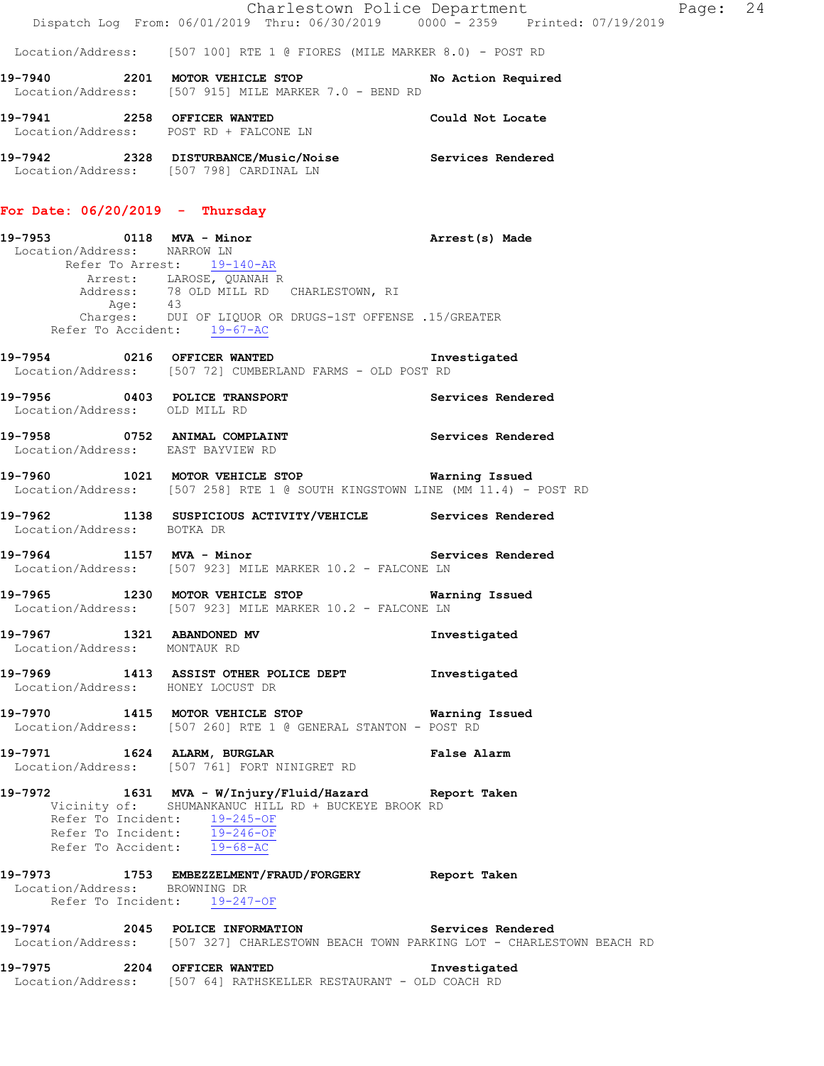Location/Address: [507 100] RTE 1 @ FIORES (MILE MARKER 8.0) - POST RD

**19-7940** **2201** **MOTOR VEHICLE STOP** **No Action Required**
Location/Address: [507 915] MILE MARKER 7.0 - BEND RD

**19-7941** **2258** **OFFICER WANTED** **Could Not Locate**
Location/Address: POST RD + FALCONE LN

**19-7942** **2328** **DISTURBANCE/Music/Noise** **Services Rendered**
Location/Address: [507 798] CARDINAL LN

## For Date: 06/20/2019 - Thursday

**19-7953** **0118** **MVA - Minor** **Arrest(s) Made**
Location/Address: NARROW LN
Refer To Arrest: 19-140-AR
Arrest: LAROSE, QUANAH R
Address: 78 OLD MILL RD CHARLESTOWN, RI
Age: 43
Charges: DUI OF LIQUOR OR DRUGS-1ST OFFENSE .15/GREATER
Refer To Accident: 19-67-AC

**19-7954** **0216** **OFFICER WANTED** **Investigated**
Location/Address: [507 72] CUMBERLAND FARMS - OLD POST RD

**19-7956** **0403** **POLICE TRANSPORT** **Services Rendered**
Location/Address: OLD MILL RD

**19-7958** **0752** **ANIMAL COMPLAINT** **Services Rendered**
Location/Address: EAST BAYVIEW RD

**19-7960** **1021** **MOTOR VEHICLE STOP** **Warning Issued**
Location/Address: [507 258] RTE 1 @ SOUTH KINGSTOWN LINE (MM 11.4) - POST RD

**19-7962** **1138** **SUSPICIOUS ACTIVITY/VEHICLE** **Services Rendered**
Location/Address: BOTKA DR

**19-7964** **1157** **MVA - Minor** **Services Rendered**
Location/Address: [507 923] MILE MARKER 10.2 - FALCONE LN

**19-7965** **1230** **MOTOR VEHICLE STOP** **Warning Issued**
Location/Address: [507 923] MILE MARKER 10.2 - FALCONE LN

**19-7967** **1321** **ABANDONED MV** **Investigated**
Location/Address: MONTAUK RD

**19-7969** **1413** **ASSIST OTHER POLICE DEPT** **Investigated**
Location/Address: HONEY LOCUST DR

**19-7970** **1415** **MOTOR VEHICLE STOP** **Warning Issued**
Location/Address: [507 260] RTE 1 @ GENERAL STANTON - POST RD

**19-7971** **1624** **ALARM, BURGLAR** **False Alarm**
Location/Address: [507 761] FORT NINIGRET RD

**19-7972** **1631** **MVA - W/Injury/Fluid/Hazard** **Report Taken**
Vicinity of: SHUMANKANUC HILL RD + BUCKEYE BROOK RD
Refer To Incident: 19-245-OF
Refer To Incident: 19-246-OF
Refer To Accident: 19-68-AC

**19-7973** **1753** **EMBEZZELMENT/FRAUD/FORGERY** **Report Taken**
Location/Address: BROWNING DR
Refer To Incident: 19-247-OF

**19-7974** **2045** **POLICE INFORMATION** **Services Rendered**
Location/Address: [507 327] CHARLESTOWN BEACH TOWN PARKING LOT - CHARLESTOWN BEACH RD

**19-7975** **2204** **OFFICER WANTED** **Investigated**
Location/Address: [507 64] RATHSKELLER RESTAURANT - OLD COACH RD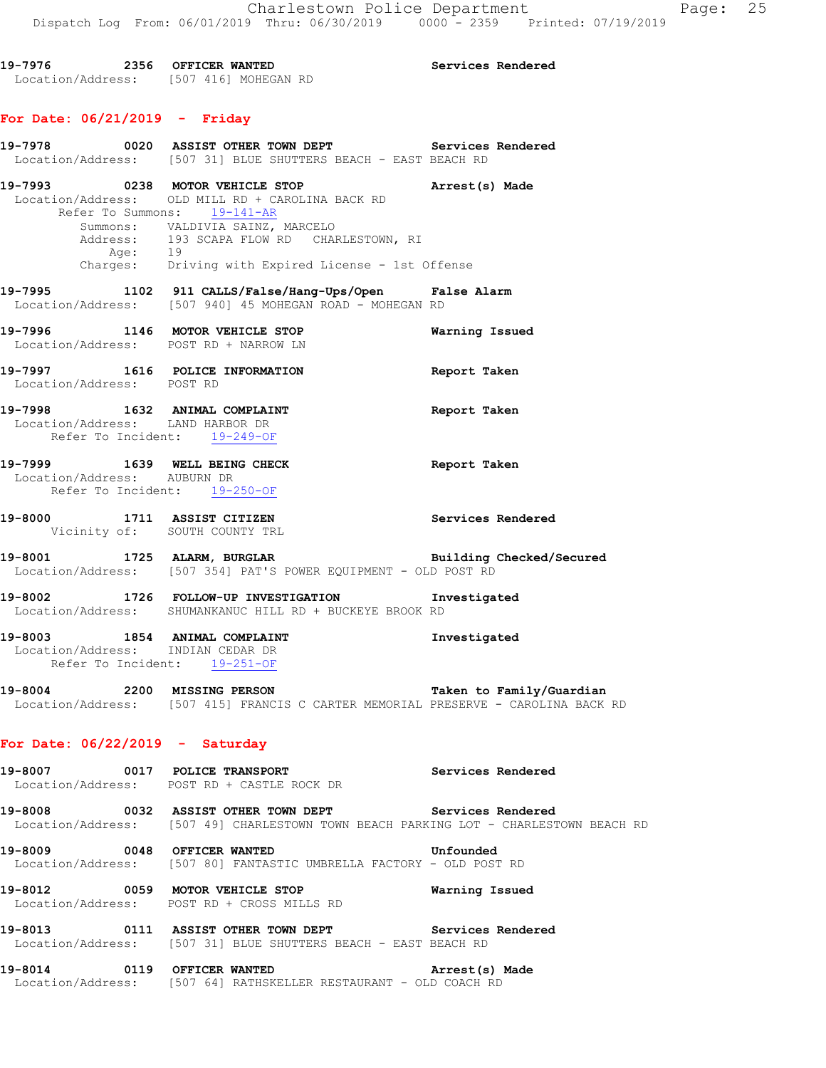**19-7976** 2356 **OFFICER WANTED** **Services Rendered**
Location/Address: [507 416] MOHEGAN RD

## For Date: 06/21/2019 - Friday

**19-7978** 0020 **ASSIST OTHER TOWN DEPT** **Services Rendered**
Location/Address: [507 31] BLUE SHUTTERS BEACH - EAST BEACH RD

**19-7993** 0238 **MOTOR VEHICLE STOP** **Arrest(s) Made**
Location/Address: OLD MILL RD + CAROLINA BACK RD
Refer To Summons: 19-141-AR
Summons: VALDIVIA SAINZ, MARCELO
Address: 193 SCAPA FLOW RD CHARLESTOWN, RI
Age: 19
Charges: Driving with Expired License - 1st Offense

**19-7995** 1102 **911 CALLS/False/Hang-Ups/Open** **False Alarm**
Location/Address: [507 940] 45 MOHEGAN ROAD - MOHEGAN RD

**19-7996** 1146 **MOTOR VEHICLE STOP** **Warning Issued**
Location/Address: POST RD + NARROW LN

**19-7997** 1616 **POLICE INFORMATION** **Report Taken**
Location/Address: POST RD

**19-7998** 1632 **ANIMAL COMPLAINT** **Report Taken**
Location/Address: LAND HARBOR DR
Refer To Incident: 19-249-OF

**19-7999** 1639 **WELL BEING CHECK** **Report Taken**
Location/Address: AUBURN DR
Refer To Incident: 19-250-OF

**19-8000** 1711 **ASSIST CITIZEN** **Services Rendered**
Vicinity of: SOUTH COUNTY TRL

**19-8001** 1725 **ALARM, BURGLAR** **Building Checked/Secured**
Location/Address: [507 354] PAT'S POWER EQUIPMENT - OLD POST RD

**19-8002** 1726 **FOLLOW-UP INVESTIGATION** **Investigated**
Location/Address: SHUMANKANUC HILL RD + BUCKEYE BROOK RD

**19-8003** 1854 **ANIMAL COMPLAINT** **Investigated**
Location/Address: INDIAN CEDAR DR
Refer To Incident: 19-251-OF

**19-8004** 2200 **MISSING PERSON** **Taken to Family/Guardian**
Location/Address: [507 415] FRANCIS C CARTER MEMORIAL PRESERVE - CAROLINA BACK RD

## For Date: 06/22/2019 - Saturday

**19-8007** 0017 **POLICE TRANSPORT** **Services Rendered**
Location/Address: POST RD + CASTLE ROCK DR

**19-8008** 0032 **ASSIST OTHER TOWN DEPT** **Services Rendered**
Location/Address: [507 49] CHARLESTOWN TOWN BEACH PARKING LOT - CHARLESTOWN BEACH RD

**19-8009** 0048 **OFFICER WANTED** **Unfounded**
Location/Address: [507 80] FANTASTIC UMBRELLA FACTORY - OLD POST RD

**19-8012** 0059 **MOTOR VEHICLE STOP** **Warning Issued**
Location/Address: POST RD + CROSS MILLS RD

**19-8013** 0111 **ASSIST OTHER TOWN DEPT** **Services Rendered**
Location/Address: [507 31] BLUE SHUTTERS BEACH - EAST BEACH RD

**19-8014** 0119 **OFFICER WANTED** **Arrest(s) Made**
Location/Address: [507 64] RATHSKELLER RESTAURANT - OLD COACH RD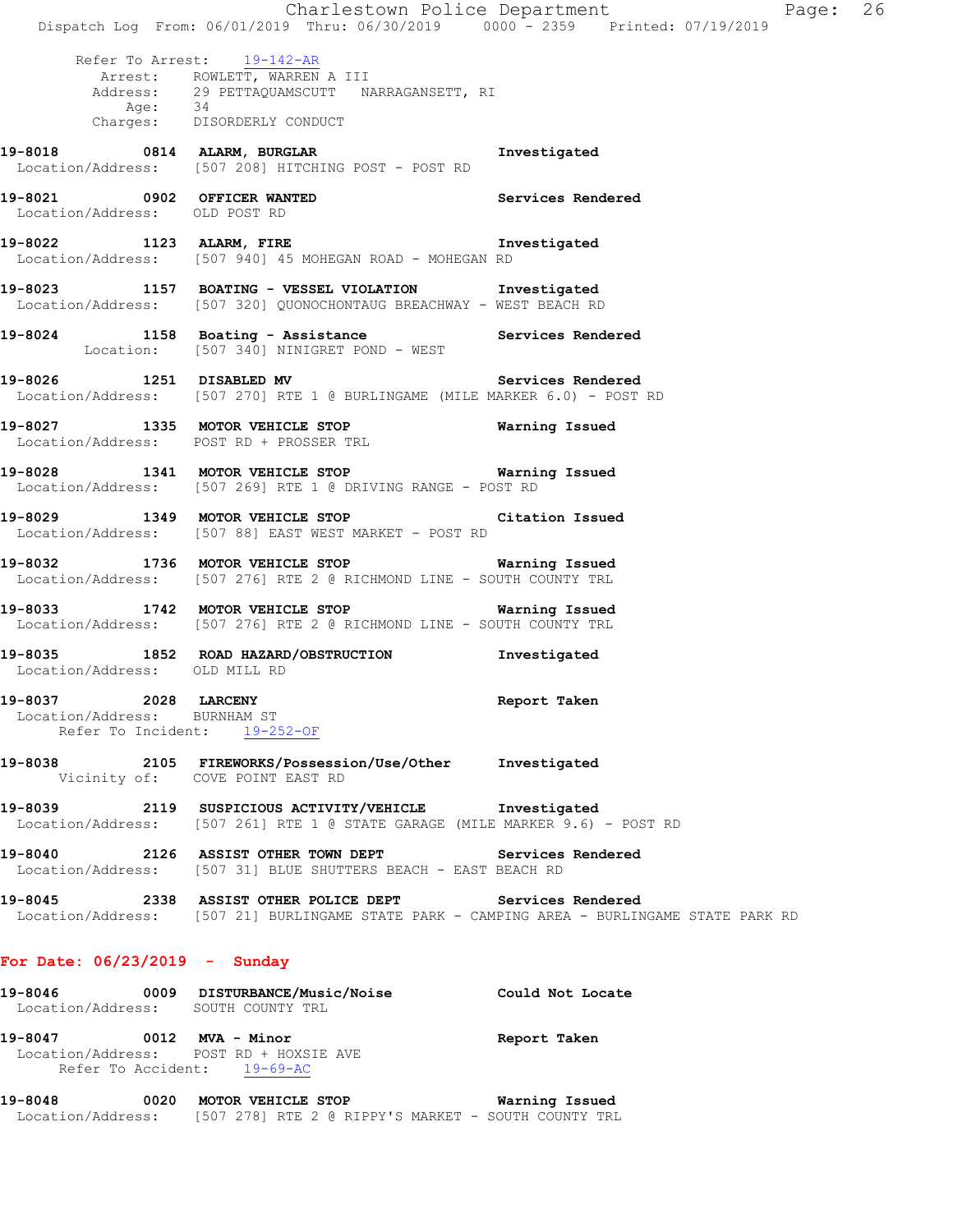Refer To Arrest: 19-142-AR
Arrest: ROWLETT, WARREN A III
Address: 29 PETTAQUAMSCUTT NARRAGANSETT, RI
Age: 34
Charges: DISORDERLY CONDUCT

**19-8018 0814 ALARM, BURGLAR** Investigated
Location/Address: [507 208] HITCHING POST - POST RD

**19-8021 0902 OFFICER WANTED** Services Rendered
Location/Address: OLD POST RD

**19-8022 1123 ALARM, FIRE** Investigated
Location/Address: [507 940] 45 MOHEGAN ROAD - MOHEGAN RD

**19-8023 1157 BOATING - VESSEL VIOLATION** Investigated
Location/Address: [507 320] QUONOCHONTAUG BREACHWAY - WEST BEACH RD

**19-8024 1158 Boating - Assistance** Services Rendered
Location: [507 340] NINIGRET POND - WEST

**19-8026 1251 DISABLED MV** Services Rendered
Location/Address: [507 270] RTE 1 @ BURLINGAME (MILE MARKER 6.0) - POST RD

**19-8027 1335 MOTOR VEHICLE STOP** Warning Issued
Location/Address: POST RD + PROSSER TRL

**19-8028 1341 MOTOR VEHICLE STOP** Warning Issued
Location/Address: [507 269] RTE 1 @ DRIVING RANGE - POST RD

**19-8029 1349 MOTOR VEHICLE STOP** Citation Issued
Location/Address: [507 88] EAST WEST MARKET - POST RD

**19-8032 1736 MOTOR VEHICLE STOP** Warning Issued
Location/Address: [507 276] RTE 2 @ RICHMOND LINE - SOUTH COUNTY TRL

**19-8033 1742 MOTOR VEHICLE STOP** Warning Issued
Location/Address: [507 276] RTE 2 @ RICHMOND LINE - SOUTH COUNTY TRL

**19-8035 1852 ROAD HAZARD/OBSTRUCTION** Investigated
Location/Address: OLD MILL RD

**19-8037 2028 LARCENY** Report Taken
Location/Address: BURNHAM ST
Refer To Incident: 19-252-OF

**19-8038 2105 FIREWORKS/Possession/Use/Other** Investigated
Vicinity of: COVE POINT EAST RD

**19-8039 2119 SUSPICIOUS ACTIVITY/VEHICLE** Investigated
Location/Address: [507 261] RTE 1 @ STATE GARAGE (MILE MARKER 9.6) - POST RD

**19-8040 2126 ASSIST OTHER TOWN DEPT** Services Rendered
Location/Address: [507 31] BLUE SHUTTERS BEACH - EAST BEACH RD

**19-8045 2338 ASSIST OTHER POLICE DEPT** Services Rendered
Location/Address: [507 21] BURLINGAME STATE PARK - CAMPING AREA - BURLINGAME STATE PARK RD

## For Date: 06/23/2019 - Sunday

**19-8046 0009 DISTURBANCE/Music/Noise** Could Not Locate
Location/Address: SOUTH COUNTY TRL

**19-8047 0012 MVA - Minor** Report Taken
Location/Address: POST RD + HOXSIE AVE
Refer To Accident: 19-69-AC

**19-8048 0020 MOTOR VEHICLE STOP** Warning Issued
Location/Address: [507 278] RTE 2 @ RIPPY'S MARKET - SOUTH COUNTY TRL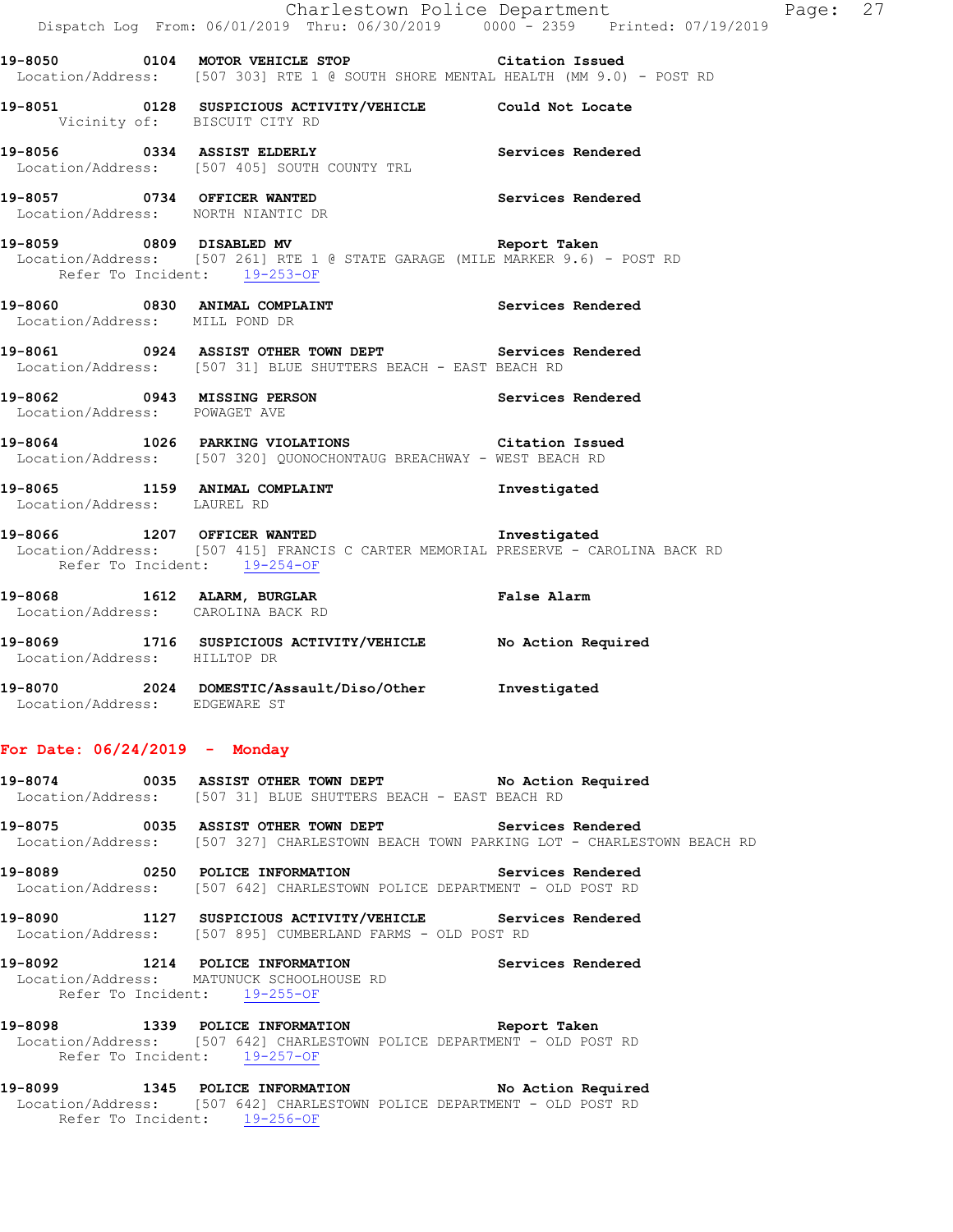19-8050 0104 MOTOR VEHICLE STOP Citation Issued
Location/Address: [507 303] RTE 1 @ SOUTH SHORE MENTAL HEALTH (MM 9.0) - POST RD

19-8051 0128 SUSPICIOUS ACTIVITY/VEHICLE Could Not Locate
Vicinity of: BISCUIT CITY RD

19-8056 0334 ASSIST ELDERLY Services Rendered
Location/Address: [507 405] SOUTH COUNTY TRL

19-8057 0734 OFFICER WANTED Services Rendered
Location/Address: NORTH NIANTIC DR

19-8059 0809 DISABLED MV Report Taken
Location/Address: [507 261] RTE 1 @ STATE GARAGE (MILE MARKER 9.6) - POST RD
Refer To Incident: 19-253-OF

19-8060 0830 ANIMAL COMPLAINT Services Rendered
Location/Address: MILL POND DR

19-8061 0924 ASSIST OTHER TOWN DEPT Services Rendered
Location/Address: [507 31] BLUE SHUTTERS BEACH - EAST BEACH RD

19-8062 0943 MISSING PERSON Services Rendered
Location/Address: POWAGET AVE

19-8064 1026 PARKING VIOLATIONS Citation Issued
Location/Address: [507 320] QUONOCHONTAUG BREACHWAY - WEST BEACH RD

19-8065 1159 ANIMAL COMPLAINT Investigated
Location/Address: LAUREL RD

19-8066 1207 OFFICER WANTED Investigated
Location/Address: [507 415] FRANCIS C CARTER MEMORIAL PRESERVE - CAROLINA BACK RD
Refer To Incident: 19-254-OF

19-8068 1612 ALARM, BURGLAR False Alarm
Location/Address: CAROLINA BACK RD

19-8069 1716 SUSPICIOUS ACTIVITY/VEHICLE No Action Required
Location/Address: HILLTOP DR

19-8070 2024 DOMESTIC/Assault/Diso/Other Investigated
Location/Address: EDGEWARE ST

## For Date: 06/24/2019 - Monday

19-8074 0035 ASSIST OTHER TOWN DEPT No Action Required
Location/Address: [507 31] BLUE SHUTTERS BEACH - EAST BEACH RD

19-8075 0035 ASSIST OTHER TOWN DEPT Services Rendered
Location/Address: [507 327] CHARLESTOWN BEACH TOWN PARKING LOT - CHARLESTOWN BEACH RD

19-8089 0250 POLICE INFORMATION Services Rendered
Location/Address: [507 642] CHARLESTOWN POLICE DEPARTMENT - OLD POST RD

19-8090 1127 SUSPICIOUS ACTIVITY/VEHICLE Services Rendered
Location/Address: [507 895] CUMBERLAND FARMS - OLD POST RD

19-8092 1214 POLICE INFORMATION Services Rendered
Location/Address: MATUNUCK SCHOOLHOUSE RD
Refer To Incident: 19-255-OF

19-8098 1339 POLICE INFORMATION Report Taken
Location/Address: [507 642] CHARLESTOWN POLICE DEPARTMENT - OLD POST RD
Refer To Incident: 19-257-OF

19-8099 1345 POLICE INFORMATION No Action Required
Location/Address: [507 642] CHARLESTOWN POLICE DEPARTMENT - OLD POST RD
Refer To Incident: 19-256-OF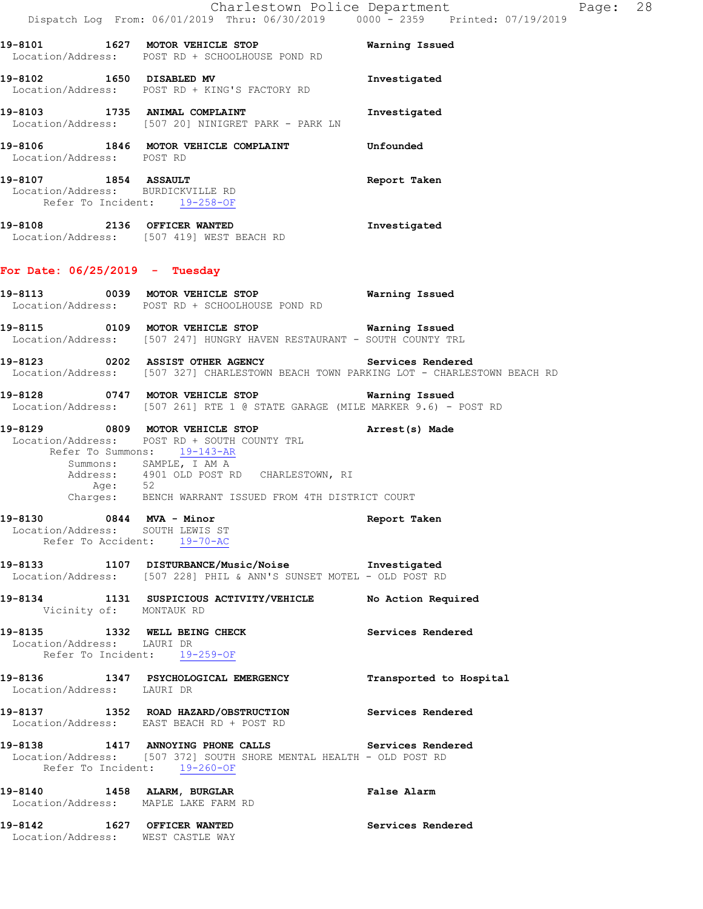19-8101 1627 **MOTOR VEHICLE STOP** Warning Issued
Location/Address: POST RD + SCHOOLHOUSE POND RD

19-8102 1650 **DISABLED MV** Investigated
Location/Address: POST RD + KING'S FACTORY RD

19-8103 1735 **ANIMAL COMPLAINT** Investigated
Location/Address: [507 20] NINIGRET PARK - PARK LN

19-8106 1846 **MOTOR VEHICLE COMPLAINT** Unfounded
Location/Address: POST RD

19-8107 1854 **ASSAULT** Report Taken
Location/Address: BURDICKVILLE RD
Refer To Incident: 19-258-OF

19-8108 2136 **OFFICER WANTED** Investigated
Location/Address: [507 419] WEST BEACH RD

## For Date: 06/25/2019 - Tuesday

19-8113 0039 **MOTOR VEHICLE STOP** Warning Issued
Location/Address: POST RD + SCHOOLHOUSE POND RD

19-8115 0109 **MOTOR VEHICLE STOP** Warning Issued
Location/Address: [507 247] HUNGRY HAVEN RESTAURANT - SOUTH COUNTY TRL

19-8123 0202 **ASSIST OTHER AGENCY** Services Rendered
Location/Address: [507 327] CHARLESTOWN BEACH TOWN PARKING LOT - CHARLESTOWN BEACH RD

19-8128 0747 **MOTOR VEHICLE STOP** Warning Issued
Location/Address: [507 261] RTE 1 @ STATE GARAGE (MILE MARKER 9.6) - POST RD

19-8129 0809 **MOTOR VEHICLE STOP** Arrest(s) Made
Location/Address: POST RD + SOUTH COUNTY TRL
Refer To Summons: 19-143-AR
Summons: SAMPLE, I AM A
Address: 4901 OLD POST RD CHARLESTOWN, RI
Age: 52
Charges: BENCH WARRANT ISSUED FROM 4TH DISTRICT COURT

19-8130 0844 **MVA - Minor** Report Taken
Location/Address: SOUTH LEWIS ST
Refer To Accident: 19-70-AC

19-8133 1107 **DISTURBANCE/Music/Noise** Investigated
Location/Address: [507 228] PHIL & ANN'S SUNSET MOTEL - OLD POST RD

19-8134 1131 **SUSPICIOUS ACTIVITY/VEHICLE** No Action Required
Vicinity of: MONTAUK RD

19-8135 1332 **WELL BEING CHECK** Services Rendered
Location/Address: LAURI DR
Refer To Incident: 19-259-OF

19-8136 1347 **PSYCHOLOGICAL EMERGENCY** Transported to Hospital
Location/Address: LAURI DR

19-8137 1352 **ROAD HAZARD/OBSTRUCTION** Services Rendered
Location/Address: EAST BEACH RD + POST RD

19-8138 1417 **ANNOYING PHONE CALLS** Services Rendered
Location/Address: [507 372] SOUTH SHORE MENTAL HEALTH - OLD POST RD
Refer To Incident: 19-260-OF

19-8140 1458 **ALARM, BURGLAR** False Alarm
Location/Address: MAPLE LAKE FARM RD

19-8142 1627 **OFFICER WANTED** Services Rendered
Location/Address: WEST CASTLE WAY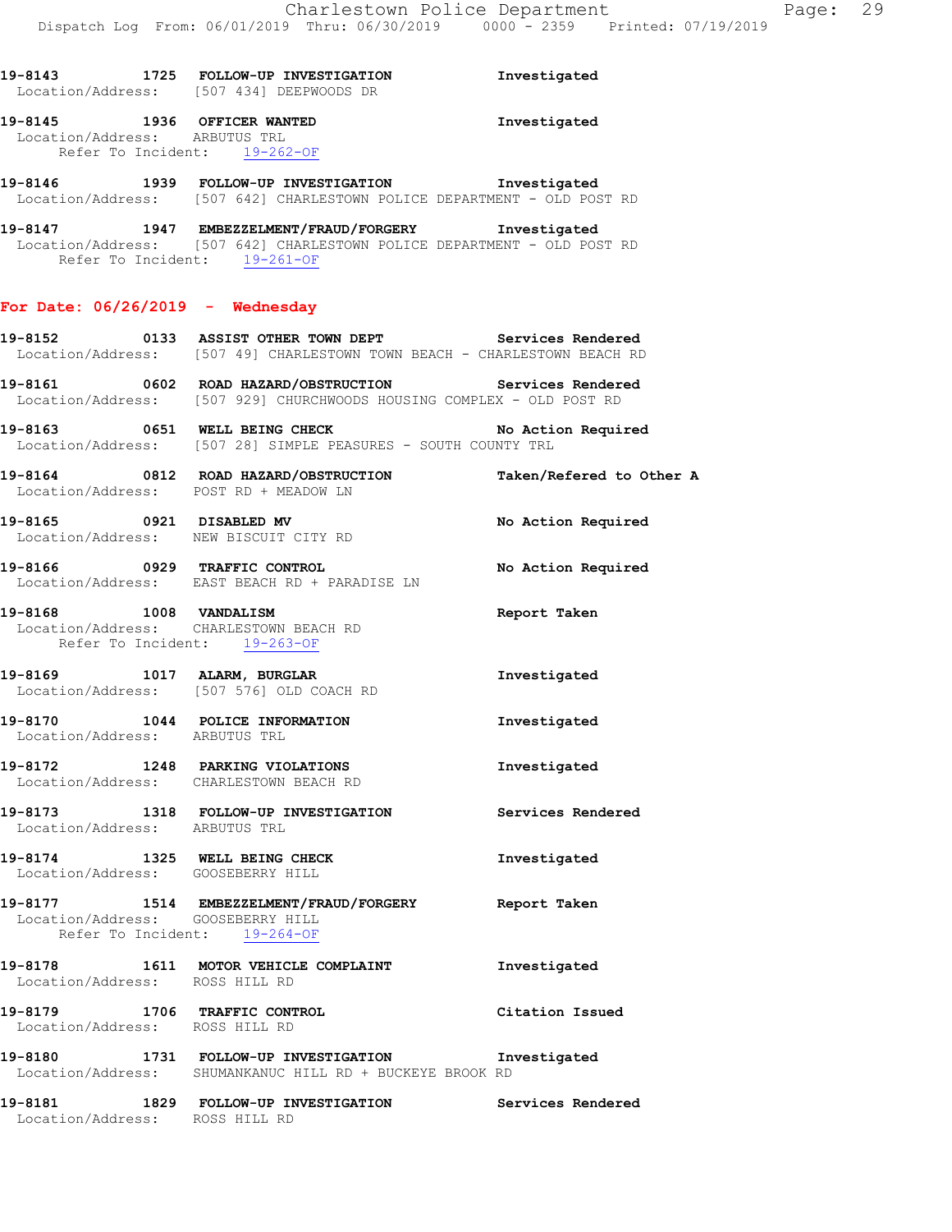19-8143 1725 FOLLOW-UP INVESTIGATION Investigated
Location/Address: [507 434] DEEPWOODS DR

19-8145 1936 OFFICER WANTED Investigated
Location/Address: ARBUTUS TRL
Refer To Incident: 19-262-OF

19-8146 1939 FOLLOW-UP INVESTIGATION Investigated
Location/Address: [507 642] CHARLESTOWN POLICE DEPARTMENT - OLD POST RD

19-8147 1947 EMBEZZELMENT/FRAUD/FORGERY Investigated
Location/Address: [507 642] CHARLESTOWN POLICE DEPARTMENT - OLD POST RD
Refer To Incident: 19-261-OF

## For Date: 06/26/2019 - Wednesday

19-8152 0133 ASSIST OTHER TOWN DEPT Services Rendered
Location/Address: [507 49] CHARLESTOWN TOWN BEACH - CHARLESTOWN BEACH RD

19-8161 0602 ROAD HAZARD/OBSTRUCTION Services Rendered
Location/Address: [507 929] CHURCHWOODS HOUSING COMPLEX - OLD POST RD

19-8163 0651 WELL BEING CHECK No Action Required
Location/Address: [507 28] SIMPLE PEASURES - SOUTH COUNTY TRL

19-8164 0812 ROAD HAZARD/OBSTRUCTION Taken/Refered to Other A
Location/Address: POST RD + MEADOW LN

19-8165 0921 DISABLED MV No Action Required
Location/Address: NEW BISCUIT CITY RD

19-8166 0929 TRAFFIC CONTROL No Action Required
Location/Address: EAST BEACH RD + PARADISE LN

19-8168 1008 VANDALISM Report Taken
Location/Address: CHARLESTOWN BEACH RD
Refer To Incident: 19-263-OF

19-8169 1017 ALARM, BURGLAR Investigated
Location/Address: [507 576] OLD COACH RD

19-8170 1044 POLICE INFORMATION Investigated
Location/Address: ARBUTUS TRL

19-8172 1248 PARKING VIOLATIONS Investigated
Location/Address: CHARLESTOWN BEACH RD

19-8173 1318 FOLLOW-UP INVESTIGATION Services Rendered
Location/Address: ARBUTUS TRL

19-8174 1325 WELL BEING CHECK Investigated
Location/Address: GOOSEBERRY HILL

19-8177 1514 EMBEZZELMENT/FRAUD/FORGERY Report Taken
Location/Address: GOOSEBERRY HILL
Refer To Incident: 19-264-OF

19-8178 1611 MOTOR VEHICLE COMPLAINT Investigated
Location/Address: ROSS HILL RD

19-8179 1706 TRAFFIC CONTROL Citation Issued
Location/Address: ROSS HILL RD

19-8180 1731 FOLLOW-UP INVESTIGATION Investigated
Location/Address: SHUMANKANUC HILL RD + BUCKEYE BROOK RD

19-8181 1829 FOLLOW-UP INVESTIGATION Services Rendered
Location/Address: ROSS HILL RD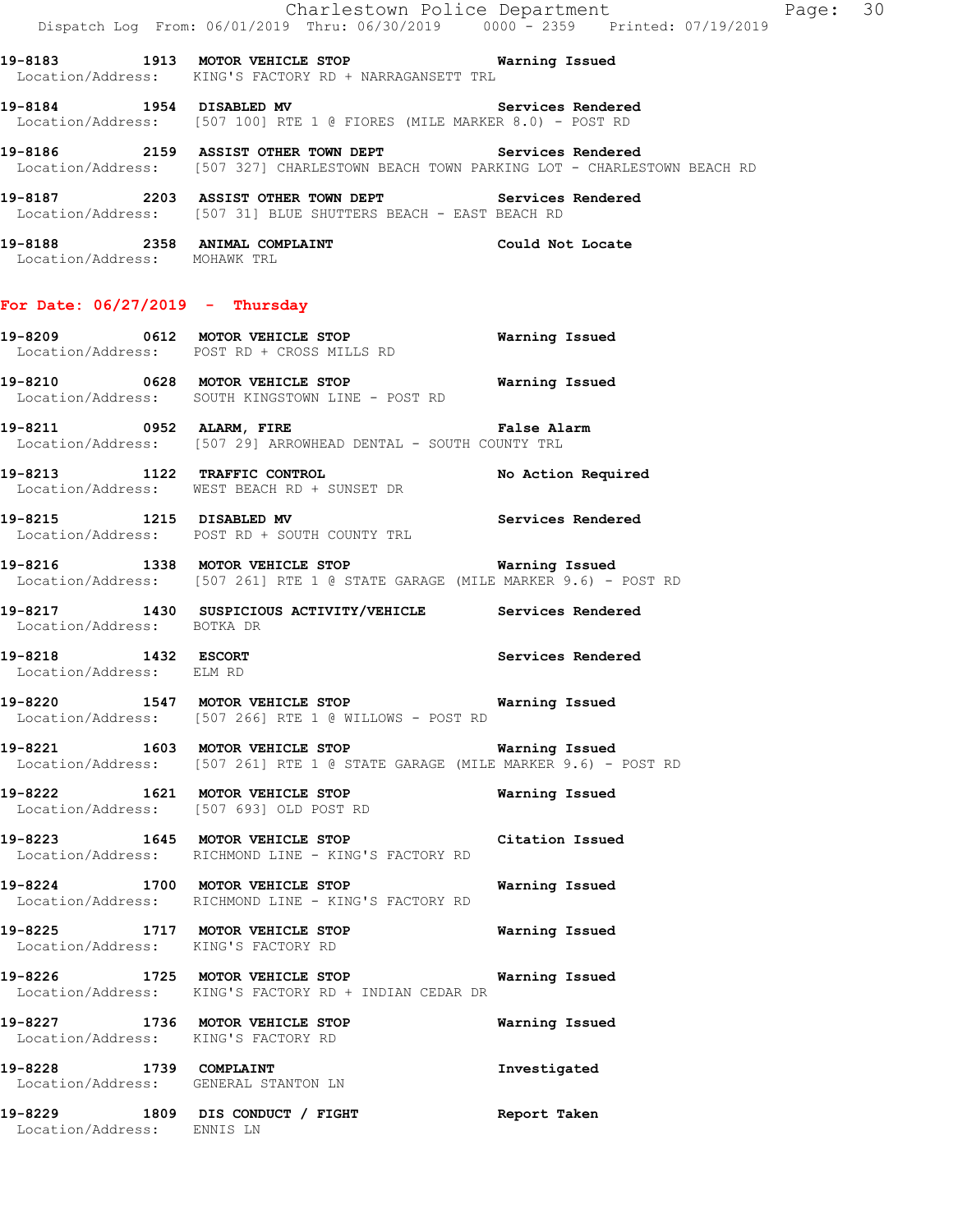19-8183 1913 **MOTOR VEHICLE STOP** **Warning Issued**
Location/Address: KING'S FACTORY RD + NARRAGANSETT TRL

19-8184 1954 **DISABLED MV** **Services Rendered**
Location/Address: [507 100] RTE 1 @ FIORES (MILE MARKER 8.0) - POST RD

19-8186 2159 **ASSIST OTHER TOWN DEPT** **Services Rendered**
Location/Address: [507 327] CHARLESTOWN BEACH TOWN PARKING LOT - CHARLESTOWN BEACH RD

19-8187 2203 **ASSIST OTHER TOWN DEPT** **Services Rendered**
Location/Address: [507 31] BLUE SHUTTERS BEACH - EAST BEACH RD

19-8188 2358 **ANIMAL COMPLAINT** **Could Not Locate**
Location/Address: MOHAWK TRL

## For Date: 06/27/2019 - Thursday

19-8209 0612 **MOTOR VEHICLE STOP** **Warning Issued**
Location/Address: POST RD + CROSS MILLS RD

19-8210 0628 **MOTOR VEHICLE STOP** **Warning Issued**
Location/Address: SOUTH KINGSTOWN LINE - POST RD

19-8211 0952 **ALARM, FIRE** **False Alarm**
Location/Address: [507 29] ARROWHEAD DENTAL - SOUTH COUNTY TRL

19-8213 1122 **TRAFFIC CONTROL** **No Action Required**
Location/Address: WEST BEACH RD + SUNSET DR

19-8215 1215 **DISABLED MV** **Services Rendered**
Location/Address: POST RD + SOUTH COUNTY TRL

19-8216 1338 **MOTOR VEHICLE STOP** **Warning Issued**
Location/Address: [507 261] RTE 1 @ STATE GARAGE (MILE MARKER 9.6) - POST RD

19-8217 1430 **SUSPICIOUS ACTIVITY/VEHICLE** **Services Rendered**
Location/Address: BOTKA DR

19-8218 1432 **ESCORT** **Services Rendered**
Location/Address: ELM RD

19-8220 1547 **MOTOR VEHICLE STOP** **Warning Issued**
Location/Address: [507 266] RTE 1 @ WILLOWS - POST RD

19-8221 1603 **MOTOR VEHICLE STOP** **Warning Issued**
Location/Address: [507 261] RTE 1 @ STATE GARAGE (MILE MARKER 9.6) - POST RD

19-8222 1621 **MOTOR VEHICLE STOP** **Warning Issued**
Location/Address: [507 693] OLD POST RD

19-8223 1645 **MOTOR VEHICLE STOP** **Citation Issued**
Location/Address: RICHMOND LINE - KING'S FACTORY RD

19-8224 1700 **MOTOR VEHICLE STOP** **Warning Issued**
Location/Address: RICHMOND LINE - KING'S FACTORY RD

19-8225 1717 **MOTOR VEHICLE STOP** **Warning Issued**
Location/Address: KING'S FACTORY RD

19-8226 1725 **MOTOR VEHICLE STOP** **Warning Issued**
Location/Address: KING'S FACTORY RD + INDIAN CEDAR DR

19-8227 1736 **MOTOR VEHICLE STOP** **Warning Issued**
Location/Address: KING'S FACTORY RD

19-8228 1739 **COMPLAINT** **Investigated**
Location/Address: GENERAL STANTON LN

19-8229 1809 **DIS CONDUCT / FIGHT** **Report Taken**
Location/Address: ENNIS LN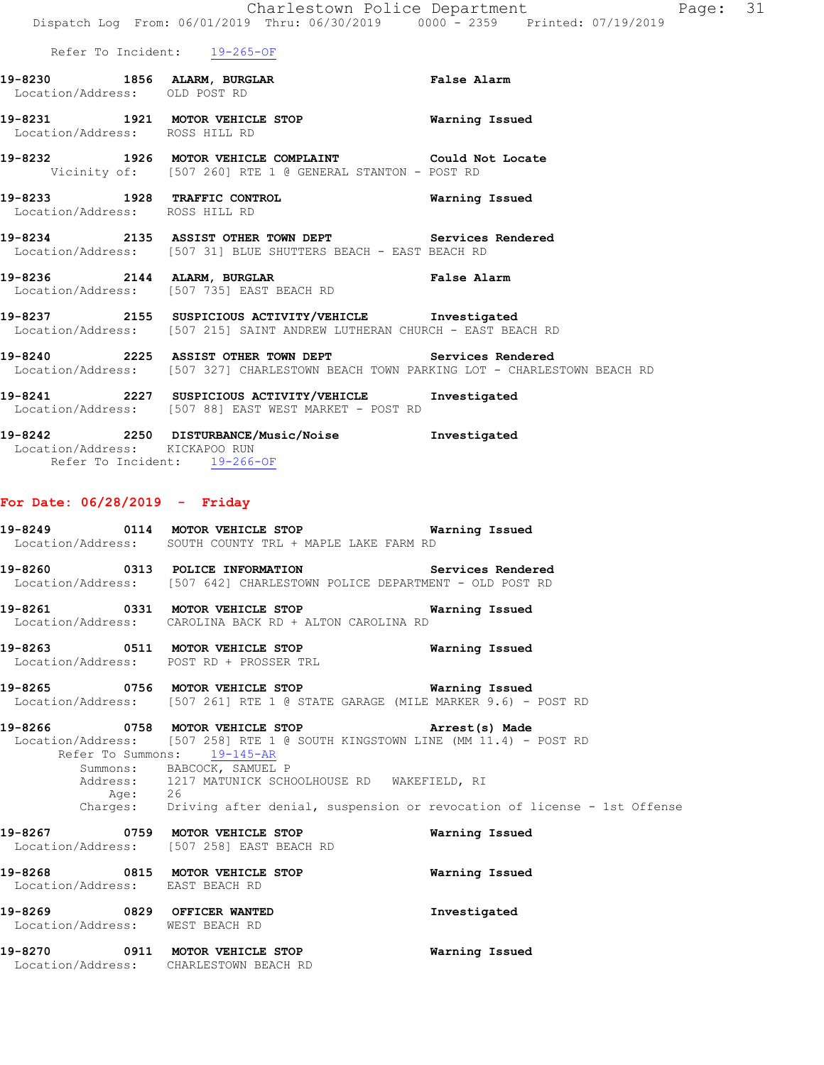Refer To Incident: 19-265-OF

**19-8230** 1856 **ALARM, BURGLAR** False Alarm
Location/Address: OLD POST RD

**19-8231** 1921 **MOTOR VEHICLE STOP** Warning Issued
Location/Address: ROSS HILL RD

**19-8232** 1926 **MOTOR VEHICLE COMPLAINT** Could Not Locate
Vicinity of: [507 260] RTE 1 @ GENERAL STANTON - POST RD

**19-8233** 1928 **TRAFFIC CONTROL** Warning Issued
Location/Address: ROSS HILL RD

**19-8234** 2135 **ASSIST OTHER TOWN DEPT** Services Rendered
Location/Address: [507 31] BLUE SHUTTERS BEACH - EAST BEACH RD

**19-8236** 2144 **ALARM, BURGLAR** False Alarm
Location/Address: [507 735] EAST BEACH RD

**19-8237** 2155 **SUSPICIOUS ACTIVITY/VEHICLE** Investigated
Location/Address: [507 215] SAINT ANDREW LUTHERAN CHURCH - EAST BEACH RD

**19-8240** 2225 **ASSIST OTHER TOWN DEPT** Services Rendered
Location/Address: [507 327] CHARLESTOWN BEACH TOWN PARKING LOT - CHARLESTOWN BEACH RD

**19-8241** 2227 **SUSPICIOUS ACTIVITY/VEHICLE** Investigated
Location/Address: [507 88] EAST WEST MARKET - POST RD

**19-8242** 2250 **DISTURBANCE/Music/Noise** Investigated
Location/Address: KICKAPOO RUN
Refer To Incident: 19-266-OF

## For Date: 06/28/2019 - Friday

**19-8249** 0114 **MOTOR VEHICLE STOP** Warning Issued
Location/Address: SOUTH COUNTY TRL + MAPLE LAKE FARM RD

**19-8260** 0313 **POLICE INFORMATION** Services Rendered
Location/Address: [507 642] CHARLESTOWN POLICE DEPARTMENT - OLD POST RD

**19-8261** 0331 **MOTOR VEHICLE STOP** Warning Issued
Location/Address: CAROLINA BACK RD + ALTON CAROLINA RD

**19-8263** 0511 **MOTOR VEHICLE STOP** Warning Issued
Location/Address: POST RD + PROSSER TRL

**19-8265** 0756 **MOTOR VEHICLE STOP** Warning Issued
Location/Address: [507 261] RTE 1 @ STATE GARAGE (MILE MARKER 9.6) - POST RD

**19-8266** 0758 **MOTOR VEHICLE STOP** Arrest(s) Made
Location/Address: [507 258] RTE 1 @ SOUTH KINGSTOWN LINE (MM 11.4) - POST RD
Refer To Summons: 19-145-AR
Summons: BABCOCK, SAMUEL P
Address: 1217 MATUNICK SCHOOLHOUSE RD WAKEFIELD, RI
Age: 26
Charges: Driving after denial, suspension or revocation of license - 1st Offense

**19-8267** 0759 **MOTOR VEHICLE STOP** Warning Issued
Location/Address: [507 258] EAST BEACH RD

**19-8268** 0815 **MOTOR VEHICLE STOP** Warning Issued
Location/Address: EAST BEACH RD

**19-8269** 0829 **OFFICER WANTED** Investigated
Location/Address: WEST BEACH RD

**19-8270** 0911 **MOTOR VEHICLE STOP** Warning Issued
Location/Address: CHARLESTOWN BEACH RD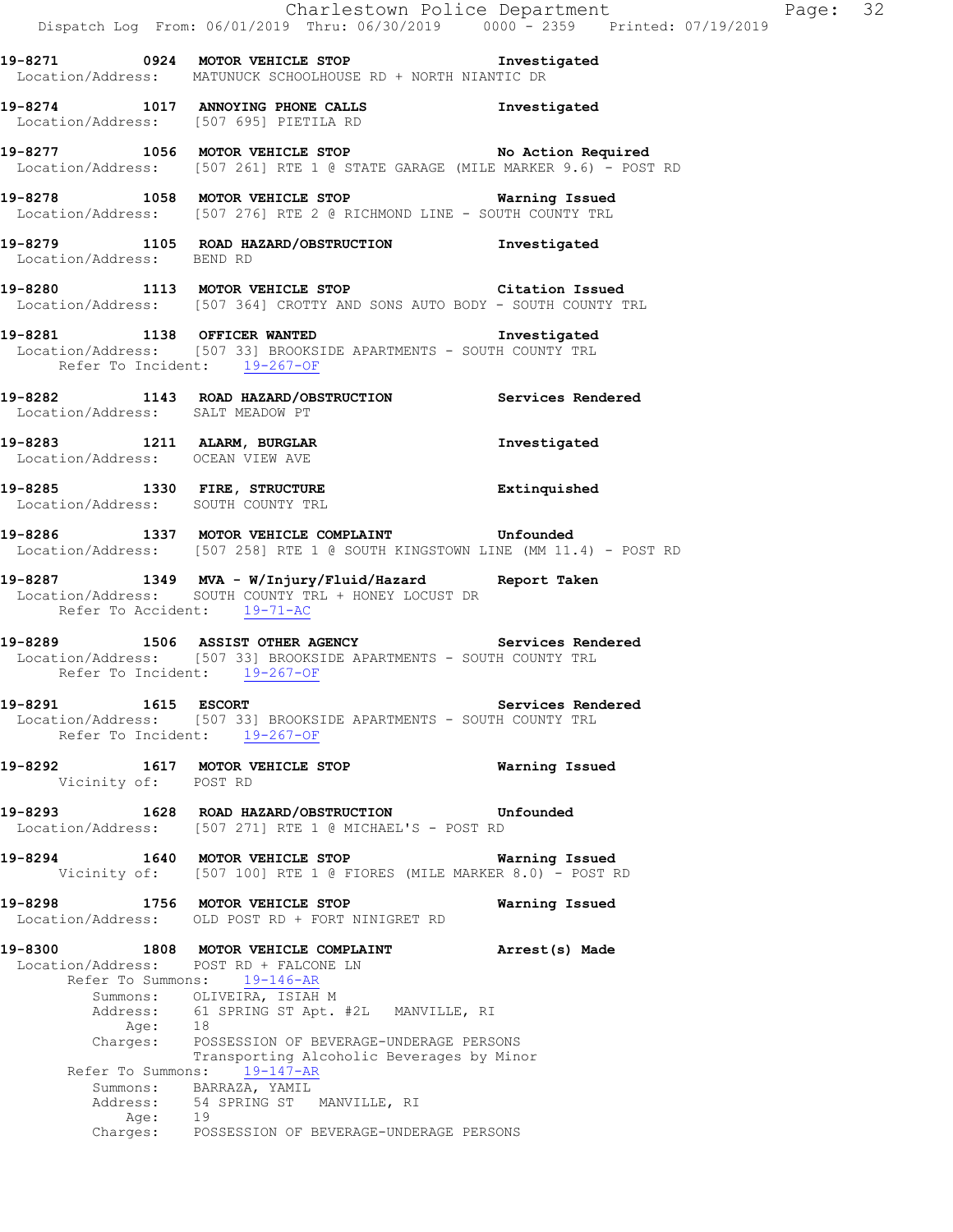**19-8271 0924 MOTOR VEHICLE STOP Investigated**
Location/Address: MATUNUCK SCHOOLHOUSE RD + NORTH NIANTIC DR

**19-8274 1017 ANNOYING PHONE CALLS Investigated**
Location/Address: [507 695] PIETILA RD

**19-8277 1056 MOTOR VEHICLE STOP No Action Required**
Location/Address: [507 261] RTE 1 @ STATE GARAGE (MILE MARKER 9.6) - POST RD

**19-8278 1058 MOTOR VEHICLE STOP Warning Issued**
Location/Address: [507 276] RTE 2 @ RICHMOND LINE - SOUTH COUNTY TRL

**19-8279 1105 ROAD HAZARD/OBSTRUCTION Investigated**
Location/Address: BEND RD

**19-8280 1113 MOTOR VEHICLE STOP Citation Issued**
Location/Address: [507 364] CROTTY AND SONS AUTO BODY - SOUTH COUNTY TRL

**19-8281 1138 OFFICER WANTED Investigated**
Location/Address: [507 33] BROOKSIDE APARTMENTS - SOUTH COUNTY TRL
Refer To Incident: 19-267-OF

**19-8282 1143 ROAD HAZARD/OBSTRUCTION Services Rendered**
Location/Address: SALT MEADOW PT

**19-8283 1211 ALARM, BURGLAR Investigated**
Location/Address: OCEAN VIEW AVE

**19-8285 1330 FIRE, STRUCTURE Extinquished**
Location/Address: SOUTH COUNTY TRL

**19-8286 1337 MOTOR VEHICLE COMPLAINT Unfounded**
Location/Address: [507 258] RTE 1 @ SOUTH KINGSTOWN LINE (MM 11.4) - POST RD

**19-8287 1349 MVA - W/Injury/Fluid/Hazard Report Taken**
Location/Address: SOUTH COUNTY TRL + HONEY LOCUST DR
Refer To Accident: 19-71-AC

**19-8289 1506 ASSIST OTHER AGENCY Services Rendered**
Location/Address: [507 33] BROOKSIDE APARTMENTS - SOUTH COUNTY TRL
Refer To Incident: 19-267-OF

**19-8291 1615 ESCORT Services Rendered**
Location/Address: [507 33] BROOKSIDE APARTMENTS - SOUTH COUNTY TRL
Refer To Incident: 19-267-OF

**19-8292 1617 MOTOR VEHICLE STOP Warning Issued**
Vicinity of: POST RD

**19-8293 1628 ROAD HAZARD/OBSTRUCTION Unfounded**
Location/Address: [507 271] RTE 1 @ MICHAEL'S - POST RD

**19-8294 1640 MOTOR VEHICLE STOP Warning Issued**
Vicinity of: [507 100] RTE 1 @ FIORES (MILE MARKER 8.0) - POST RD

**19-8298 1756 MOTOR VEHICLE STOP Warning Issued**
Location/Address: OLD POST RD + FORT NINIGRET RD

**19-8300 1808 MOTOR VEHICLE COMPLAINT Arrest(s) Made**
Location/Address: POST RD + FALCONE LN
Refer To Summons: 19-146-AR
Summons: OLIVEIRA, ISIAH M
Address: 61 SPRING ST Apt. #2L MANVILLE, RI
Age: 18
Charges: POSSESSION OF BEVERAGE-UNDERAGE PERSONS
Transporting Alcoholic Beverages by Minor
Refer To Summons: 19-147-AR
Summons: BARRAZA, YAMIL
Address: 54 SPRING ST MANVILLE, RI
Age: 19
Charges: POSSESSION OF BEVERAGE-UNDERAGE PERSONS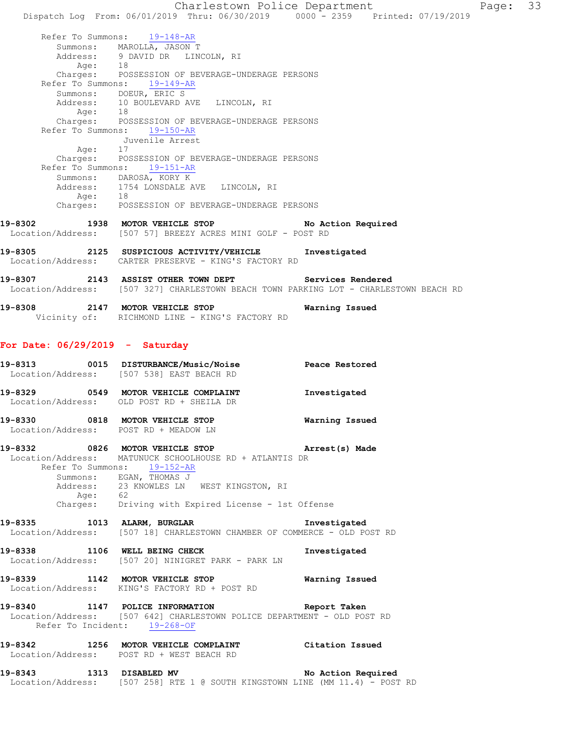Refer To Summons: 19-148-AR
Summons: MAROLLA, JASON T
Address: 9 DAVID DR LINCOLN, RI
Age: 18
Charges: POSSESSION OF BEVERAGE-UNDERAGE PERSONS

Refer To Summons: 19-149-AR
Summons: DOEUR, ERIC S
Address: 10 BOULEVARD AVE LINCOLN, RI
Age: 18
Charges: POSSESSION OF BEVERAGE-UNDERAGE PERSONS

Refer To Summons: 19-150-AR
Juvenile Arrest
Age: 17
Charges: POSSESSION OF BEVERAGE-UNDERAGE PERSONS

Refer To Summons: 19-151-AR
Summons: DAROSA, KORY K
Address: 1754 LONSDALE AVE LINCOLN, RI
Age: 18
Charges: POSSESSION OF BEVERAGE-UNDERAGE PERSONS

**19-8302 1938 MOTOR VEHICLE STOP — No Action Required**
Location/Address: [507 57] BREEZY ACRES MINI GOLF - POST RD

**19-8305 2125 SUSPICIOUS ACTIVITY/VEHICLE — Investigated**
Location/Address: CARTER PRESERVE - KING'S FACTORY RD

**19-8307 2143 ASSIST OTHER TOWN DEPT — Services Rendered**
Location/Address: [507 327] CHARLESTOWN BEACH TOWN PARKING LOT - CHARLESTOWN BEACH RD

**19-8308 2147 MOTOR VEHICLE STOP — Warning Issued**
Vicinity of: RICHMOND LINE - KING'S FACTORY RD

## For Date: 06/29/2019 - Saturday

**19-8313 0015 DISTURBANCE/Music/Noise — Peace Restored**
Location/Address: [507 538] EAST BEACH RD

**19-8329 0549 MOTOR VEHICLE COMPLAINT — Investigated**
Location/Address: OLD POST RD + SHEILA DR

**19-8330 0818 MOTOR VEHICLE STOP — Warning Issued**
Location/Address: POST RD + MEADOW LN

**19-8332 0826 MOTOR VEHICLE STOP — Arrest(s) Made**
Location/Address: MATUNUCK SCHOOLHOUSE RD + ATLANTIS DR
Refer To Summons: 19-152-AR
Summons: EGAN, THOMAS J
Address: 23 KNOWLES LN WEST KINGSTON, RI
Age: 62
Charges: Driving with Expired License - 1st Offense

**19-8335 1013 ALARM, BURGLAR — Investigated**
Location/Address: [507 18] CHARLESTOWN CHAMBER OF COMMERCE - OLD POST RD

**19-8338 1106 WELL BEING CHECK — Investigated**
Location/Address: [507 20] NINIGRET PARK - PARK LN

**19-8339 1142 MOTOR VEHICLE STOP — Warning Issued**
Location/Address: KING'S FACTORY RD + POST RD

**19-8340 1147 POLICE INFORMATION — Report Taken**
Location/Address: [507 642] CHARLESTOWN POLICE DEPARTMENT - OLD POST RD
Refer To Incident: 19-268-OF

**19-8342 1256 MOTOR VEHICLE COMPLAINT — Citation Issued**
Location/Address: POST RD + WEST BEACH RD

**19-8343 1313 DISABLED MV — No Action Required**
Location/Address: [507 258] RTE 1 @ SOUTH KINGSTOWN LINE (MM 11.4) - POST RD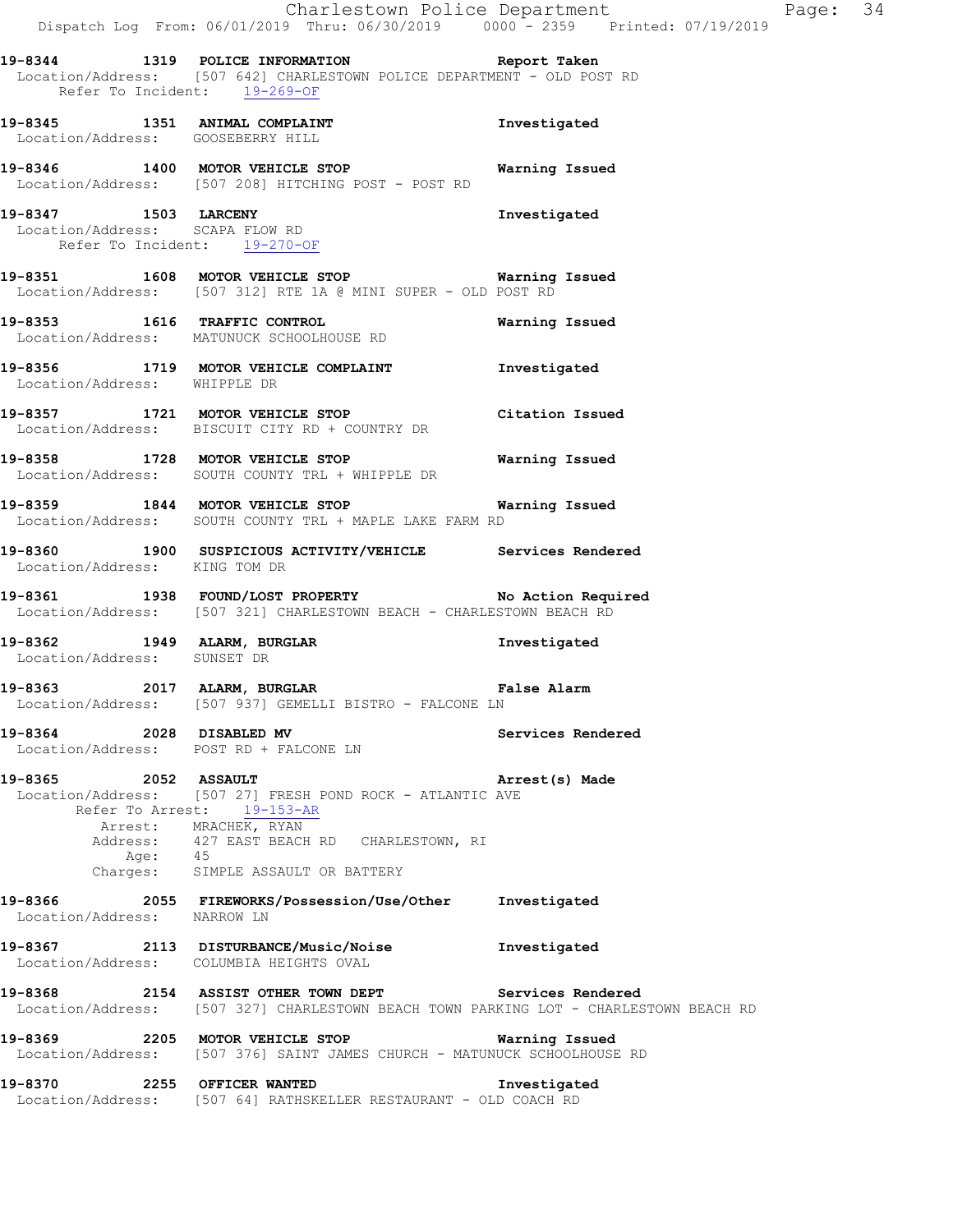**19-8344 1319 POLICE INFORMATION Report Taken**
Location/Address: [507 642] CHARLESTOWN POLICE DEPARTMENT - OLD POST RD
Refer To Incident: 19-269-OF

**19-8345 1351 ANIMAL COMPLAINT Investigated**
Location/Address: GOOSEBERRY HILL

**19-8346 1400 MOTOR VEHICLE STOP Warning Issued**
Location/Address: [507 208] HITCHING POST - POST RD

**19-8347 1503 LARCENY Investigated**
Location/Address: SCAPA FLOW RD
Refer To Incident: 19-270-OF

**19-8351 1608 MOTOR VEHICLE STOP Warning Issued**
Location/Address: [507 312] RTE 1A @ MINI SUPER - OLD POST RD

**19-8353 1616 TRAFFIC CONTROL Warning Issued**
Location/Address: MATUNUCK SCHOOLHOUSE RD

**19-8356 1719 MOTOR VEHICLE COMPLAINT Investigated**
Location/Address: WHIPPLE DR

**19-8357 1721 MOTOR VEHICLE STOP Citation Issued**
Location/Address: BISCUIT CITY RD + COUNTRY DR

**19-8358 1728 MOTOR VEHICLE STOP Warning Issued**
Location/Address: SOUTH COUNTY TRL + WHIPPLE DR

**19-8359 1844 MOTOR VEHICLE STOP Warning Issued**
Location/Address: SOUTH COUNTY TRL + MAPLE LAKE FARM RD

**19-8360 1900 SUSPICIOUS ACTIVITY/VEHICLE Services Rendered**
Location/Address: KING TOM DR

**19-8361 1938 FOUND/LOST PROPERTY No Action Required**
Location/Address: [507 321] CHARLESTOWN BEACH - CHARLESTOWN BEACH RD

**19-8362 1949 ALARM, BURGLAR Investigated**
Location/Address: SUNSET DR

**19-8363 2017 ALARM, BURGLAR False Alarm**
Location/Address: [507 937] GEMELLI BISTRO - FALCONE LN

**19-8364 2028 DISABLED MV Services Rendered**
Location/Address: POST RD + FALCONE LN

**19-8365 2052 ASSAULT Arrest(s) Made**
Location/Address: [507 27] FRESH POND ROCK - ATLANTIC AVE
Refer To Arrest: 19-153-AR
Arrest: MRACHEK, RYAN
Address: 427 EAST BEACH RD CHARLESTOWN, RI
Age: 45
Charges: SIMPLE ASSAULT OR BATTERY

**19-8366 2055 FIREWORKS/Possession/Use/Other Investigated**
Location/Address: NARROW LN

**19-8367 2113 DISTURBANCE/Music/Noise Investigated**
Location/Address: COLUMBIA HEIGHTS OVAL

**19-8368 2154 ASSIST OTHER TOWN DEPT Services Rendered**
Location/Address: [507 327] CHARLESTOWN BEACH TOWN PARKING LOT - CHARLESTOWN BEACH RD

**19-8369 2205 MOTOR VEHICLE STOP Warning Issued**
Location/Address: [507 376] SAINT JAMES CHURCH - MATUNUCK SCHOOLHOUSE RD

**19-8370 2255 OFFICER WANTED Investigated**
Location/Address: [507 64] RATHSKELLER RESTAURANT - OLD COACH RD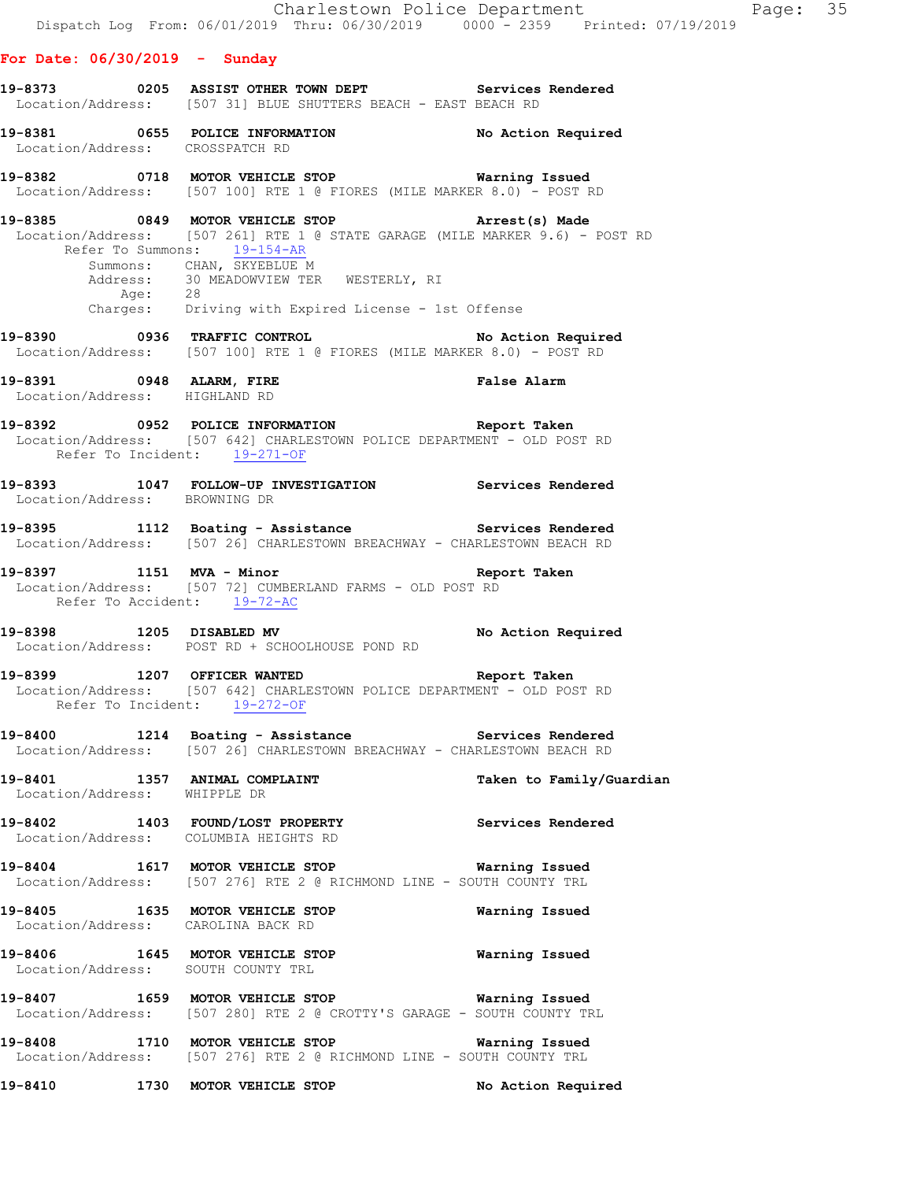**For Date: 06/30/2019 - Sunday**

**19-8373** 0205 **ASSIST OTHER TOWN DEPT** Services Rendered
Location/Address: [507 31] BLUE SHUTTERS BEACH - EAST BEACH RD

**19-8381** 0655 **POLICE INFORMATION** No Action Required
Location/Address: CROSSPATCH RD

**19-8382** 0718 **MOTOR VEHICLE STOP** Warning Issued
Location/Address: [507 100] RTE 1 @ FIORES (MILE MARKER 8.0) - POST RD

**19-8385** 0849 **MOTOR VEHICLE STOP** Arrest(s) Made
Location/Address: [507 261] RTE 1 @ STATE GARAGE (MILE MARKER 9.6) - POST RD
Refer To Summons: 19-154-AR
Summons: CHAN, SKYEBLUE M
Address: 30 MEADOWVIEW TER WESTERLY, RI
Age: 28
Charges: Driving with Expired License - 1st Offense

**19-8390** 0936 **TRAFFIC CONTROL** No Action Required
Location/Address: [507 100] RTE 1 @ FIORES (MILE MARKER 8.0) - POST RD

**19-8391** 0948 **ALARM, FIRE** False Alarm
Location/Address: HIGHLAND RD

**19-8392** 0952 **POLICE INFORMATION** Report Taken
Location/Address: [507 642] CHARLESTOWN POLICE DEPARTMENT - OLD POST RD
Refer To Incident: 19-271-OF

**19-8393** 1047 **FOLLOW-UP INVESTIGATION** Services Rendered
Location/Address: BROWNING DR

**19-8395** 1112 **Boating - Assistance** Services Rendered
Location/Address: [507 26] CHARLESTOWN BREACHWAY - CHARLESTOWN BEACH RD

**19-8397** 1151 **MVA - Minor** Report Taken
Location/Address: [507 72] CUMBERLAND FARMS - OLD POST RD
Refer To Accident: 19-72-AC

**19-8398** 1205 **DISABLED MV** No Action Required
Location/Address: POST RD + SCHOOLHOUSE POND RD

**19-8399** 1207 **OFFICER WANTED** Report Taken
Location/Address: [507 642] CHARLESTOWN POLICE DEPARTMENT - OLD POST RD
Refer To Incident: 19-272-OF

**19-8400** 1214 **Boating - Assistance** Services Rendered
Location/Address: [507 26] CHARLESTOWN BREACHWAY - CHARLESTOWN BEACH RD

**19-8401** 1357 **ANIMAL COMPLAINT** Taken to Family/Guardian
Location/Address: WHIPPLE DR

**19-8402** 1403 **FOUND/LOST PROPERTY** Services Rendered
Location/Address: COLUMBIA HEIGHTS RD

**19-8404** 1617 **MOTOR VEHICLE STOP** Warning Issued
Location/Address: [507 276] RTE 2 @ RICHMOND LINE - SOUTH COUNTY TRL

**19-8405** 1635 **MOTOR VEHICLE STOP** Warning Issued
Location/Address: CAROLINA BACK RD

**19-8406** 1645 **MOTOR VEHICLE STOP** Warning Issued
Location/Address: SOUTH COUNTY TRL

**19-8407** 1659 **MOTOR VEHICLE STOP** Warning Issued
Location/Address: [507 280] RTE 2 @ CROTTY'S GARAGE - SOUTH COUNTY TRL

**19-8408** 1710 **MOTOR VEHICLE STOP** Warning Issued
Location/Address: [507 276] RTE 2 @ RICHMOND LINE - SOUTH COUNTY TRL

**19-8410** 1730 **MOTOR VEHICLE STOP** No Action Required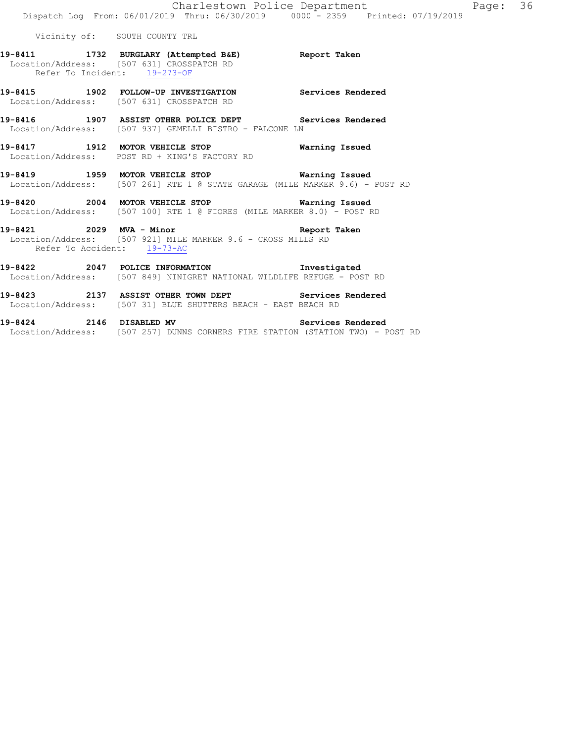Vicinity of: SOUTH COUNTY TRL

**19-8411 1732 BURGLARY (Attempted B&E) Report Taken**
Location/Address: [507 631] CROSSPATCH RD
Refer To Incident: 19-273-OF

**19-8415 1902 FOLLOW-UP INVESTIGATION Services Rendered**
Location/Address: [507 631] CROSSPATCH RD

**19-8416 1907 ASSIST OTHER POLICE DEPT Services Rendered**
Location/Address: [507 937] GEMELLI BISTRO - FALCONE LN

**19-8417 1912 MOTOR VEHICLE STOP Warning Issued**
Location/Address: POST RD + KING'S FACTORY RD

**19-8419 1959 MOTOR VEHICLE STOP Warning Issued**
Location/Address: [507 261] RTE 1 @ STATE GARAGE (MILE MARKER 9.6) - POST RD

**19-8420 2004 MOTOR VEHICLE STOP Warning Issued**
Location/Address: [507 100] RTE 1 @ FIORES (MILE MARKER 8.0) - POST RD

**19-8421 2029 MVA - Minor Report Taken**
Location/Address: [507 921] MILE MARKER 9.6 - CROSS MILLS RD
Refer To Accident: 19-73-AC

**19-8422 2047 POLICE INFORMATION Investigated**
Location/Address: [507 849] NINIGRET NATIONAL WILDLIFE REFUGE - POST RD

**19-8423 2137 ASSIST OTHER TOWN DEPT Services Rendered**
Location/Address: [507 31] BLUE SHUTTERS BEACH - EAST BEACH RD

**19-8424 2146 DISABLED MV Services Rendered**
Location/Address: [507 257] DUNNS CORNERS FIRE STATION (STATION TWO) - POST RD